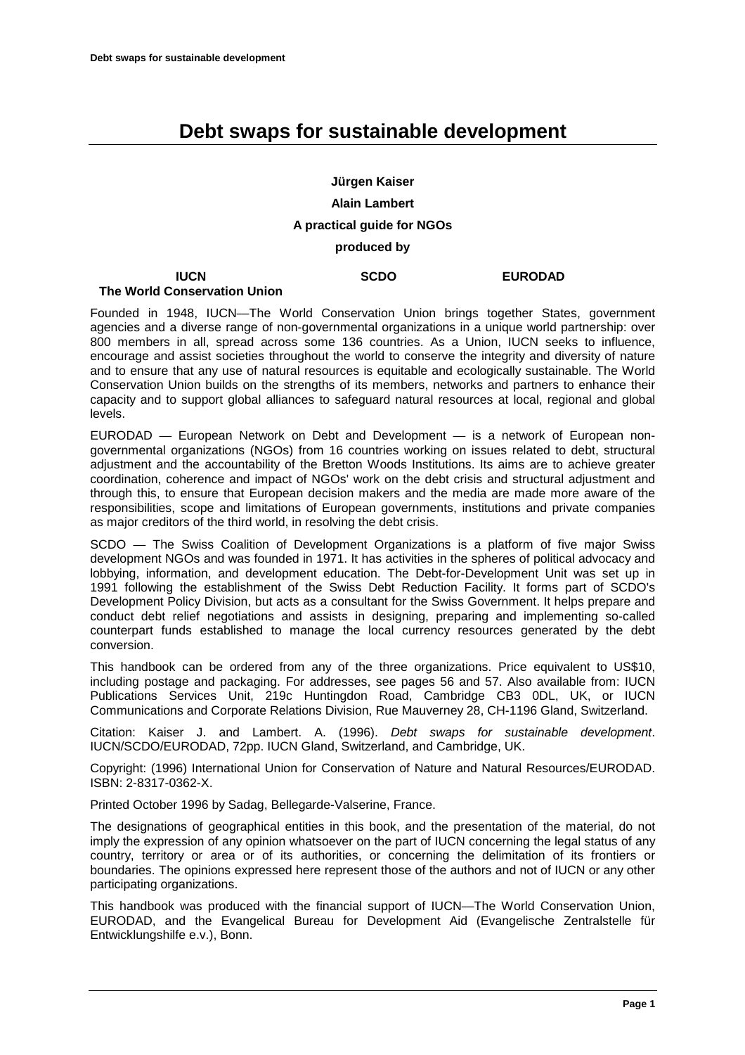# Debt swaps for sustainable development

**Jürgen Kaiser**

**Alain Lambert**

**A practical guide for NGOs**

**produced by**

**IUCN**
**The World Conservation Union**

**SCDO**

**EURODAD**

Founded in 1948, IUCN—The World Conservation Union brings together States, government agencies and a diverse range of non-governmental organizations in a unique world partnership: over 800 members in all, spread across some 136 countries. As a Union, IUCN seeks to influence, encourage and assist societies throughout the world to conserve the integrity and diversity of nature and to ensure that any use of natural resources is equitable and ecologically sustainable. The World Conservation Union builds on the strengths of its members, networks and partners to enhance their capacity and to support global alliances to safeguard natural resources at local, regional and global levels.

EURODAD — European Network on Debt and Development — is a network of European non-governmental organizations (NGOs) from 16 countries working on issues related to debt, structural adjustment and the accountability of the Bretton Woods Institutions. Its aims are to achieve greater coordination, coherence and impact of NGOs' work on the debt crisis and structural adjustment and through this, to ensure that European decision makers and the media are made more aware of the responsibilities, scope and limitations of European governments, institutions and private companies as major creditors of the third world, in resolving the debt crisis.

SCDO — The Swiss Coalition of Development Organizations is a platform of five major Swiss development NGOs and was founded in 1971. It has activities in the spheres of political advocacy and lobbying, information, and development education. The Debt-for-Development Unit was set up in 1991 following the establishment of the Swiss Debt Reduction Facility. It forms part of SCDO's Development Policy Division, but acts as a consultant for the Swiss Government. It helps prepare and conduct debt relief negotiations and assists in designing, preparing and implementing so-called counterpart funds established to manage the local currency resources generated by the debt conversion.

This handbook can be ordered from any of the three organizations. Price equivalent to US$10, including postage and packaging. For addresses, see pages 56 and 57. Also available from: IUCN Publications Services Unit, 219c Huntingdon Road, Cambridge CB3 0DL, UK, or IUCN Communications and Corporate Relations Division, Rue Mauverney 28, CH-1196 Gland, Switzerland.

Citation: Kaiser J. and Lambert. A. (1996). *Debt swaps for sustainable development*. IUCN/SCDO/EURODAD, 72pp. IUCN Gland, Switzerland, and Cambridge, UK.

Copyright: (1996) International Union for Conservation of Nature and Natural Resources/EURODAD. ISBN: 2-8317-0362-X.

Printed October 1996 by Sadag, Bellegarde-Valserine, France.

The designations of geographical entities in this book, and the presentation of the material, do not imply the expression of any opinion whatsoever on the part of IUCN concerning the legal status of any country, territory or area or of its authorities, or concerning the delimitation of its frontiers or boundaries. The opinions expressed here represent those of the authors and not of IUCN or any other participating organizations.

This handbook was produced with the financial support of IUCN—The World Conservation Union, EURODAD, and the Evangelical Bureau for Development Aid (Evangelische Zentralstelle für Entwicklungshilfe e.v.), Bonn.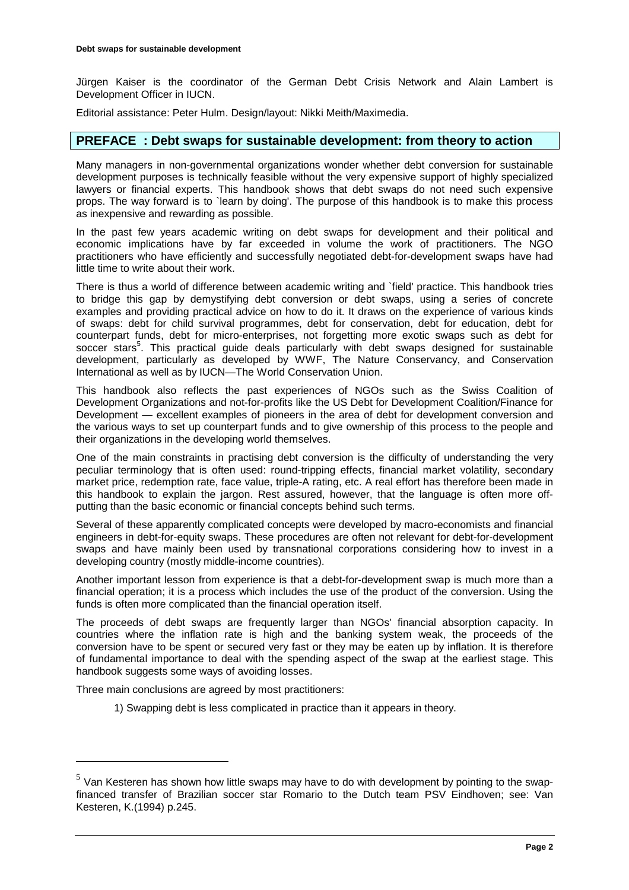Jürgen Kaiser is the coordinator of the German Debt Crisis Network and Alain Lambert is Development Officer in IUCN.

Editorial assistance: Peter Hulm. Design/layout: Nikki Meith/Maximedia.

## PREFACE : Debt swaps for sustainable development: from theory to action

Many managers in non-governmental organizations wonder whether debt conversion for sustainable development purposes is technically feasible without the very expensive support of highly specialized lawyers or financial experts. This handbook shows that debt swaps do not need such expensive props. The way forward is to `learn by doing'. The purpose of this handbook is to make this process as inexpensive and rewarding as possible.

In the past few years academic writing on debt swaps for development and their political and economic implications have by far exceeded in volume the work of practitioners. The NGO practitioners who have efficiently and successfully negotiated debt-for-development swaps have had little time to write about their work.

There is thus a world of difference between academic writing and `field' practice. This handbook tries to bridge this gap by demystifying debt conversion or debt swaps, using a series of concrete examples and providing practical advice on how to do it. It draws on the experience of various kinds of swaps: debt for child survival programmes, debt for conservation, debt for education, debt for counterpart funds, debt for micro-enterprises, not forgetting more exotic swaps such as debt for soccer stars[5]. This practical guide deals particularly with debt swaps designed for sustainable development, particularly as developed by WWF, The Nature Conservancy, and Conservation International as well as by IUCN—The World Conservation Union.

This handbook also reflects the past experiences of NGOs such as the Swiss Coalition of Development Organizations and not-for-profits like the US Debt for Development Coalition/Finance for Development — excellent examples of pioneers in the area of debt for development conversion and the various ways to set up counterpart funds and to give ownership of this process to the people and their organizations in the developing world themselves.

One of the main constraints in practising debt conversion is the difficulty of understanding the very peculiar terminology that is often used: round-tripping effects, financial market volatility, secondary market price, redemption rate, face value, triple-A rating, etc. A real effort has therefore been made in this handbook to explain the jargon. Rest assured, however, that the language is often more off-putting than the basic economic or financial concepts behind such terms.

Several of these apparently complicated concepts were developed by macro-economists and financial engineers in debt-for-equity swaps. These procedures are often not relevant for debt-for-development swaps and have mainly been used by transnational corporations considering how to invest in a developing country (mostly middle-income countries).

Another important lesson from experience is that a debt-for-development swap is much more than a financial operation; it is a process which includes the use of the product of the conversion. Using the funds is often more complicated than the financial operation itself.

The proceeds of debt swaps are frequently larger than NGOs' financial absorption capacity. In countries where the inflation rate is high and the banking system weak, the proceeds of the conversion have to be spent or secured very fast or they may be eaten up by inflation. It is therefore of fundamental importance to deal with the spending aspect of the swap at the earliest stage. This handbook suggests some ways of avoiding losses.

Three main conclusions are agreed by most practitioners:

1) Swapping debt is less complicated in practice than it appears in theory.

---

[5] Van Kesteren has shown how little swaps may have to do with development by pointing to the swap-financed transfer of Brazilian soccer star Romario to the Dutch team PSV Eindhoven; see: Van Kesteren, K.(1994) p.245.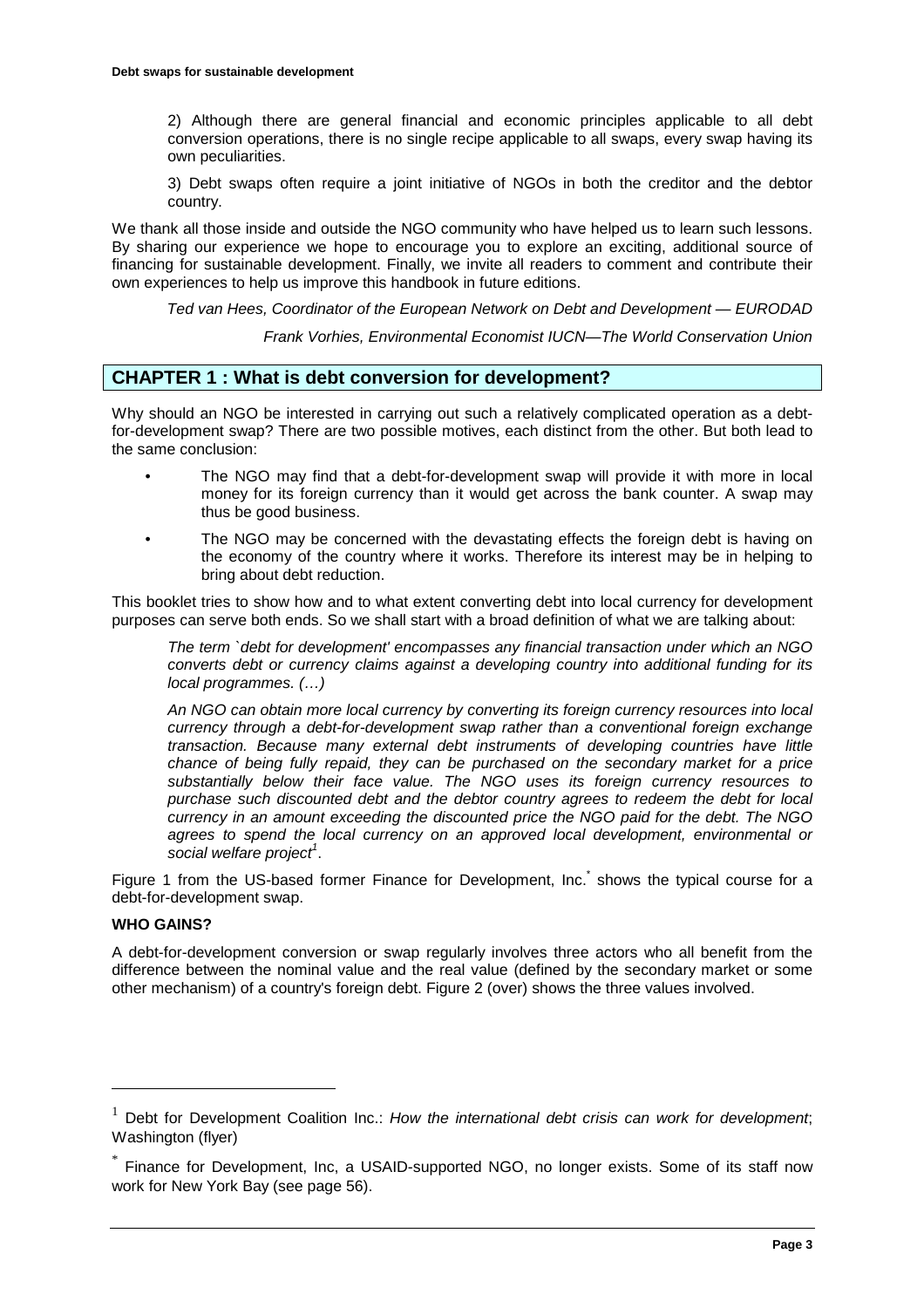2) Although there are general financial and economic principles applicable to all debt conversion operations, there is no single recipe applicable to all swaps, every swap having its own peculiarities.

3) Debt swaps often require a joint initiative of NGOs in both the creditor and the debtor country.

We thank all those inside and outside the NGO community who have helped us to learn such lessons. By sharing our experience we hope to encourage you to explore an exciting, additional source of financing for sustainable development. Finally, we invite all readers to comment and contribute their own experiences to help us improve this handbook in future editions.

*Ted van Hees, Coordinator of the European Network on Debt and Development — EURODAD*

*Frank Vorhies, Environmental Economist IUCN—The World Conservation Union*

## CHAPTER 1 : What is debt conversion for development?

Why should an NGO be interested in carrying out such a relatively complicated operation as a debt-for-development swap? There are two possible motives, each distinct from the other. But both lead to the same conclusion:

- The NGO may find that a debt-for-development swap will provide it with more in local money for its foreign currency than it would get across the bank counter. A swap may thus be good business.
- The NGO may be concerned with the devastating effects the foreign debt is having on the economy of the country where it works. Therefore its interest may be in helping to bring about debt reduction.

This booklet tries to show how and to what extent converting debt into local currency for development purposes can serve both ends. So we shall start with a broad definition of what we are talking about:

*The term `debt for development' encompasses any financial transaction under which an NGO converts debt or currency claims against a developing country into additional funding for its local programmes. (…)*

*An NGO can obtain more local currency by converting its foreign currency resources into local currency through a debt-for-development swap rather than a conventional foreign exchange transaction. Because many external debt instruments of developing countries have little chance of being fully repaid, they can be purchased on the secondary market for a price substantially below their face value. The NGO uses its foreign currency resources to purchase such discounted debt and the debtor country agrees to redeem the debt for local currency in an amount exceeding the discounted price the NGO paid for the debt. The NGO agrees to spend the local currency on an approved local development, environmental or social welfare project*[1].

Figure 1 from the US-based former Finance for Development, Inc.[*] shows the typical course for a debt-for-development swap.

**WHO GAINS?**

A debt-for-development conversion or swap regularly involves three actors who all benefit from the difference between the nominal value and the real value (defined by the secondary market or some other mechanism) of a country's foreign debt. Figure 2 (over) shows the three values involved.

---

[1] Debt for Development Coalition Inc.: *How the international debt crisis can work for development*; Washington (flyer)

[*] Finance for Development, Inc, a USAID-supported NGO, no longer exists. Some of its staff now work for New York Bay (see page 56).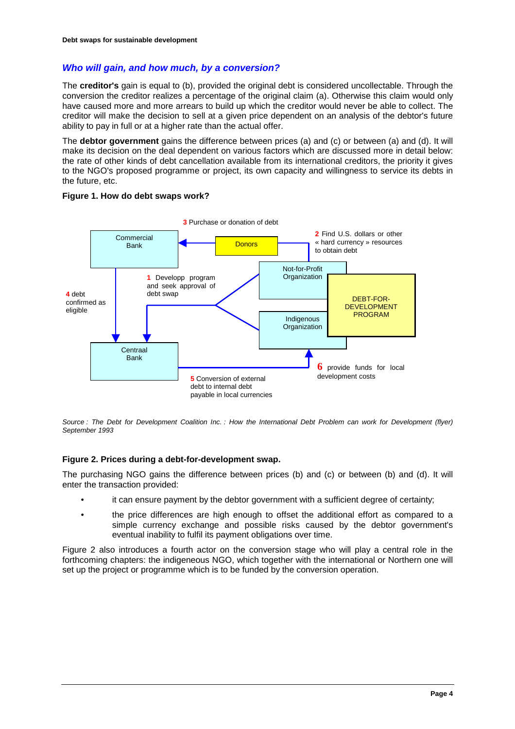### *Who will gain, and how much, by a conversion?*

The **creditor's** gain is equal to (b), provided the original debt is considered uncollectable. Through the conversion the creditor realizes a percentage of the original claim (a). Otherwise this claim would only have caused more and more arrears to build up which the creditor would never be able to collect. The creditor will make the decision to sell at a given price dependent on an analysis of the debtor's future ability to pay in full or at a higher rate than the actual offer.

The **debtor government** gains the difference between prices (a) and (c) or between (a) and (d). It will make its decision on the deal dependent on various factors which are discussed more in detail below: the rate of other kinds of debt cancellation available from its international creditors, the priority it gives to the NGO's proposed programme or project, its own capacity and willingness to service its debts in the future, etc.

**Figure 1. How do debt swaps work?**

3 Purchase or donation of debt

Commercial Bank

Donors

2 Find U.S. dollars or other « hard currency » resources to obtain debt

Not-for-Profit Organization

DEBT-FOR-DEVELOPMENT PROGRAM

1 Developp program and seek approval of debt swap

4 debt confirmed as eligible

Indigenous Organization

Centraal Bank

6 provide funds for local development costs

5 Conversion of external debt to internal debt payable in local currencies

*Source : The Debt for Development Coalition Inc. : How the International Debt Problem can work for Development (flyer) September 1993*

**Figure 2. Prices during a debt-for-development swap.**

The purchasing NGO gains the difference between prices (b) and (c) or between (b) and (d). It will enter the transaction provided:

- it can ensure payment by the debtor government with a sufficient degree of certainty;
- the price differences are high enough to offset the additional effort as compared to a simple currency exchange and possible risks caused by the debtor government's eventual inability to fulfil its payment obligations over time.

Figure 2 also introduces a fourth actor on the conversion stage who will play a central role in the forthcoming chapters: the indigeneous NGO, which together with the international or Northern one will set up the project or programme which is to be funded by the conversion operation.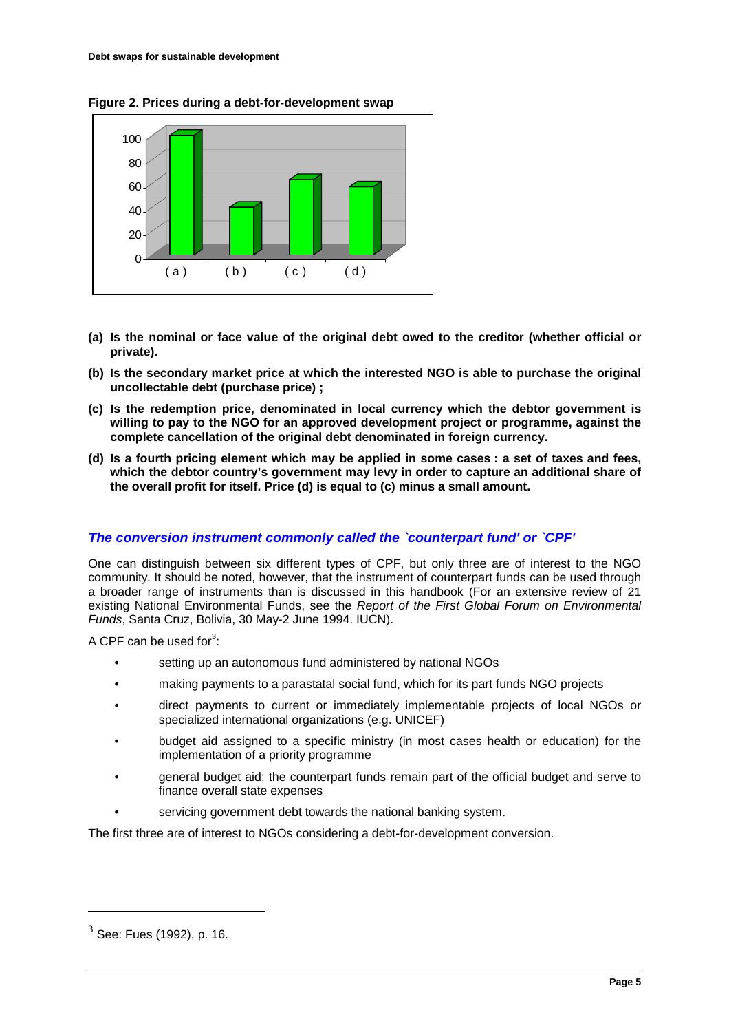**Figure 2. Prices during a debt-for-development swap**

- **(a) Is the nominal or face value of the original debt owed to the creditor (whether official or private).**
- **(b) Is the secondary market price at which the interested NGO is able to purchase the original uncollectable debt (purchase price) ;**
- **(c) Is the redemption price, denominated in local currency which the debtor government is willing to pay to the NGO for an approved development project or programme, against the complete cancellation of the original debt denominated in foreign currency.**
- **(d) Is a fourth pricing element which may be applied in some cases : a set of taxes and fees, which the debtor country's government may levy in order to capture an additional share of the overall profit for itself. Price (d) is equal to (c) minus a small amount.**

## *The conversion instrument commonly called the `counterpart fund' or `CPF'*

One can distinguish between six different types of CPF, but only three are of interest to the NGO community. It should be noted, however, that the instrument of counterpart funds can be used through a broader range of instruments than is discussed in this handbook (For an extensive review of 21 existing National Environmental Funds, see the *Report of the First Global Forum on Environmental Funds*, Santa Cruz, Bolivia, 30 May-2 June 1994. IUCN).

A CPF can be used for[3]:

- setting up an autonomous fund administered by national NGOs
- making payments to a parastatal social fund, which for its part funds NGO projects
- direct payments to current or immediately implementable projects of local NGOs or specialized international organizations (e.g. UNICEF)
- budget aid assigned to a specific ministry (in most cases health or education) for the implementation of a priority programme
- general budget aid; the counterpart funds remain part of the official budget and serve to finance overall state expenses
- servicing government debt towards the national banking system.

The first three are of interest to NGOs considering a debt-for-development conversion.

[3] See: Fues (1992), p. 16.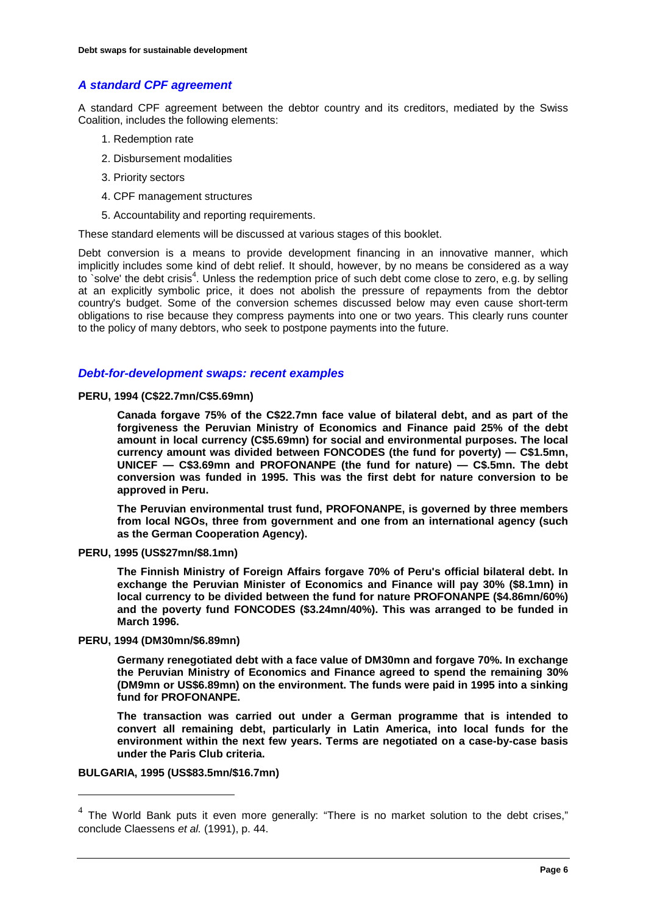## *A standard CPF agreement*

A standard CPF agreement between the debtor country and its creditors, mediated by the Swiss Coalition, includes the following elements:

1. Redemption rate
2. Disbursement modalities
3. Priority sectors
4. CPF management structures
5. Accountability and reporting requirements.

These standard elements will be discussed at various stages of this booklet.

Debt conversion is a means to provide development financing in an innovative manner, which implicitly includes some kind of debt relief. It should, however, by no means be considered as a way to `solve' the debt crisis[4]. Unless the redemption price of such debt come close to zero, e.g. by selling at an explicitly symbolic price, it does not abolish the pressure of repayments from the debtor country's budget. Some of the conversion schemes discussed below may even cause short-term obligations to rise because they compress payments into one or two years. This clearly runs counter to the policy of many debtors, who seek to postpone payments into the future.

## *Debt-for-development swaps: recent examples*

**PERU, 1994 (C$22.7mn/C$5.69mn)**

**Canada forgave 75% of the C$22.7mn face value of bilateral debt, and as part of the forgiveness the Peruvian Ministry of Economics and Finance paid 25% of the debt amount in local currency (C$5.69mn) for social and environmental purposes. The local currency amount was divided between FONCODES (the fund for poverty) — C$1.5mn, UNICEF — C$3.69mn and PROFONANPE (the fund for nature) — C$.5mn. The debt conversion was funded in 1995. This was the first debt for nature conversion to be approved in Peru.**

**The Peruvian environmental trust fund, PROFONANPE, is governed by three members from local NGOs, three from government and one from an international agency (such as the German Cooperation Agency).**

**PERU, 1995 (US$27mn/$8.1mn)**

**The Finnish Ministry of Foreign Affairs forgave 70% of Peru's official bilateral debt. In exchange the Peruvian Minister of Economics and Finance will pay 30% ($8.1mn) in local currency to be divided between the fund for nature PROFONANPE ($4.86mn/60%) and the poverty fund FONCODES ($3.24mn/40%). This was arranged to be funded in March 1996.**

**PERU, 1994 (DM30mn/$6.89mn)**

**Germany renegotiated debt with a face value of DM30mn and forgave 70%. In exchange the Peruvian Ministry of Economics and Finance agreed to spend the remaining 30% (DM9mn or US$6.89mn) on the environment. The funds were paid in 1995 into a sinking fund for PROFONANPE.**

**The transaction was carried out under a German programme that is intended to convert all remaining debt, particularly in Latin America, into local funds for the environment within the next few years. Terms are negotiated on a case-by-case basis under the Paris Club criteria.**

**BULGARIA, 1995 (US$83.5mn/$16.7mn)**

---

[4] The World Bank puts it even more generally: "There is no market solution to the debt crises," conclude Claessens *et al.* (1991), p. 44.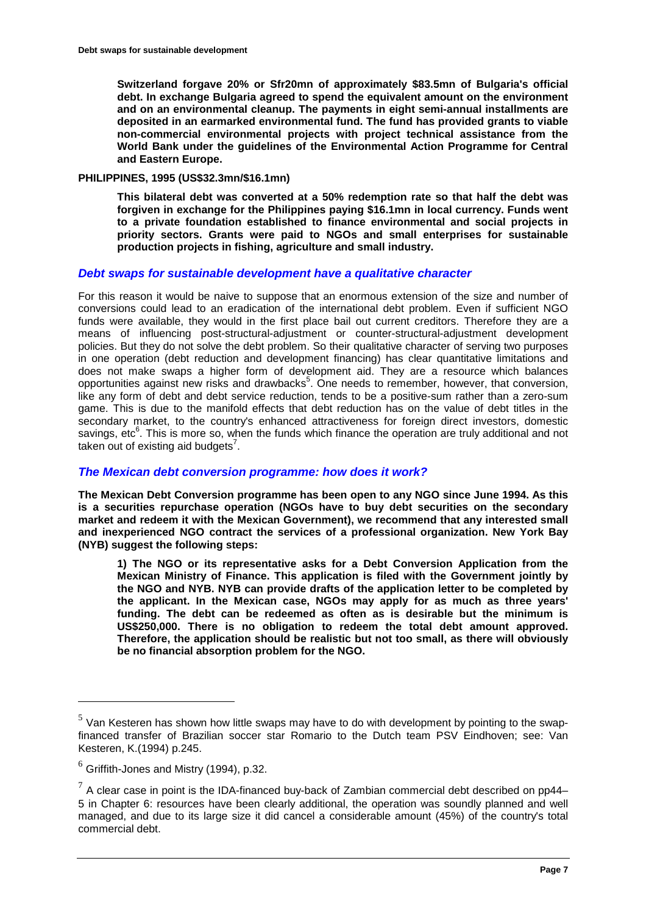**Switzerland forgave 20% or Sfr20mn of approximately \$83.5mn of Bulgaria's official debt. In exchange Bulgaria agreed to spend the equivalent amount on the environment and on an environmental cleanup. The payments in eight semi-annual installments are deposited in an earmarked environmental fund. The fund has provided grants to viable non-commercial environmental projects with project technical assistance from the World Bank under the guidelines of the Environmental Action Programme for Central and Eastern Europe.**

**PHILIPPINES, 1995 (US\$32.3mn/\$16.1mn)**

**This bilateral debt was converted at a 50% redemption rate so that half the debt was forgiven in exchange for the Philippines paying \$16.1mn in local currency. Funds went to a private foundation established to finance environmental and social projects in priority sectors. Grants were paid to NGOs and small enterprises for sustainable production projects in fishing, agriculture and small industry.**

### *Debt swaps for sustainable development have a qualitative character*

For this reason it would be naive to suppose that an enormous extension of the size and number of conversions could lead to an eradication of the international debt problem. Even if sufficient NGO funds were available, they would in the first place bail out current creditors. Therefore they are a means of influencing post-structural-adjustment or counter-structural-adjustment development policies. But they do not solve the debt problem. So their qualitative character of serving two purposes in one operation (debt reduction and development financing) has clear quantitative limitations and does not make swaps a higher form of development aid. They are a resource which balances opportunities against new risks and drawbacks[5]. One needs to remember, however, that conversion, like any form of debt and debt service reduction, tends to be a positive-sum rather than a zero-sum game. This is due to the manifold effects that debt reduction has on the value of debt titles in the secondary market, to the country's enhanced attractiveness for foreign direct investors, domestic savings, etc[6]. This is more so, when the funds which finance the operation are truly additional and not taken out of existing aid budgets[7].

### *The Mexican debt conversion programme: how does it work?*

**The Mexican Debt Conversion programme has been open to any NGO since June 1994. As this is a securities repurchase operation (NGOs have to buy debt securities on the secondary market and redeem it with the Mexican Government), we recommend that any interested small and inexperienced NGO contract the services of a professional organization. New York Bay (NYB) suggest the following steps:**

**1) The NGO or its representative asks for a Debt Conversion Application from the Mexican Ministry of Finance. This application is filed with the Government jointly by the NGO and NYB. NYB can provide drafts of the application letter to be completed by the applicant. In the Mexican case, NGOs may apply for as much as three years' funding. The debt can be redeemed as often as is desirable but the minimum is US\$250,000. There is no obligation to redeem the total debt amount approved. Therefore, the application should be realistic but not too small, as there will obviously be no financial absorption problem for the NGO.**

---

[5] Van Kesteren has shown how little swaps may have to do with development by pointing to the swap-financed transfer of Brazilian soccer star Romario to the Dutch team PSV Eindhoven; see: Van Kesteren, K.(1994) p.245.

[6] Griffith-Jones and Mistry (1994), p.32.

[7] A clear case in point is the IDA-financed buy-back of Zambian commercial debt described on pp44–5 in Chapter 6: resources have been clearly additional, the operation was soundly planned and well managed, and due to its large size it did cancel a considerable amount (45%) of the country's total commercial debt.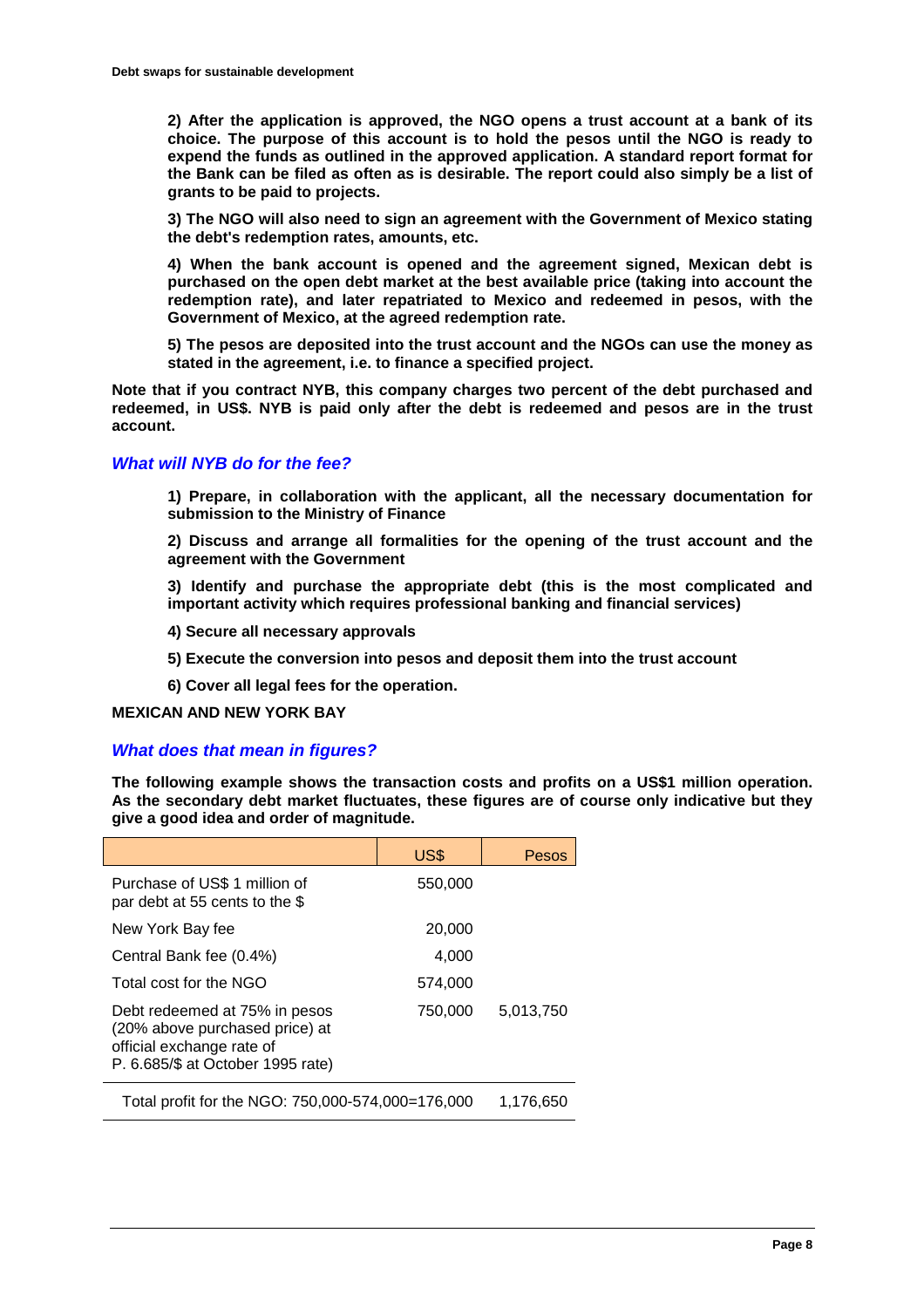**2) After the application is approved, the NGO opens a trust account at a bank of its choice. The purpose of this account is to hold the pesos until the NGO is ready to expend the funds as outlined in the approved application. A standard report format for the Bank can be filed as often as is desirable. The report could also simply be a list of grants to be paid to projects.**

**3) The NGO will also need to sign an agreement with the Government of Mexico stating the debt's redemption rates, amounts, etc.**

**4) When the bank account is opened and the agreement signed, Mexican debt is purchased on the open debt market at the best available price (taking into account the redemption rate), and later repatriated to Mexico and redeemed in pesos, with the Government of Mexico, at the agreed redemption rate.**

**5) The pesos are deposited into the trust account and the NGOs can use the money as stated in the agreement, i.e. to finance a specified project.**

**Note that if you contract NYB, this company charges two percent of the debt purchased and redeemed, in US$. NYB is paid only after the debt is redeemed and pesos are in the trust account.**

### *What will NYB do for the fee?*

**1) Prepare, in collaboration with the applicant, all the necessary documentation for submission to the Ministry of Finance**

**2) Discuss and arrange all formalities for the opening of the trust account and the agreement with the Government**

**3) Identify and purchase the appropriate debt (this is the most complicated and important activity which requires professional banking and financial services)**

**4) Secure all necessary approvals**

**5) Execute the conversion into pesos and deposit them into the trust account**

**6) Cover all legal fees for the operation.**

**MEXICAN AND NEW YORK BAY**

### *What does that mean in figures?*

**The following example shows the transaction costs and profits on a US$1 million operation. As the secondary debt market fluctuates, these figures are of course only indicative but they give a good idea and order of magnitude.**

| | US$ | Pesos |
|---|---|---|
| Purchase of US$ 1 million of par debt at 55 cents to the $ | 550,000 | |
| New York Bay fee | 20,000 | |
| Central Bank fee (0.4%) | 4,000 | |
| Total cost for the NGO | 574,000 | |
| Debt redeemed at 75% in pesos (20% above purchased price) at official exchange rate of P. 6.685/$ at October 1995 rate) | 750,000 | 5,013,750 |
| Total profit for the NGO: 750,000-574,000=176,000 | | 1,176,650 |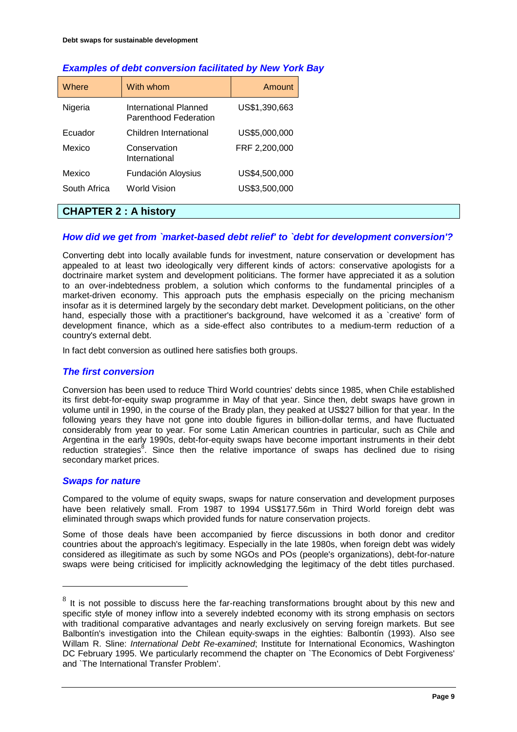### *Examples of debt conversion facilitated by New York Bay*

| Where | With whom | Amount |
|---|---|---|
| Nigeria | International Planned Parenthood Federation | US$1,390,663 |
| Ecuador | Children International | US$5,000,000 |
| Mexico | Conservation International | FRF 2,200,000 |
| Mexico | Fundación Aloysius | US$4,500,000 |
| South Africa | World Vision | US$3,500,000 |

## CHAPTER 2 : A history

### *How did we get from `market-based debt relief' to `debt for development conversion'?*

Converting debt into locally available funds for investment, nature conservation or development has appealed to at least two ideologically very different kinds of actors: conservative apologists for a doctrinaire market system and development politicians. The former have appreciated it as a solution to an over-indebtedness problem, a solution which conforms to the fundamental principles of a market-driven economy. This approach puts the emphasis especially on the pricing mechanism insofar as it is determined largely by the secondary debt market. Development politicians, on the other hand, especially those with a practitioner's background, have welcomed it as a `creative' form of development finance, which as a side-effect also contributes to a medium-term reduction of a country's external debt.

In fact debt conversion as outlined here satisfies both groups.

### *The first conversion*

Conversion has been used to reduce Third World countries' debts since 1985, when Chile established its first debt-for-equity swap programme in May of that year. Since then, debt swaps have grown in volume until in 1990, in the course of the Brady plan, they peaked at US$27 billion for that year. In the following years they have not gone into double figures in billion-dollar terms, and have fluctuated considerably from year to year. For some Latin American countries in particular, such as Chile and Argentina in the early 1990s, debt-for-equity swaps have become important instruments in their debt reduction strategies[8]. Since then the relative importance of swaps has declined due to rising secondary market prices.

### *Swaps for nature*

Compared to the volume of equity swaps, swaps for nature conservation and development purposes have been relatively small. From 1987 to 1994 US$177.56m in Third World foreign debt was eliminated through swaps which provided funds for nature conservation projects.

Some of those deals have been accompanied by fierce discussions in both donor and creditor countries about the approach's legitimacy. Especially in the late 1980s, when foreign debt was widely considered as illegitimate as such by some NGOs and POs (people's organizations), debt-for-nature swaps were being criticised for implicitly acknowledging the legitimacy of the debt titles purchased.

---

[8] It is not possible to discuss here the far-reaching transformations brought about by this new and specific style of money inflow into a severely indebted economy with its strong emphasis on sectors with traditional comparative advantages and nearly exclusively on serving foreign markets. But see Balbontín's investigation into the Chilean equity-swaps in the eighties: Balbontín (1993). Also see Willam R. Sline: *International Debt Re-examined*; Institute for International Economics, Washington DC February 1995. We particularly recommend the chapter on `The Economics of Debt Forgiveness' and `The International Transfer Problem'.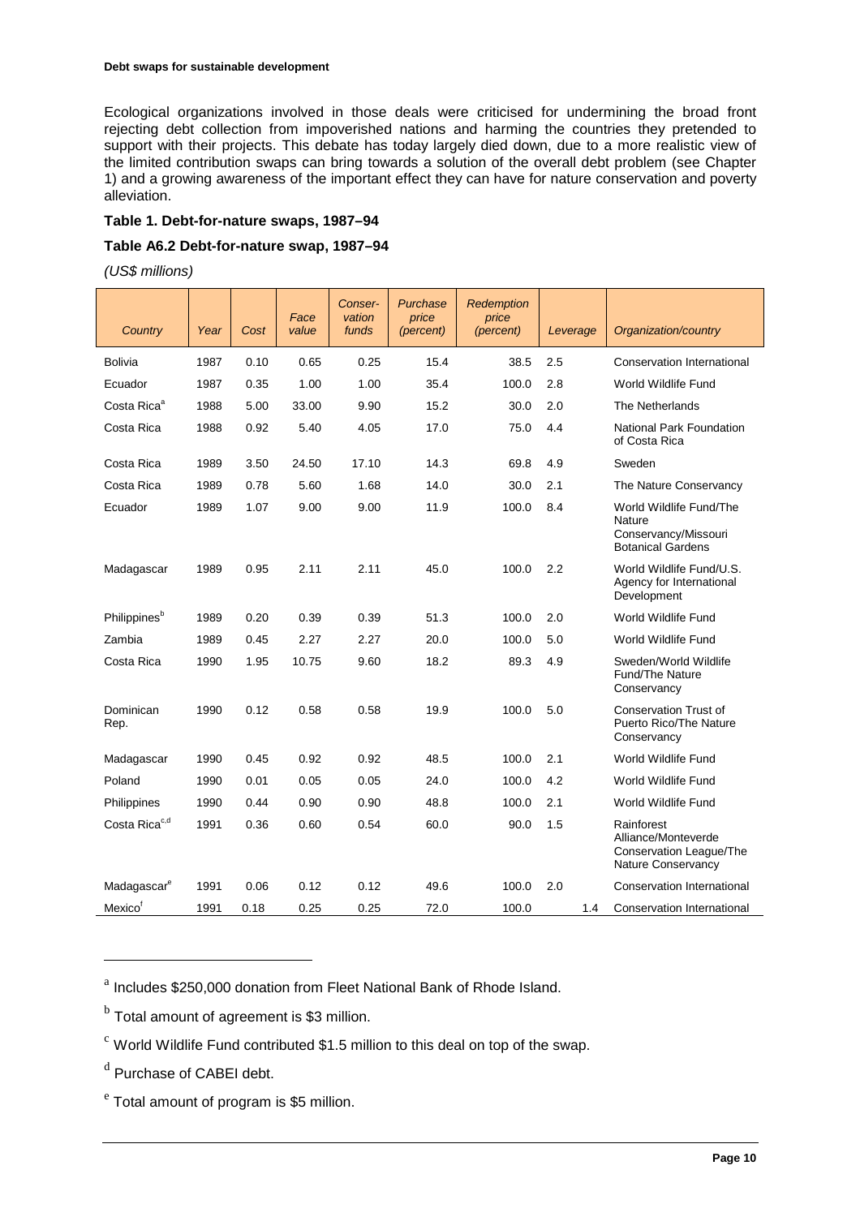Ecological organizations involved in those deals were criticised for undermining the broad front rejecting debt collection from impoverished nations and harming the countries they pretended to support with their projects. This debate has today largely died down, due to a more realistic view of the limited contribution swaps can bring towards a solution of the overall debt problem (see Chapter 1) and a growing awareness of the important effect they can have for nature conservation and poverty alleviation.

**Table 1. Debt-for-nature swaps, 1987–94**

**Table A6.2 Debt-for-nature swap, 1987–94**

*(US$ millions)*

| *Country* | *Year* | *Cost* | *Face value* | *Conser-vation funds* | *Purchase price (percent)* | *Redemption price (percent)* | *Leverage* | *Organization/country* |
|---|---|---|---|---|---|---|---|---|
| Bolivia | 1987 | 0.10 | 0.65 | 0.25 | 15.4 | 38.5 | 2.5 | Conservation International |
| Ecuador | 1987 | 0.35 | 1.00 | 1.00 | 35.4 | 100.0 | 2.8 | World Wildlife Fund |
| Costa Rica[a] | 1988 | 5.00 | 33.00 | 9.90 | 15.2 | 30.0 | 2.0 | The Netherlands |
| Costa Rica | 1988 | 0.92 | 5.40 | 4.05 | 17.0 | 75.0 | 4.4 | National Park Foundation of Costa Rica |
| Costa Rica | 1989 | 3.50 | 24.50 | 17.10 | 14.3 | 69.8 | 4.9 | Sweden |
| Costa Rica | 1989 | 0.78 | 5.60 | 1.68 | 14.0 | 30.0 | 2.1 | The Nature Conservancy |
| Ecuador | 1989 | 1.07 | 9.00 | 9.00 | 11.9 | 100.0 | 8.4 | World Wildlife Fund/The Nature Conservancy/Missouri Botanical Gardens |
| Madagascar | 1989 | 0.95 | 2.11 | 2.11 | 45.0 | 100.0 | 2.2 | World Wildlife Fund/U.S. Agency for International Development |
| Philippines[b] | 1989 | 0.20 | 0.39 | 0.39 | 51.3 | 100.0 | 2.0 | World Wildlife Fund |
| Zambia | 1989 | 0.45 | 2.27 | 2.27 | 20.0 | 100.0 | 5.0 | World Wildlife Fund |
| Costa Rica | 1990 | 1.95 | 10.75 | 9.60 | 18.2 | 89.3 | 4.9 | Sweden/World Wildlife Fund/The Nature Conservancy |
| Dominican Rep. | 1990 | 0.12 | 0.58 | 0.58 | 19.9 | 100.0 | 5.0 | Conservation Trust of Puerto Rico/The Nature Conservancy |
| Madagascar | 1990 | 0.45 | 0.92 | 0.92 | 48.5 | 100.0 | 2.1 | World Wildlife Fund |
| Poland | 1990 | 0.01 | 0.05 | 0.05 | 24.0 | 100.0 | 4.2 | World Wildlife Fund |
| Philippines | 1990 | 0.44 | 0.90 | 0.90 | 48.8 | 100.0 | 2.1 | World Wildlife Fund |
| Costa Rica[c,d] | 1991 | 0.36 | 0.60 | 0.54 | 60.0 | 90.0 | 1.5 | Rainforest Alliance/Monteverde Conservation League/The Nature Conservancy |
| Madagascar[e] | 1991 | 0.06 | 0.12 | 0.12 | 49.6 | 100.0 | 2.0 | Conservation International |
| Mexico[f] | 1991 | 0.18 | 0.25 | 0.25 | 72.0 | 100.0 | 1.4 | Conservation International |

[a] Includes $250,000 donation from Fleet National Bank of Rhode Island.

[b] Total amount of agreement is $3 million.

[c] World Wildlife Fund contributed $1.5 million to this deal on top of the swap.

[d] Purchase of CABEI debt.

[e] Total amount of program is $5 million.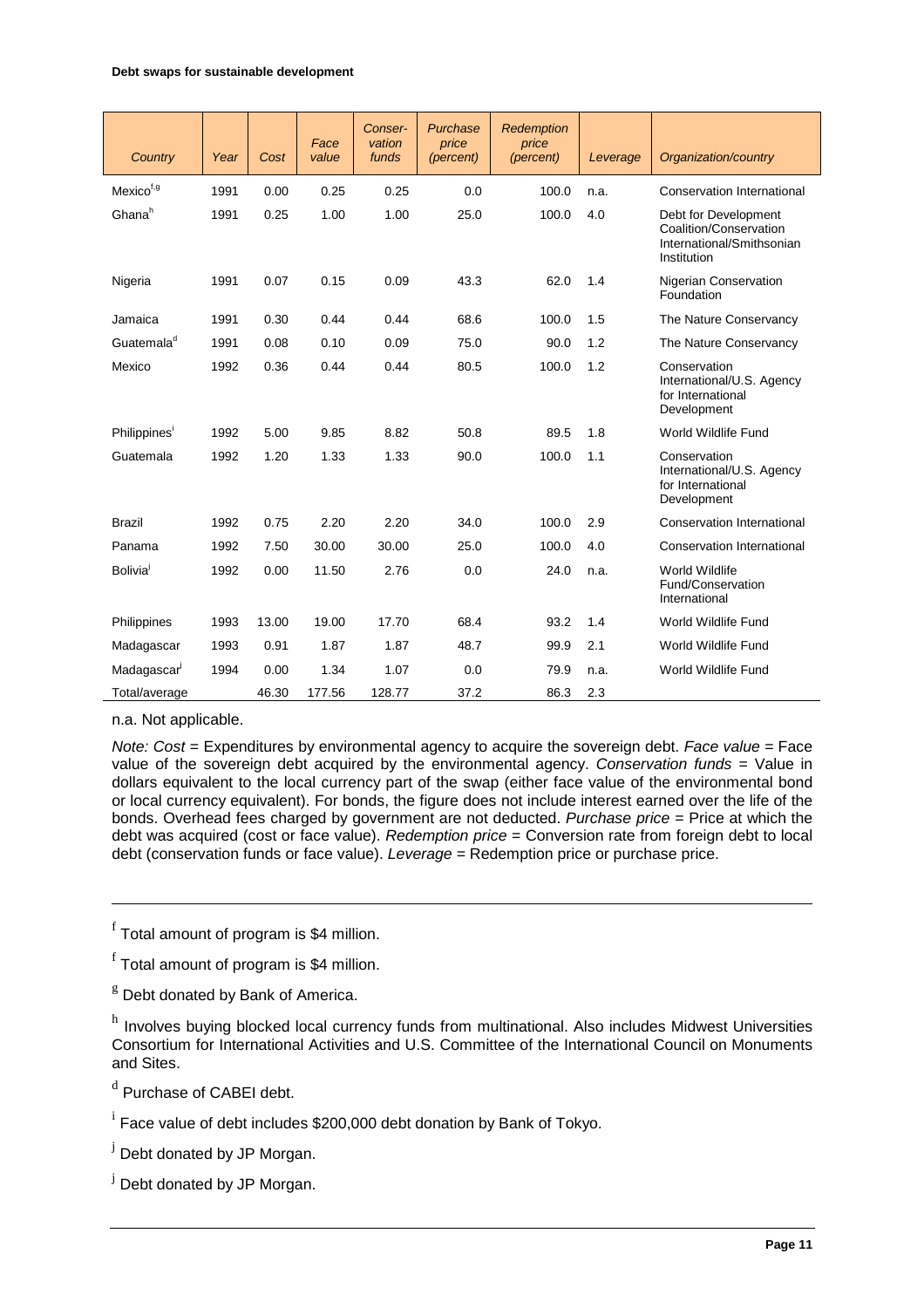| Country | Year | Cost | Face value | Conservation funds | Purchase price (percent) | Redemption price (percent) | Leverage | Organization/country |
|---|---|---|---|---|---|---|---|---|
| Mexico[f,g] | 1991 | 0.00 | 0.25 | 0.25 | 0.0 | 100.0 | n.a. | Conservation International |
| Ghana[h] | 1991 | 0.25 | 1.00 | 1.00 | 25.0 | 100.0 | 4.0 | Debt for Development Coalition/Conservation International/Smithsonian Institution |
| Nigeria | 1991 | 0.07 | 0.15 | 0.09 | 43.3 | 62.0 | 1.4 | Nigerian Conservation Foundation |
| Jamaica | 1991 | 0.30 | 0.44 | 0.44 | 68.6 | 100.0 | 1.5 | The Nature Conservancy |
| Guatemala[d] | 1991 | 0.08 | 0.10 | 0.09 | 75.0 | 90.0 | 1.2 | The Nature Conservancy |
| Mexico | 1992 | 0.36 | 0.44 | 0.44 | 80.5 | 100.0 | 1.2 | Conservation International/U.S. Agency for International Development |
| Philippines[i] | 1992 | 5.00 | 9.85 | 8.82 | 50.8 | 89.5 | 1.8 | World Wildlife Fund |
| Guatemala | 1992 | 1.20 | 1.33 | 1.33 | 90.0 | 100.0 | 1.1 | Conservation International/U.S. Agency for International Development |
| Brazil | 1992 | 0.75 | 2.20 | 2.20 | 34.0 | 100.0 | 2.9 | Conservation International |
| Panama | 1992 | 7.50 | 30.00 | 30.00 | 25.0 | 100.0 | 4.0 | Conservation International |
| Bolivia[j] | 1992 | 0.00 | 11.50 | 2.76 | 0.0 | 24.0 | n.a. | World Wildlife Fund/Conservation International |
| Philippines | 1993 | 13.00 | 19.00 | 17.70 | 68.4 | 93.2 | 1.4 | World Wildlife Fund |
| Madagascar | 1993 | 0.91 | 1.87 | 1.87 | 48.7 | 99.9 | 2.1 | World Wildlife Fund |
| Madagascar[j] | 1994 | 0.00 | 1.34 | 1.07 | 0.0 | 79.9 | n.a. | World Wildlife Fund |
| Total/average | | 46.30 | 177.56 | 128.77 | 37.2 | 86.3 | 2.3 | |

n.a. Not applicable.

*Note: Cost* = Expenditures by environmental agency to acquire the sovereign debt. *Face value* = Face value of the sovereign debt acquired by the environmental agency. *Conservation funds* = Value in dollars equivalent to the local currency part of the swap (either face value of the environmental bond or local currency equivalent). For bonds, the figure does not include interest earned over the life of the bonds. Overhead fees charged by government are not deducted. *Purchase price* = Price at which the debt was acquired (cost or face value). *Redemption price* = Conversion rate from foreign debt to local debt (conservation funds or face value). *Leverage* = Redemption price or purchase price.

---

[f] Total amount of program is $4 million.

[f] Total amount of program is $4 million.

[g] Debt donated by Bank of America.

[h] Involves buying blocked local currency funds from multinational. Also includes Midwest Universities Consortium for International Activities and U.S. Committee of the International Council on Monuments and Sites.

[d] Purchase of CABEI debt.

[i] Face value of debt includes $200,000 debt donation by Bank of Tokyo.

[j] Debt donated by JP Morgan.

[j] Debt donated by JP Morgan.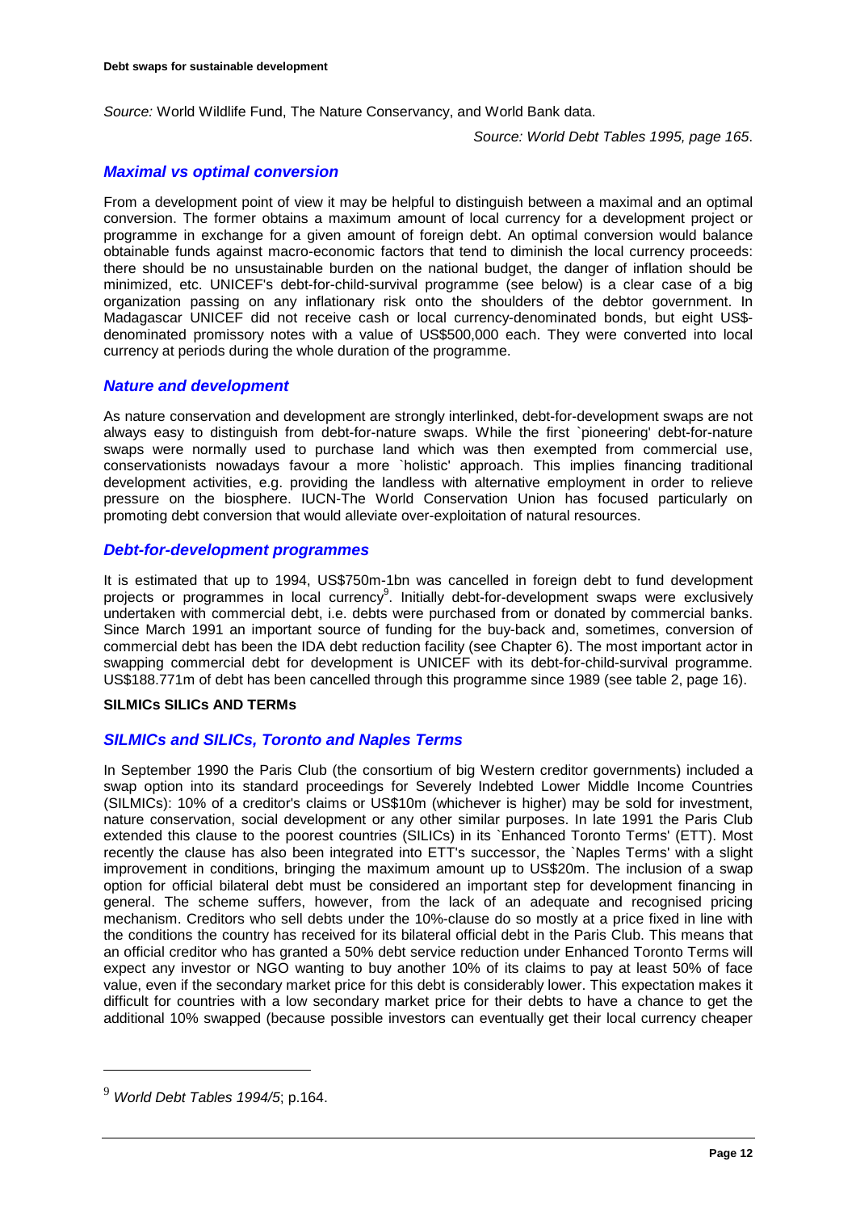*Source:* World Wildlife Fund, The Nature Conservancy, and World Bank data.

*Source: World Debt Tables 1995, page 165*.

### *Maximal vs optimal conversion*

From a development point of view it may be helpful to distinguish between a maximal and an optimal conversion. The former obtains a maximum amount of local currency for a development project or programme in exchange for a given amount of foreign debt. An optimal conversion would balance obtainable funds against macro-economic factors that tend to diminish the local currency proceeds: there should be no unsustainable burden on the national budget, the danger of inflation should be minimized, etc. UNICEF's debt-for-child-survival programme (see below) is a clear case of a big organization passing on any inflationary risk onto the shoulders of the debtor government. In Madagascar UNICEF did not receive cash or local currency-denominated bonds, but eight US$-denominated promissory notes with a value of US$500,000 each. They were converted into local currency at periods during the whole duration of the programme.

### *Nature and development*

As nature conservation and development are strongly interlinked, debt-for-development swaps are not always easy to distinguish from debt-for-nature swaps. While the first `pioneering' debt-for-nature swaps were normally used to purchase land which was then exempted from commercial use, conservationists nowadays favour a more `holistic' approach. This implies financing traditional development activities, e.g. providing the landless with alternative employment in order to relieve pressure on the biosphere. IUCN-The World Conservation Union has focused particularly on promoting debt conversion that would alleviate over-exploitation of natural resources.

### *Debt-for-development programmes*

It is estimated that up to 1994, US$750m-1bn was cancelled in foreign debt to fund development projects or programmes in local currency[9]. Initially debt-for-development swaps were exclusively undertaken with commercial debt, i.e. debts were purchased from or donated by commercial banks. Since March 1991 an important source of funding for the buy-back and, sometimes, conversion of commercial debt has been the IDA debt reduction facility (see Chapter 6). The most important actor in swapping commercial debt for development is UNICEF with its debt-for-child-survival programme. US$188.771m of debt has been cancelled through this programme since 1989 (see table 2, page 16).

**SILMICs SILICs AND TERMs**

### *SILMICs and SILICs, Toronto and Naples Terms*

In September 1990 the Paris Club (the consortium of big Western creditor governments) included a swap option into its standard proceedings for Severely Indebted Lower Middle Income Countries (SILMICs): 10% of a creditor's claims or US$10m (whichever is higher) may be sold for investment, nature conservation, social development or any other similar purposes. In late 1991 the Paris Club extended this clause to the poorest countries (SILICs) in its `Enhanced Toronto Terms' (ETT). Most recently the clause has also been integrated into ETT's successor, the `Naples Terms' with a slight improvement in conditions, bringing the maximum amount up to US$20m. The inclusion of a swap option for official bilateral debt must be considered an important step for development financing in general. The scheme suffers, however, from the lack of an adequate and recognised pricing mechanism. Creditors who sell debts under the 10%-clause do so mostly at a price fixed in line with the conditions the country has received for its bilateral official debt in the Paris Club. This means that an official creditor who has granted a 50% debt service reduction under Enhanced Toronto Terms will expect any investor or NGO wanting to buy another 10% of its claims to pay at least 50% of face value, even if the secondary market price for this debt is considerably lower. This expectation makes it difficult for countries with a low secondary market price for their debts to have a chance to get the additional 10% swapped (because possible investors can eventually get their local currency cheaper

---

[9] *World Debt Tables 1994/5*; p.164.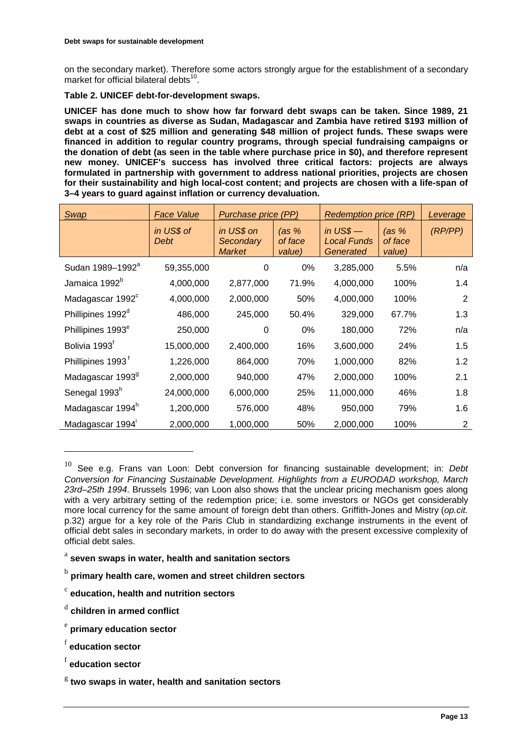on the secondary market). Therefore some actors strongly argue for the establishment of a secondary market for official bilateral debts[10].

**Table 2. UNICEF debt-for-development swaps.**

**UNICEF has done much to show how far forward debt swaps can be taken. Since 1989, 21 swaps in countries as diverse as Sudan, Madagascar and Zambia have retired $193 million of debt at a cost of $25 million and generating $48 million of project funds. These swaps were financed in addition to regular country programs, through special fundraising campaigns or the donation of debt (as seen in the table where purchase price in $0), and therefore represent new money. UNICEF's success has involved three critical factors: projects are always formulated in partnership with government to address national priorities, projects are chosen for their sustainability and high local-cost content; and projects are chosen with a life-span of 3–4 years to guard against inflation or currency devaluation.**

| *Swap* | *Face Value* | *Purchase price (PP)* | | *Redemption price (RP)* | | *Leverage* |
|---|---|---|---|---|---|---|
| | *in US$ of Debt* | *in US$ on Secondary Market* | *(as % of face value)* | *in US$ — Local Funds Generated* | *(as % of face value)* | *(RP/PP)* |
| Sudan 1989–1992[a] | 59,355,000 | 0 | 0% | 3,285,000 | 5.5% | n/a |
| Jamaica 1992[b] | 4,000,000 | 2,877,000 | 71.9% | 4,000,000 | 100% | 1.4 |
| Madagascar 1992[c] | 4,000,000 | 2,000,000 | 50% | 4,000,000 | 100% | 2 |
| Phillipines 1992[d] | 486,000 | 245,000 | 50.4% | 329,000 | 67.7% | 1.3 |
| Phillipines 1993[e] | 250,000 | 0 | 0% | 180,000 | 72% | n/a |
| Bolivia 1993[f] | 15,000,000 | 2,400,000 | 16% | 3,600,000 | 24% | 1.5 |
| Phillipines 1993[f] | 1,226,000 | 864,000 | 70% | 1,000,000 | 82% | 1.2 |
| Madagascar 1993[g] | 2,000,000 | 940,000 | 47% | 2,000,000 | 100% | 2.1 |
| Senegal 1993[h] | 24,000,000 | 6,000,000 | 25% | 11,000,000 | 46% | 1.8 |
| Madagascar 1994[h] | 1,200,000 | 576,000 | 48% | 950,000 | 79% | 1.6 |
| Madagascar 1994[i] | 2,000,000 | 1,000,000 | 50% | 2,000,000 | 100% | 2 |

[10] See e.g. Frans van Loon: Debt conversion for financing sustainable development; in: *Debt Conversion for Financing Sustainable Development. Highlights from a EURODAD workshop, March 23rd–25th 1994*. Brussels 1996; van Loon also shows that the unclear pricing mechanism goes along with a very arbitrary setting of the redemption price; i.e. some investors or NGOs get considerably more local currency for the same amount of foreign debt than others. Griffith-Jones and Mistry (*op.cit.* p.32) argue for a key role of the Paris Club in standardizing exchange instruments in the event of official debt sales in secondary markets, in order to do away with the present excessive complexity of official debt sales.

[a] **seven swaps in water, health and sanitation sectors**

[b] **primary health care, women and street children sectors**

[c] **education, health and nutrition sectors**

[d] **children in armed conflict**

[e] **primary education sector**

[f] **education sector**

[f] **education sector**

[g] **two swaps in water, health and sanitation sectors**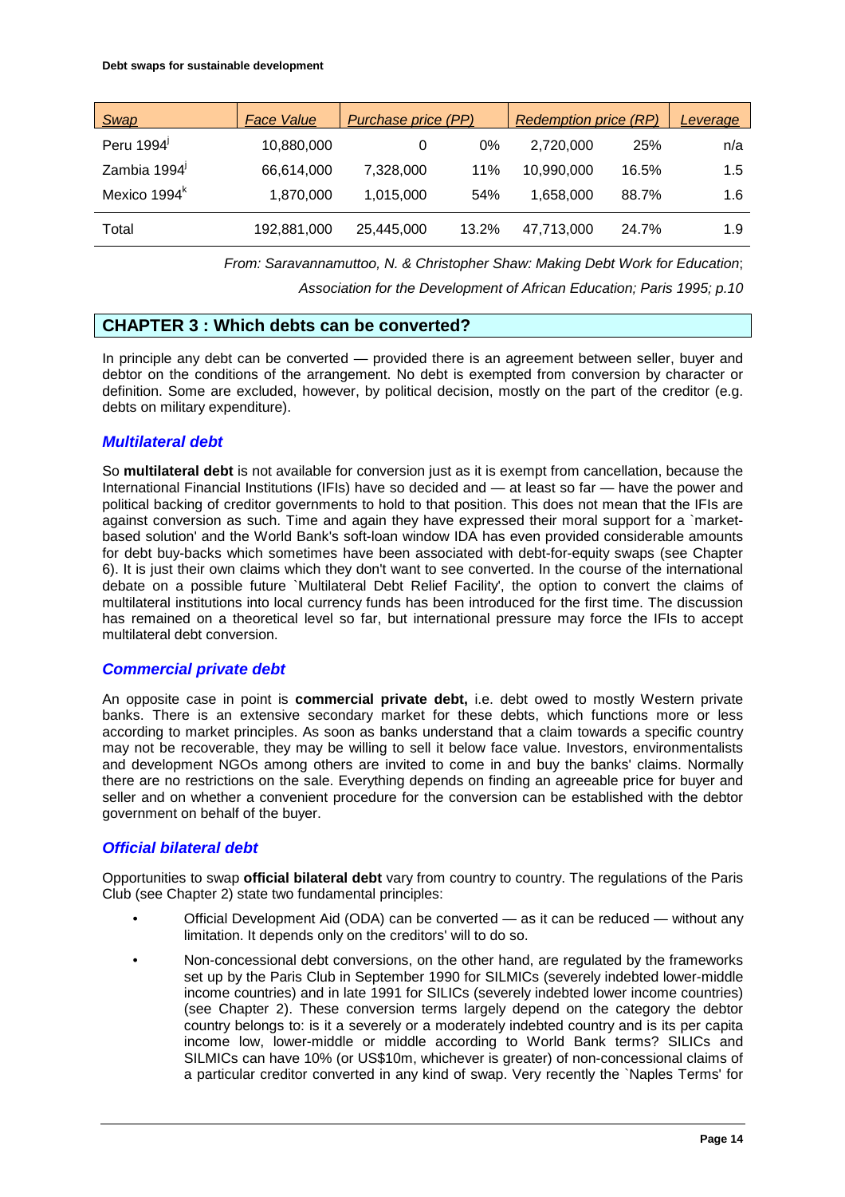| Swap | Face Value | Purchase price (PP) | | Redemption price (RP) | | Leverage |
|---|---|---|---|---|---|---|
| Peru 1994[j] | 10,880,000 | 0 | 0% | 2,720,000 | 25% | n/a |
| Zambia 1994[j] | 66,614,000 | 7,328,000 | 11% | 10,990,000 | 16.5% | 1.5 |
| Mexico 1994[k] | 1,870,000 | 1,015,000 | 54% | 1,658,000 | 88.7% | 1.6 |
| Total | 192,881,000 | 25,445,000 | 13.2% | 47,713,000 | 24.7% | 1.9 |

*From: Saravannamuttoo, N. & Christopher Shaw: Making Debt Work for Education*; *Association for the Development of African Education; Paris 1995; p.10*

## CHAPTER 3 : Which debts can be converted?

In principle any debt can be converted — provided there is an agreement between seller, buyer and debtor on the conditions of the arrangement. No debt is exempted from conversion by character or definition. Some are excluded, however, by political decision, mostly on the part of the creditor (e.g. debts on military expenditure).

### *Multilateral debt*

So **multilateral debt** is not available for conversion just as it is exempt from cancellation, because the International Financial Institutions (IFIs) have so decided and — at least so far — have the power and political backing of creditor governments to hold to that position. This does not mean that the IFIs are against conversion as such. Time and again they have expressed their moral support for a `market-based solution' and the World Bank's soft-loan window IDA has even provided considerable amounts for debt buy-backs which sometimes have been associated with debt-for-equity swaps (see Chapter 6). It is just their own claims which they don't want to see converted. In the course of the international debate on a possible future `Multilateral Debt Relief Facility', the option to convert the claims of multilateral institutions into local currency funds has been introduced for the first time. The discussion has remained on a theoretical level so far, but international pressure may force the IFIs to accept multilateral debt conversion.

### *Commercial private debt*

An opposite case in point is **commercial private debt,** i.e. debt owed to mostly Western private banks. There is an extensive secondary market for these debts, which functions more or less according to market principles. As soon as banks understand that a claim towards a specific country may not be recoverable, they may be willing to sell it below face value. Investors, environmentalists and development NGOs among others are invited to come in and buy the banks' claims. Normally there are no restrictions on the sale. Everything depends on finding an agreeable price for buyer and seller and on whether a convenient procedure for the conversion can be established with the debtor government on behalf of the buyer.

### *Official bilateral debt*

Opportunities to swap **official bilateral debt** vary from country to country. The regulations of the Paris Club (see Chapter 2) state two fundamental principles:

- Official Development Aid (ODA) can be converted — as it can be reduced — without any limitation. It depends only on the creditors' will to do so.
- Non-concessional debt conversions, on the other hand, are regulated by the frameworks set up by the Paris Club in September 1990 for SILMICs (severely indebted lower-middle income countries) and in late 1991 for SILICs (severely indebted lower income countries) (see Chapter 2). These conversion terms largely depend on the category the debtor country belongs to: is it a severely or a moderately indebted country and is its per capita income low, lower-middle or middle according to World Bank terms? SILICs and SILMICs can have 10% (or US$10m, whichever is greater) of non-concessional claims of a particular creditor converted in any kind of swap. Very recently the `Naples Terms' for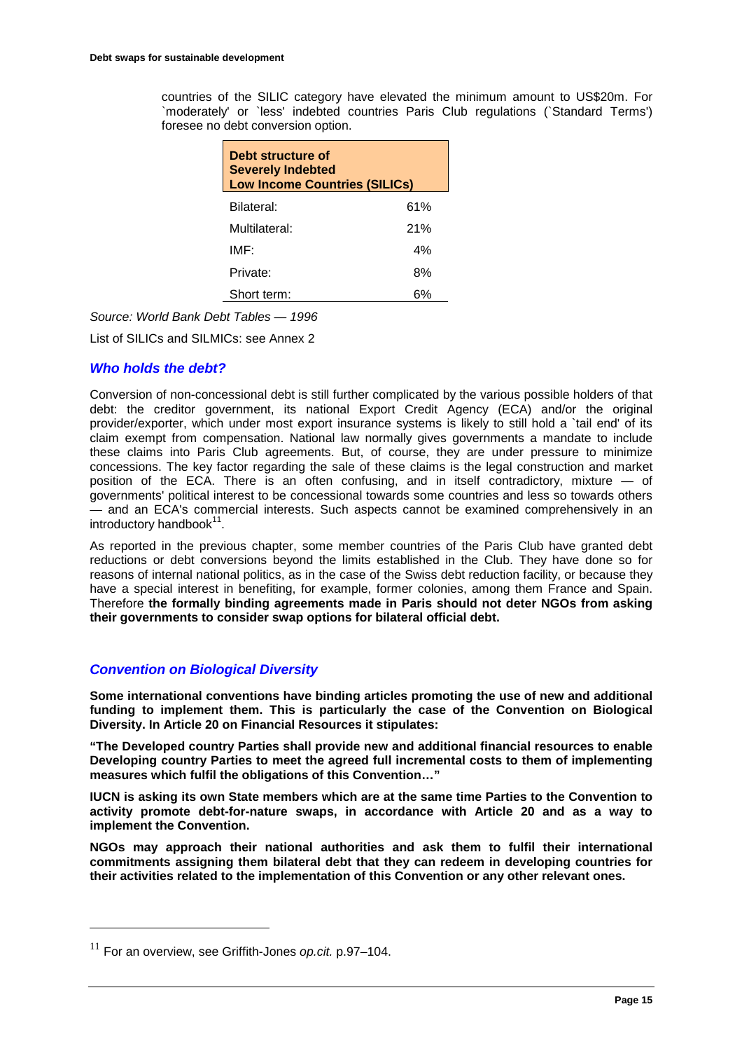countries of the SILIC category have elevated the minimum amount to US$20m. For `moderately' or `less' indebted countries Paris Club regulations (`Standard Terms') foresee no debt conversion option.

| Debt structure of Severely Indebted Low Income Countries (SILICs) | |
|---|---|
| Bilateral: | 61% |
| Multilateral: | 21% |
| IMF: | 4% |
| Private: | 8% |
| Short term: | 6% |

*Source: World Bank Debt Tables — 1996*

List of SILICs and SILMICs: see Annex 2

### *Who holds the debt?*

Conversion of non-concessional debt is still further complicated by the various possible holders of that debt: the creditor government, its national Export Credit Agency (ECA) and/or the original provider/exporter, which under most export insurance systems is likely to still hold a `tail end' of its claim exempt from compensation. National law normally gives governments a mandate to include these claims into Paris Club agreements. But, of course, they are under pressure to minimize concessions. The key factor regarding the sale of these claims is the legal construction and market position of the ECA. There is an often confusing, and in itself contradictory, mixture — of governments' political interest to be concessional towards some countries and less so towards others — and an ECA's commercial interests. Such aspects cannot be examined comprehensively in an introductory handbook[11].

As reported in the previous chapter, some member countries of the Paris Club have granted debt reductions or debt conversions beyond the limits established in the Club. They have done so for reasons of internal national politics, as in the case of the Swiss debt reduction facility, or because they have a special interest in benefiting, for example, former colonies, among them France and Spain. Therefore **the formally binding agreements made in Paris should not deter NGOs from asking their governments to consider swap options for bilateral official debt.**

### *Convention on Biological Diversity*

**Some international conventions have binding articles promoting the use of new and additional funding to implement them. This is particularly the case of the Convention on Biological Diversity. In Article 20 on Financial Resources it stipulates:**

**"The Developed country Parties shall provide new and additional financial resources to enable Developing country Parties to meet the agreed full incremental costs to them of implementing measures which fulfil the obligations of this Convention…"**

**IUCN is asking its own State members which are at the same time Parties to the Convention to activity promote debt-for-nature swaps, in accordance with Article 20 and as a way to implement the Convention.**

**NGOs may approach their national authorities and ask them to fulfil their international commitments assigning them bilateral debt that they can redeem in developing countries for their activities related to the implementation of this Convention or any other relevant ones.**

[11] For an overview, see Griffith-Jones *op.cit.* p.97–104.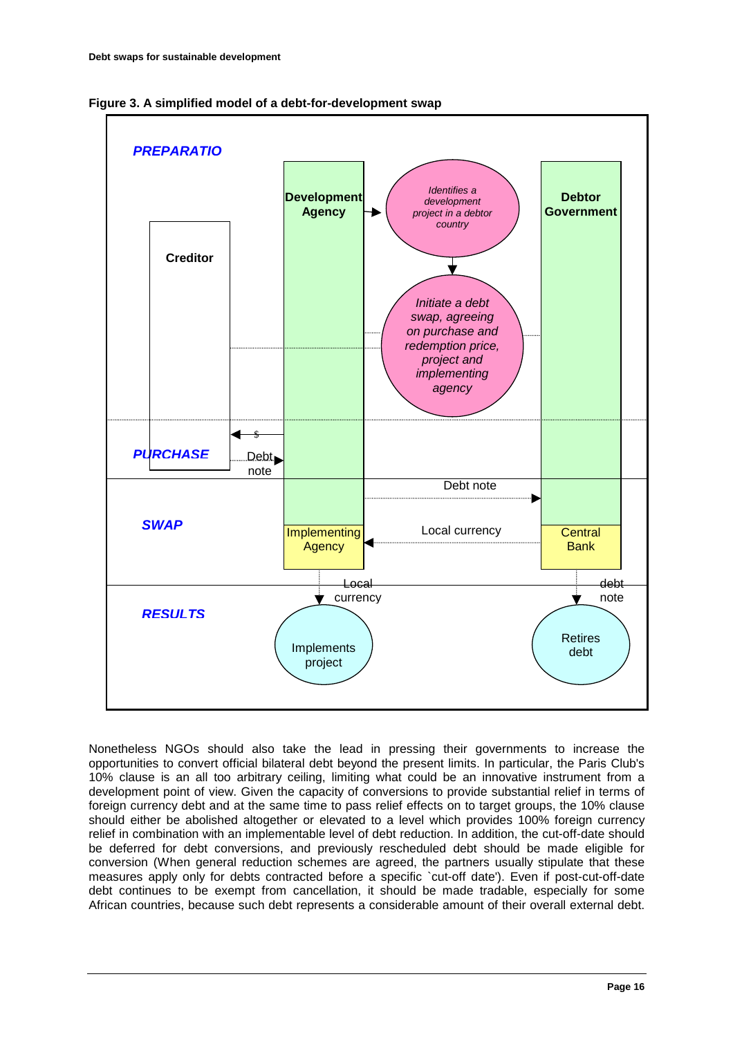**Figure 3. A simplified model of a debt-for-development swap**

PREPARATIO

Development Agency → Identifies a development project in a debtor country

Debtor Government

Creditor

Initiate a debt swap, agreeing on purchase and redemption price, project and implementing agency

PURCHASE

$

Debt note

SWAP

Debt note

Local currency

Implementing Agency

Central Bank

RESULTS

Local currency

debt note

Implements project

Retires debt

Nonetheless NGOs should also take the lead in pressing their governments to increase the opportunities to convert official bilateral debt beyond the present limits. In particular, the Paris Club's 10% clause is an all too arbitrary ceiling, limiting what could be an innovative instrument from a development point of view. Given the capacity of conversions to provide substantial relief in terms of foreign currency debt and at the same time to pass relief effects on to target groups, the 10% clause should either be abolished altogether or elevated to a level which provides 100% foreign currency relief in combination with an implementable level of debt reduction. In addition, the cut-off-date should be deferred for debt conversions, and previously rescheduled debt should be made eligible for conversion (When general reduction schemes are agreed, the partners usually stipulate that these measures apply only for debts contracted before a specific `cut-off date'). Even if post-cut-off-date debt continues to be exempt from cancellation, it should be made tradable, especially for some African countries, because such debt represents a considerable amount of their overall external debt.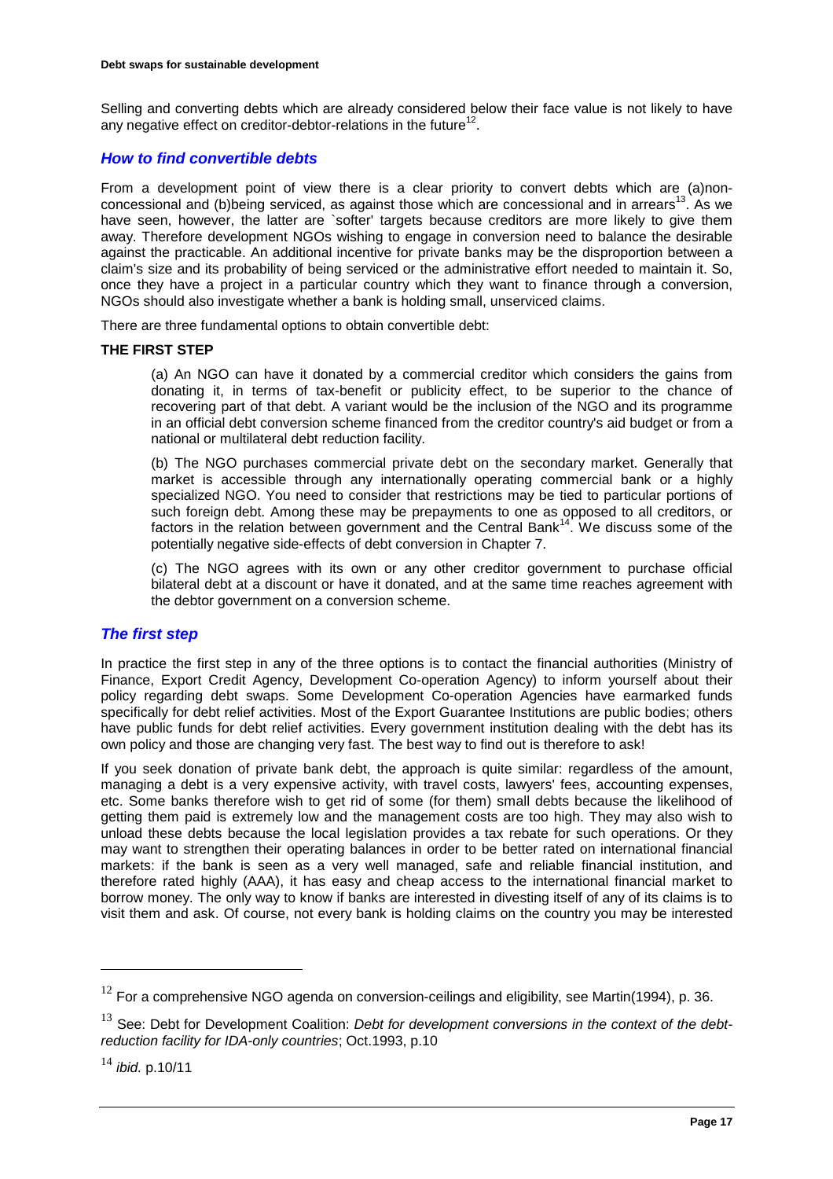Selling and converting debts which are already considered below their face value is not likely to have any negative effect on creditor-debtor-relations in the future[12].

### *How to find convertible debts*

From a development point of view there is a clear priority to convert debts which are (a)non-concessional and (b)being serviced, as against those which are concessional and in arrears[13]. As we have seen, however, the latter are `softer' targets because creditors are more likely to give them away. Therefore development NGOs wishing to engage in conversion need to balance the desirable against the practicable. An additional incentive for private banks may be the disproportion between a claim's size and its probability of being serviced or the administrative effort needed to maintain it. So, once they have a project in a particular country which they want to finance through a conversion, NGOs should also investigate whether a bank is holding small, unserviced claims.

There are three fundamental options to obtain convertible debt:

**THE FIRST STEP**

> (a) An NGO can have it donated by a commercial creditor which considers the gains from donating it, in terms of tax-benefit or publicity effect, to be superior to the chance of recovering part of that debt. A variant would be the inclusion of the NGO and its programme in an official debt conversion scheme financed from the creditor country's aid budget or from a national or multilateral debt reduction facility.
>
> (b) The NGO purchases commercial private debt on the secondary market. Generally that market is accessible through any internationally operating commercial bank or a highly specialized NGO. You need to consider that restrictions may be tied to particular portions of such foreign debt. Among these may be prepayments to one as opposed to all creditors, or factors in the relation between government and the Central Bank[14]. We discuss some of the potentially negative side-effects of debt conversion in Chapter 7.
>
> (c) The NGO agrees with its own or any other creditor government to purchase official bilateral debt at a discount or have it donated, and at the same time reaches agreement with the debtor government on a conversion scheme.

### *The first step*

In practice the first step in any of the three options is to contact the financial authorities (Ministry of Finance, Export Credit Agency, Development Co-operation Agency) to inform yourself about their policy regarding debt swaps. Some Development Co-operation Agencies have earmarked funds specifically for debt relief activities. Most of the Export Guarantee Institutions are public bodies; others have public funds for debt relief activities. Every government institution dealing with the debt has its own policy and those are changing very fast. The best way to find out is therefore to ask!

If you seek donation of private bank debt, the approach is quite similar: regardless of the amount, managing a debt is a very expensive activity, with travel costs, lawyers' fees, accounting expenses, etc. Some banks therefore wish to get rid of some (for them) small debts because the likelihood of getting them paid is extremely low and the management costs are too high. They may also wish to unload these debts because the local legislation provides a tax rebate for such operations. Or they may want to strengthen their operating balances in order to be better rated on international financial markets: if the bank is seen as a very well managed, safe and reliable financial institution, and therefore rated highly (AAA), it has easy and cheap access to the international financial market to borrow money. The only way to know if banks are interested in divesting itself of any of its claims is to visit them and ask. Of course, not every bank is holding claims on the country you may be interested

---

[12] For a comprehensive NGO agenda on conversion-ceilings and eligibility, see Martin(1994), p. 36.

[13] See: Debt for Development Coalition: *Debt for development conversions in the context of the debt-reduction facility for IDA-only countries*; Oct.1993, p.10

[14] *ibid.* p.10/11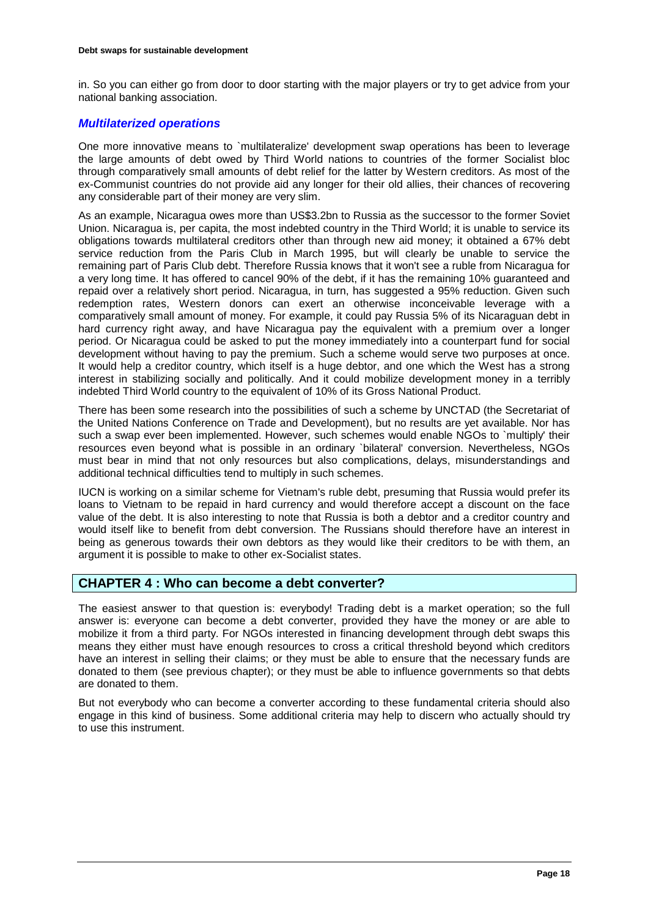in. So you can either go from door to door starting with the major players or try to get advice from your national banking association.

### *Multilaterized operations*

One more innovative means to `multilateralize' development swap operations has been to leverage the large amounts of debt owed by Third World nations to countries of the former Socialist bloc through comparatively small amounts of debt relief for the latter by Western creditors. As most of the ex-Communist countries do not provide aid any longer for their old allies, their chances of recovering any considerable part of their money are very slim.

As an example, Nicaragua owes more than US$3.2bn to Russia as the successor to the former Soviet Union. Nicaragua is, per capita, the most indebted country in the Third World; it is unable to service its obligations towards multilateral creditors other than through new aid money; it obtained a 67% debt service reduction from the Paris Club in March 1995, but will clearly be unable to service the remaining part of Paris Club debt. Therefore Russia knows that it won't see a ruble from Nicaragua for a very long time. It has offered to cancel 90% of the debt, if it has the remaining 10% guaranteed and repaid over a relatively short period. Nicaragua, in turn, has suggested a 95% reduction. Given such redemption rates, Western donors can exert an otherwise inconceivable leverage with a comparatively small amount of money. For example, it could pay Russia 5% of its Nicaraguan debt in hard currency right away, and have Nicaragua pay the equivalent with a premium over a longer period. Or Nicaragua could be asked to put the money immediately into a counterpart fund for social development without having to pay the premium. Such a scheme would serve two purposes at once. It would help a creditor country, which itself is a huge debtor, and one which the West has a strong interest in stabilizing socially and politically. And it could mobilize development money in a terribly indebted Third World country to the equivalent of 10% of its Gross National Product.

There has been some research into the possibilities of such a scheme by UNCTAD (the Secretariat of the United Nations Conference on Trade and Development), but no results are yet available. Nor has such a swap ever been implemented. However, such schemes would enable NGOs to `multiply' their resources even beyond what is possible in an ordinary `bilateral' conversion. Nevertheless, NGOs must bear in mind that not only resources but also complications, delays, misunderstandings and additional technical difficulties tend to multiply in such schemes.

IUCN is working on a similar scheme for Vietnam's ruble debt, presuming that Russia would prefer its loans to Vietnam to be repaid in hard currency and would therefore accept a discount on the face value of the debt. It is also interesting to note that Russia is both a debtor and a creditor country and would itself like to benefit from debt conversion. The Russians should therefore have an interest in being as generous towards their own debtors as they would like their creditors to be with them, an argument it is possible to make to other ex-Socialist states.

## CHAPTER 4 : Who can become a debt converter?

The easiest answer to that question is: everybody! Trading debt is a market operation; so the full answer is: everyone can become a debt converter, provided they have the money or are able to mobilize it from a third party. For NGOs interested in financing development through debt swaps this means they either must have enough resources to cross a critical threshold beyond which creditors have an interest in selling their claims; or they must be able to ensure that the necessary funds are donated to them (see previous chapter); or they must be able to influence governments so that debts are donated to them.

But not everybody who can become a converter according to these fundamental criteria should also engage in this kind of business. Some additional criteria may help to discern who actually should try to use this instrument.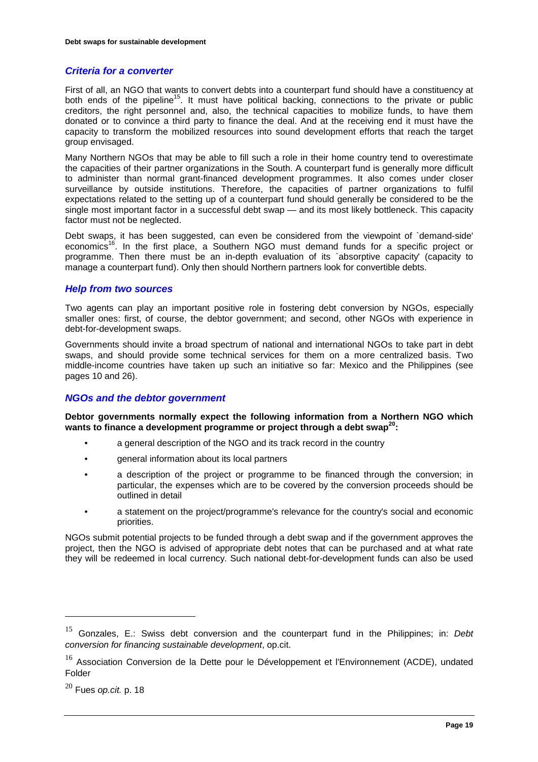### *Criteria for a converter*

First of all, an NGO that wants to convert debts into a counterpart fund should have a constituency at both ends of the pipeline[15]. It must have political backing, connections to the private or public creditors, the right personnel and, also, the technical capacities to mobilize funds, to have them donated or to convince a third party to finance the deal. And at the receiving end it must have the capacity to transform the mobilized resources into sound development efforts that reach the target group envisaged.

Many Northern NGOs that may be able to fill such a role in their home country tend to overestimate the capacities of their partner organizations in the South. A counterpart fund is generally more difficult to administer than normal grant-financed development programmes. It also comes under closer surveillance by outside institutions. Therefore, the capacities of partner organizations to fulfil expectations related to the setting up of a counterpart fund should generally be considered to be the single most important factor in a successful debt swap — and its most likely bottleneck. This capacity factor must not be neglected.

Debt swaps, it has been suggested, can even be considered from the viewpoint of `demand-side' economics[16]. In the first place, a Southern NGO must demand funds for a specific project or programme. Then there must be an in-depth evaluation of its `absorptive capacity' (capacity to manage a counterpart fund). Only then should Northern partners look for convertible debts.

### *Help from two sources*

Two agents can play an important positive role in fostering debt conversion by NGOs, especially smaller ones: first, of course, the debtor government; and second, other NGOs with experience in debt-for-development swaps.

Governments should invite a broad spectrum of national and international NGOs to take part in debt swaps, and should provide some technical services for them on a more centralized basis. Two middle-income countries have taken up such an initiative so far: Mexico and the Philippines (see pages 10 and 26).

### *NGOs and the debtor government*

**Debtor governments normally expect the following information from a Northern NGO which wants to finance a development programme or project through a debt swap[20]:**

- a general description of the NGO and its track record in the country
- general information about its local partners
- a description of the project or programme to be financed through the conversion; in particular, the expenses which are to be covered by the conversion proceeds should be outlined in detail
- a statement on the project/programme's relevance for the country's social and economic priorities.

NGOs submit potential projects to be funded through a debt swap and if the government approves the project, then the NGO is advised of appropriate debt notes that can be purchased and at what rate they will be redeemed in local currency. Such national debt-for-development funds can also be used

---

[15] Gonzales, E.: Swiss debt conversion and the counterpart fund in the Philippines; in: *Debt conversion for financing sustainable development*, op.cit.

[16] Association Conversion de la Dette pour le Développement et l'Environnement (ACDE), undated Folder

[20] Fues *op.cit.* p. 18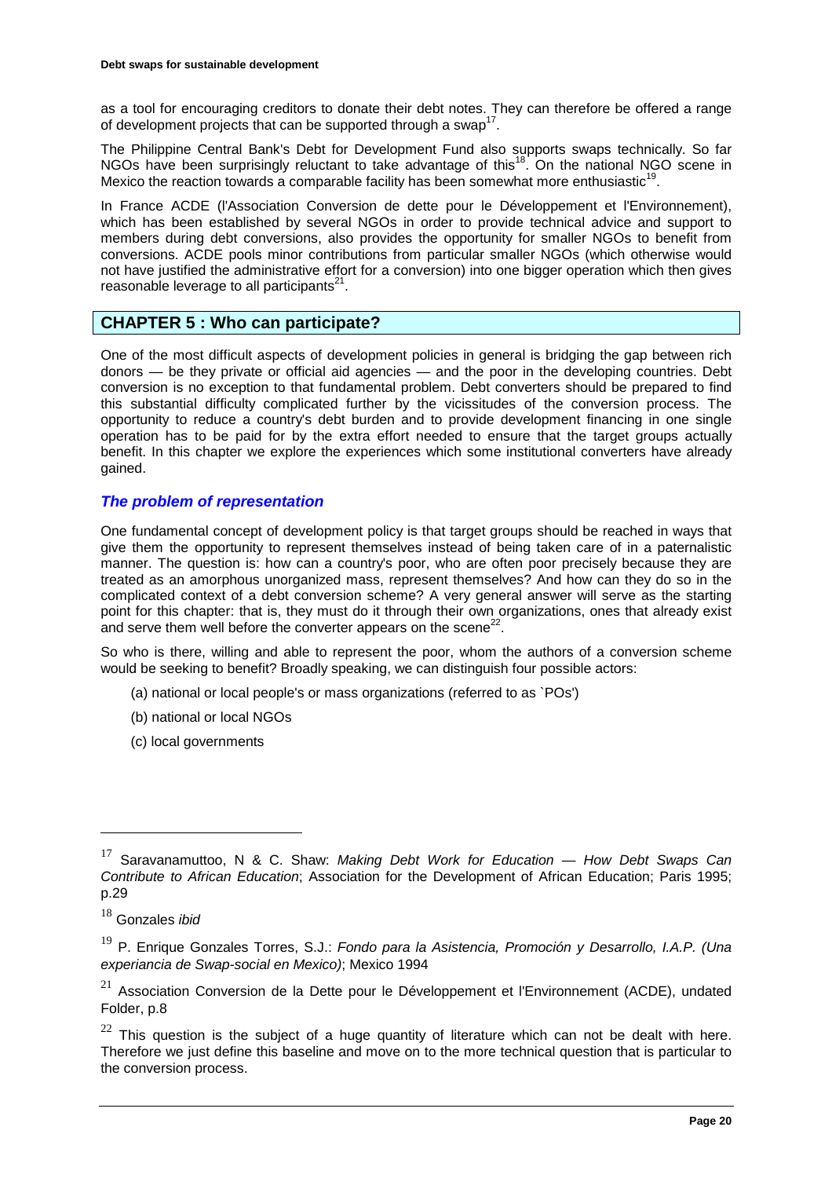as a tool for encouraging creditors to donate their debt notes. They can therefore be offered a range of development projects that can be supported through a swap[17].

The Philippine Central Bank's Debt for Development Fund also supports swaps technically. So far NGOs have been surprisingly reluctant to take advantage of this[18]. On the national NGO scene in Mexico the reaction towards a comparable facility has been somewhat more enthusiastic[19].

In France ACDE (l'Association Conversion de dette pour le Développement et l'Environnement), which has been established by several NGOs in order to provide technical advice and support to members during debt conversions, also provides the opportunity for smaller NGOs to benefit from conversions. ACDE pools minor contributions from particular smaller NGOs (which otherwise would not have justified the administrative effort for a conversion) into one bigger operation which then gives reasonable leverage to all participants[21].

## CHAPTER 5 : Who can participate?

One of the most difficult aspects of development policies in general is bridging the gap between rich donors — be they private or official aid agencies — and the poor in the developing countries. Debt conversion is no exception to that fundamental problem. Debt converters should be prepared to find this substantial difficulty complicated further by the vicissitudes of the conversion process. The opportunity to reduce a country's debt burden and to provide development financing in one single operation has to be paid for by the extra effort needed to ensure that the target groups actually benefit. In this chapter we explore the experiences which some institutional converters have already gained.

### *The problem of representation*

One fundamental concept of development policy is that target groups should be reached in ways that give them the opportunity to represent themselves instead of being taken care of in a paternalistic manner. The question is: how can a country's poor, who are often poor precisely because they are treated as an amorphous unorganized mass, represent themselves? And how can they do so in the complicated context of a debt conversion scheme? A very general answer will serve as the starting point for this chapter: that is, they must do it through their own organizations, ones that already exist and serve them well before the converter appears on the scene[22].

So who is there, willing and able to represent the poor, whom the authors of a conversion scheme would be seeking to benefit? Broadly speaking, we can distinguish four possible actors:

(a) national or local people's or mass organizations (referred to as `POs')

(b) national or local NGOs

(c) local governments

---

[17] Saravanamuttoo, N & C. Shaw: *Making Debt Work for Education — How Debt Swaps Can Contribute to African Education*; Association for the Development of African Education; Paris 1995; p.29

[18] Gonzales *ibid*

[19] P. Enrique Gonzales Torres, S.J.: *Fondo para la Asistencia, Promoción y Desarrollo, I.A.P. (Una experiancia de Swap-social en Mexico)*; Mexico 1994

[21] Association Conversion de la Dette pour le Développement et l'Environnement (ACDE), undated Folder, p.8

[22] This question is the subject of a huge quantity of literature which can not be dealt with here. Therefore we just define this baseline and move on to the more technical question that is particular to the conversion process.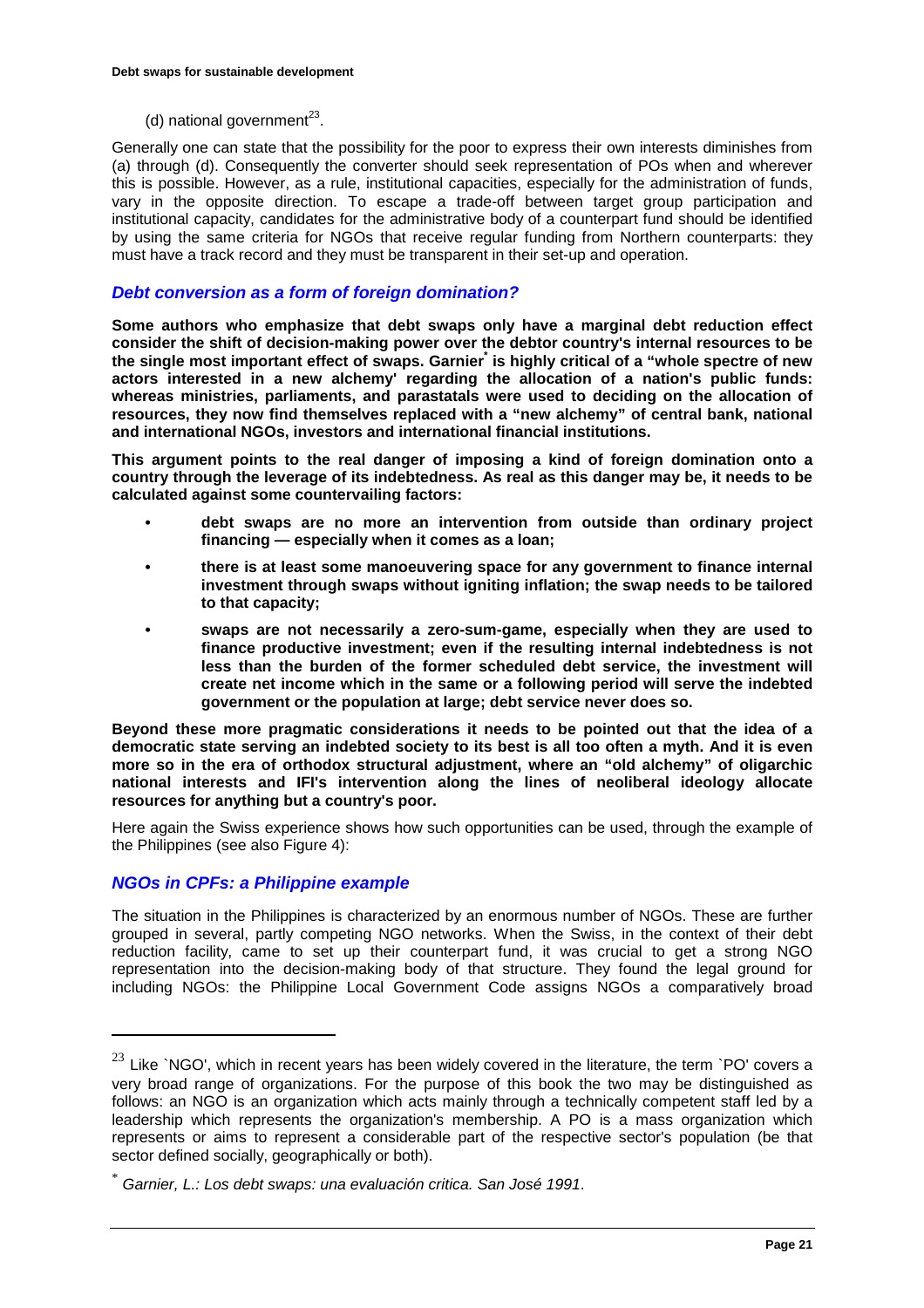(d) national government[23].

Generally one can state that the possibility for the poor to express their own interests diminishes from (a) through (d). Consequently the converter should seek representation of POs when and wherever this is possible. However, as a rule, institutional capacities, especially for the administration of funds, vary in the opposite direction. To escape a trade-off between target group participation and institutional capacity, candidates for the administrative body of a counterpart fund should be identified by using the same criteria for NGOs that receive regular funding from Northern counterparts: they must have a track record and they must be transparent in their set-up and operation.

### *Debt conversion as a form of foreign domination?*

**Some authors who emphasize that debt swaps only have a marginal debt reduction effect consider the shift of decision-making power over the debtor country's internal resources to be the single most important effect of swaps. Garnier[*] is highly critical of a "whole spectre of new actors interested in a new alchemy' regarding the allocation of a nation's public funds: whereas ministries, parliaments, and parastatals were used to deciding on the allocation of resources, they now find themselves replaced with a "new alchemy" of central bank, national and international NGOs, investors and international financial institutions.**

**This argument points to the real danger of imposing a kind of foreign domination onto a country through the leverage of its indebtedness. As real as this danger may be, it needs to be calculated against some countervailing factors:**

- **debt swaps are no more an intervention from outside than ordinary project financing — especially when it comes as a loan;**
- **there is at least some manoeuvering space for any government to finance internal investment through swaps without igniting inflation; the swap needs to be tailored to that capacity;**
- **swaps are not necessarily a zero-sum-game, especially when they are used to finance productive investment; even if the resulting internal indebtedness is not less than the burden of the former scheduled debt service, the investment will create net income which in the same or a following period will serve the indebted government or the population at large; debt service never does so.**

**Beyond these more pragmatic considerations it needs to be pointed out that the idea of a democratic state serving an indebted society to its best is all too often a myth. And it is even more so in the era of orthodox structural adjustment, where an "old alchemy" of oligarchic national interests and IFI's intervention along the lines of neoliberal ideology allocate resources for anything but a country's poor.**

Here again the Swiss experience shows how such opportunities can be used, through the example of the Philippines (see also Figure 4):

### *NGOs in CPFs: a Philippine example*

The situation in the Philippines is characterized by an enormous number of NGOs. These are further grouped in several, partly competing NGO networks. When the Swiss, in the context of their debt reduction facility, came to set up their counterpart fund, it was crucial to get a strong NGO representation into the decision-making body of that structure. They found the legal ground for including NGOs: the Philippine Local Government Code assigns NGOs a comparatively broad

---

[23] Like `NGO', which in recent years has been widely covered in the literature, the term `PO' covers a very broad range of organizations. For the purpose of this book the two may be distinguished as follows: an NGO is an organization which acts mainly through a technically competent staff led by a leadership which represents the organization's membership. A PO is a mass organization which represents or aims to represent a considerable part of the respective sector's population (be that sector defined socially, geographically or both).

[*] *Garnier, L.: Los debt swaps: una evaluación critica. San José 1991*.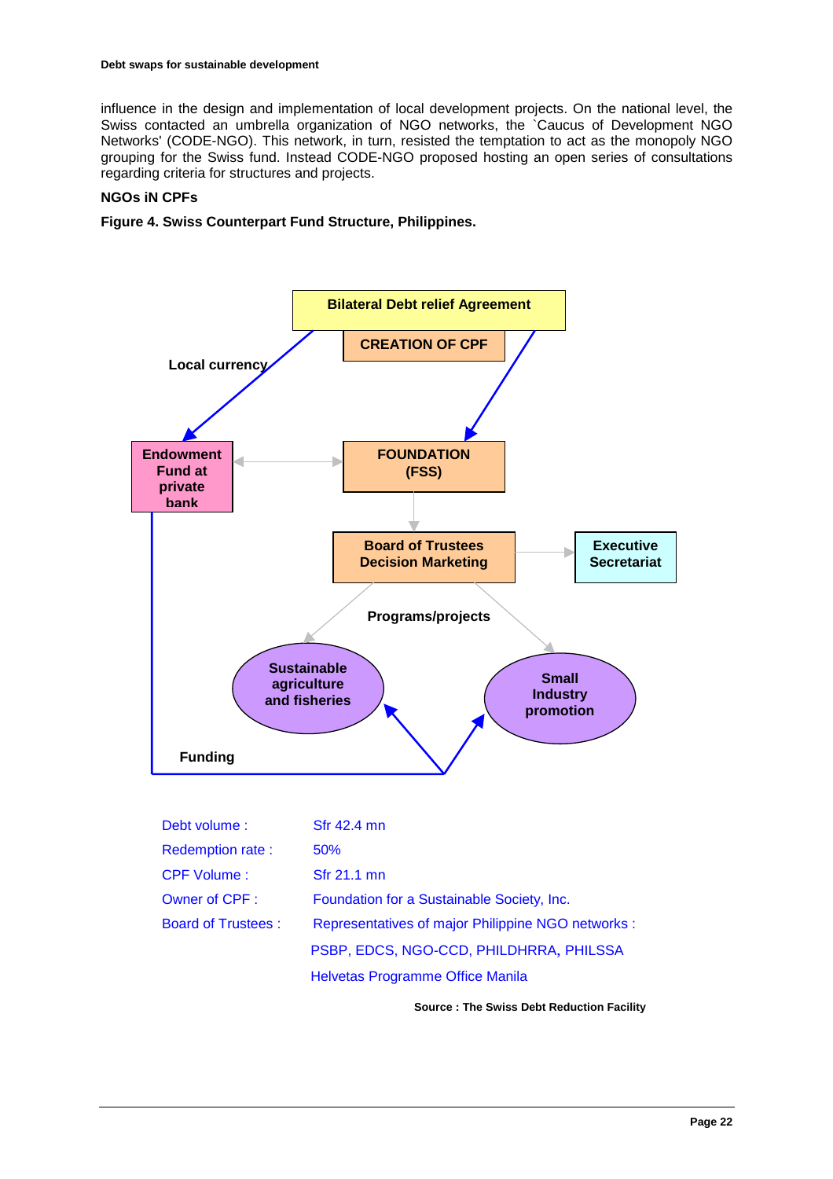influence in the design and implementation of local development projects. On the national level, the Swiss contacted an umbrella organization of NGO networks, the `Caucus of Development NGO Networks' (CODE-NGO). This network, in turn, resisted the temptation to act as the monopoly NGO grouping for the Swiss fund. Instead CODE-NGO proposed hosting an open series of consultations regarding criteria for structures and projects.

**NGOs iN CPFs**

**Figure 4. Swiss Counterpart Fund Structure, Philippines.**

Bilateral Debt relief Agreement

CREATION OF CPF

Local currency

Endowment Fund at private bank

FOUNDATION (FSS)

Board of Trustees Decision Marketing

Executive Secretariat

Programs/projects

Sustainable agriculture and fisheries

Small Industry promotion

Funding

| | |
|---|---|
| Debt volume : | Sfr 42.4 mn |
| Redemption rate : | 50% |
| CPF Volume : | Sfr 21.1 mn |
| Owner of CPF : | Foundation for a Sustainable Society, Inc. |
| Board of Trustees : | Representatives of major Philippine NGO networks : PSBP, EDCS, NGO-CCD, PHILDHRRA, PHILSSA Helvetas Programme Office Manila |

**Source : The Swiss Debt Reduction Facility**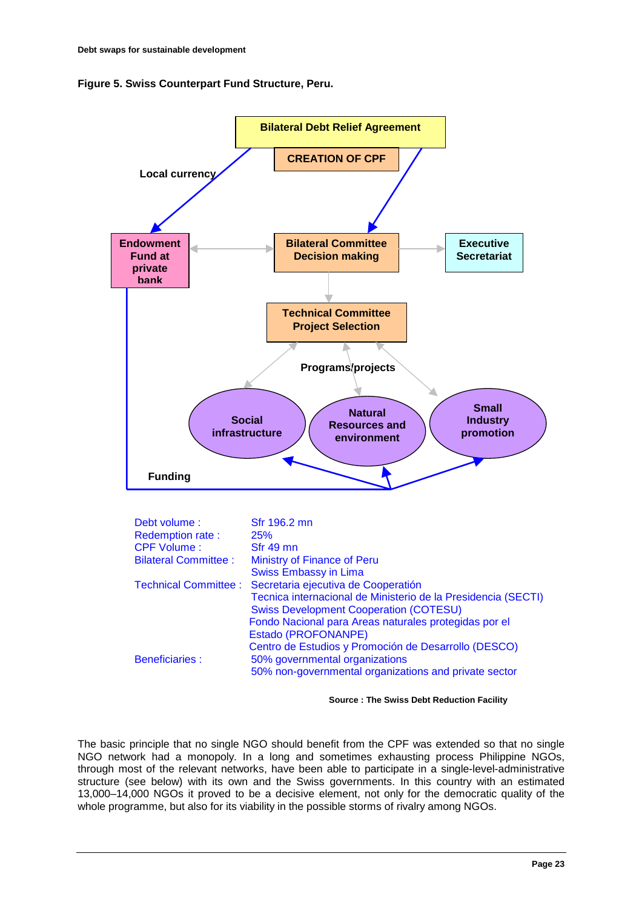**Figure 5. Swiss Counterpart Fund Structure, Peru.**

Bilateral Debt Relief Agreement

CREATION OF CPF

Local currency

Endowment Fund at private bank

Bilateral Committee Decision making

Executive Secretariat

Technical Committee Project Selection

Programs/projects

Social infrastructure

Natural Resources and environment

Small Industry promotion

Funding

| | |
|---|---|
| Debt volume : | Sfr 196.2 mn |
| Redemption rate : | 25% |
| CPF Volume : | Sfr 49 mn |
| Bilateral Committee : | Ministry of Finance of Peru<br>Swiss Embassy in Lima |
| Technical Committee : | Secretaria ejecutiva de Cooperatión<br>Tecnica internacional de Ministerio de la Presidencia (SECTI)<br>Swiss Development Cooperation (COTESU)<br>Fondo Nacional para Areas naturales protegidas por el Estado (PROFONANPE)<br>Centro de Estudios y Promoción de Desarrollo (DESCO) |
| Beneficiaries : | 50% governmental organizations<br>50% non-governmental organizations and private sector |

**Source : The Swiss Debt Reduction Facility**

The basic principle that no single NGO should benefit from the CPF was extended so that no single NGO network had a monopoly. In a long and sometimes exhausting process Philippine NGOs, through most of the relevant networks, have been able to participate in a single-level-administrative structure (see below) with its own and the Swiss governments. In this country with an estimated 13,000–14,000 NGOs it proved to be a decisive element, not only for the democratic quality of the whole programme, but also for its viability in the possible storms of rivalry among NGOs.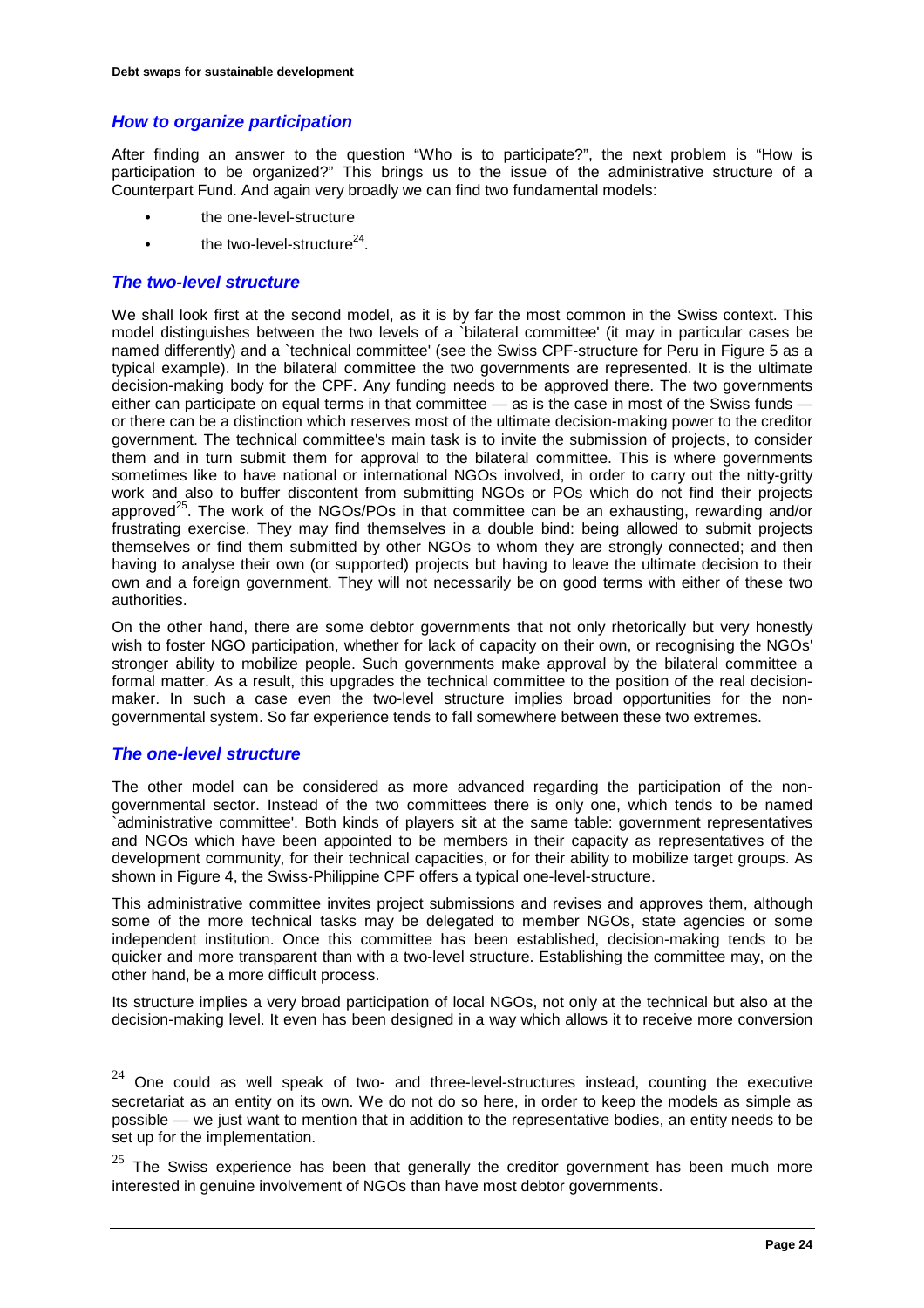### *How to organize participation*

After finding an answer to the question "Who is to participate?", the next problem is "How is participation to be organized?" This brings us to the issue of the administrative structure of a Counterpart Fund. And again very broadly we can find two fundamental models:

- the one-level-structure
- the two-level-structure[24].

### *The two-level structure*

We shall look first at the second model, as it is by far the most common in the Swiss context. This model distinguishes between the two levels of a `bilateral committee' (it may in particular cases be named differently) and a `technical committee' (see the Swiss CPF-structure for Peru in Figure 5 as a typical example). In the bilateral committee the two governments are represented. It is the ultimate decision-making body for the CPF. Any funding needs to be approved there. The two governments either can participate on equal terms in that committee — as is the case in most of the Swiss funds — or there can be a distinction which reserves most of the ultimate decision-making power to the creditor government. The technical committee's main task is to invite the submission of projects, to consider them and in turn submit them for approval to the bilateral committee. This is where governments sometimes like to have national or international NGOs involved, in order to carry out the nitty-gritty work and also to buffer discontent from submitting NGOs or POs which do not find their projects approved[25]. The work of the NGOs/POs in that committee can be an exhausting, rewarding and/or frustrating exercise. They may find themselves in a double bind: being allowed to submit projects themselves or find them submitted by other NGOs to whom they are strongly connected; and then having to analyse their own (or supported) projects but having to leave the ultimate decision to their own and a foreign government. They will not necessarily be on good terms with either of these two authorities.

On the other hand, there are some debtor governments that not only rhetorically but very honestly wish to foster NGO participation, whether for lack of capacity on their own, or recognising the NGOs' stronger ability to mobilize people. Such governments make approval by the bilateral committee a formal matter. As a result, this upgrades the technical committee to the position of the real decision-maker. In such a case even the two-level structure implies broad opportunities for the non-governmental system. So far experience tends to fall somewhere between these two extremes.

### *The one-level structure*

The other model can be considered as more advanced regarding the participation of the non-governmental sector. Instead of the two committees there is only one, which tends to be named `administrative committee'. Both kinds of players sit at the same table: government representatives and NGOs which have been appointed to be members in their capacity as representatives of the development community, for their technical capacities, or for their ability to mobilize target groups. As shown in Figure 4, the Swiss-Philippine CPF offers a typical one-level-structure.

This administrative committee invites project submissions and revises and approves them, although some of the more technical tasks may be delegated to member NGOs, state agencies or some independent institution. Once this committee has been established, decision-making tends to be quicker and more transparent than with a two-level structure. Establishing the committee may, on the other hand, be a more difficult process.

Its structure implies a very broad participation of local NGOs, not only at the technical but also at the decision-making level. It even has been designed in a way which allows it to receive more conversion

---

[24] One could as well speak of two- and three-level-structures instead, counting the executive secretariat as an entity on its own. We do not do so here, in order to keep the models as simple as possible — we just want to mention that in addition to the representative bodies, an entity needs to be set up for the implementation.

[25] The Swiss experience has been that generally the creditor government has been much more interested in genuine involvement of NGOs than have most debtor governments.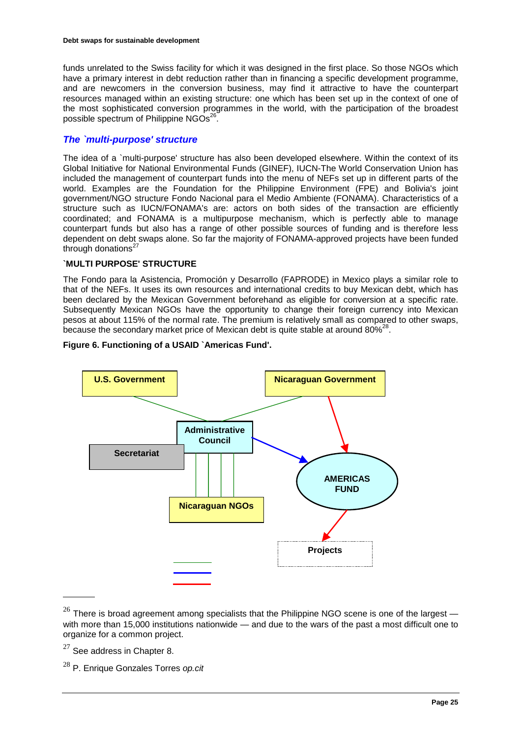funds unrelated to the Swiss facility for which it was designed in the first place. So those NGOs which have a primary interest in debt reduction rather than in financing a specific development programme, and are newcomers in the conversion business, may find it attractive to have the counterpart resources managed within an existing structure: one which has been set up in the context of one of the most sophisticated conversion programmes in the world, with the participation of the broadest possible spectrum of Philippine NGOs[26].

### *The `multi-purpose' structure*

The idea of a `multi-purpose' structure has also been developed elsewhere. Within the context of its Global Initiative for National Environmental Funds (GINEF), IUCN-The World Conservation Union has included the management of counterpart funds into the menu of NEFs set up in different parts of the world. Examples are the Foundation for the Philippine Environment (FPE) and Bolivia's joint government/NGO structure Fondo Nacional para el Medio Ambiente (FONAMA). Characteristics of a structure such as IUCN/FONAMA's are: actors on both sides of the transaction are efficiently coordinated; and FONAMA is a multipurpose mechanism, which is perfectly able to manage counterpart funds but also has a range of other possible sources of funding and is therefore less dependent on debt swaps alone. So far the majority of FONAMA-approved projects have been funded through donations[27]

**`MULTI PURPOSE' STRUCTURE**

The Fondo para la Asistencia, Promoción y Desarrollo (FAPRODE) in Mexico plays a similar role to that of the NEFs. It uses its own resources and international credits to buy Mexican debt, which has been declared by the Mexican Government beforehand as eligible for conversion at a specific rate. Subsequently Mexican NGOs have the opportunity to change their foreign currency into Mexican pesos at about 115% of the normal rate. The premium is relatively small as compared to other swaps, because the secondary market price of Mexican debt is quite stable at around 80%[28].

**Figure 6. Functioning of a USAID `Americas Fund'.**

U.S. Government — Nicaraguan Government — Administrative Council — Secretariat — AMERICAS FUND — Nicaraguan NGOs — Projects

---

[26] There is broad agreement among specialists that the Philippine NGO scene is one of the largest — with more than 15,000 institutions nationwide — and due to the wars of the past a most difficult one to organize for a common project.

[27] See address in Chapter 8.

[28] P. Enrique Gonzales Torres *op.cit*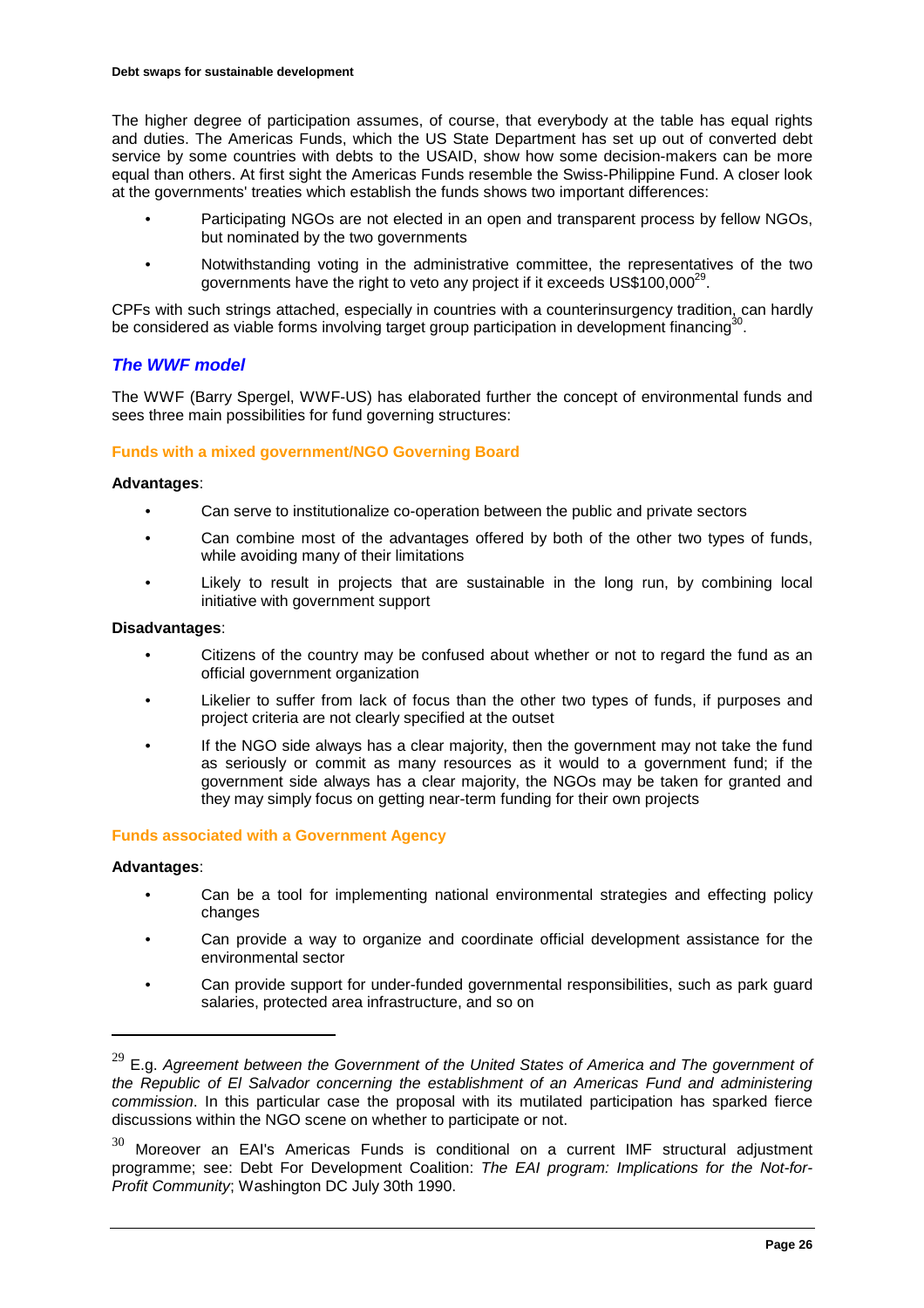The higher degree of participation assumes, of course, that everybody at the table has equal rights and duties. The Americas Funds, which the US State Department has set up out of converted debt service by some countries with debts to the USAID, show how some decision-makers can be more equal than others. At first sight the Americas Funds resemble the Swiss-Philippine Fund. A closer look at the governments' treaties which establish the funds shows two important differences:

- Participating NGOs are not elected in an open and transparent process by fellow NGOs, but nominated by the two governments
- Notwithstanding voting in the administrative committee, the representatives of the two governments have the right to veto any project if it exceeds US$100,000[29].

CPFs with such strings attached, especially in countries with a counterinsurgency tradition, can hardly be considered as viable forms involving target group participation in development financing[30].

## *The WWF model*

The WWF (Barry Spergel, WWF-US) has elaborated further the concept of environmental funds and sees three main possibilities for fund governing structures:

### Funds with a mixed government/NGO Governing Board

**Advantages**:

- Can serve to institutionalize co-operation between the public and private sectors
- Can combine most of the advantages offered by both of the other two types of funds, while avoiding many of their limitations
- Likely to result in projects that are sustainable in the long run, by combining local initiative with government support

**Disadvantages**:

- Citizens of the country may be confused about whether or not to regard the fund as an official government organization
- Likelier to suffer from lack of focus than the other two types of funds, if purposes and project criteria are not clearly specified at the outset
- If the NGO side always has a clear majority, then the government may not take the fund as seriously or commit as many resources as it would to a government fund; if the government side always has a clear majority, the NGOs may be taken for granted and they may simply focus on getting near-term funding for their own projects

### Funds associated with a Government Agency

**Advantages**:

- Can be a tool for implementing national environmental strategies and effecting policy changes
- Can provide a way to organize and coordinate official development assistance for the environmental sector
- Can provide support for under-funded governmental responsibilities, such as park guard salaries, protected area infrastructure, and so on

---

[29] E.g. *Agreement between the Government of the United States of America and The government of the Republic of El Salvador concerning the establishment of an Americas Fund and administering commission*. In this particular case the proposal with its mutilated participation has sparked fierce discussions within the NGO scene on whether to participate or not.

[30] Moreover an EAI's Americas Funds is conditional on a current IMF structural adjustment programme; see: Debt For Development Coalition: *The EAI program: Implications for the Not-for-Profit Community*; Washington DC July 30th 1990.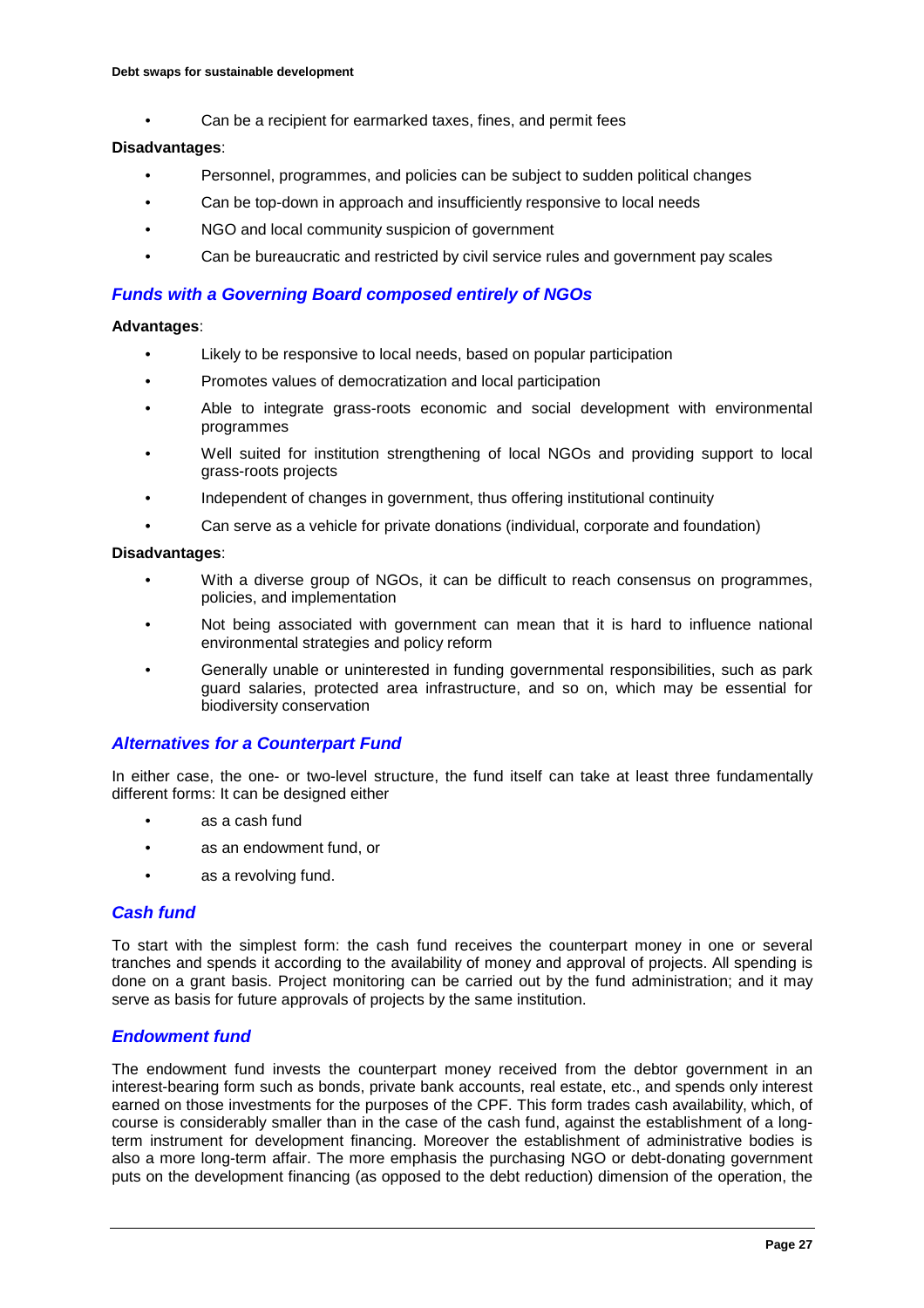- Can be a recipient for earmarked taxes, fines, and permit fees

**Disadvantages**:

- Personnel, programmes, and policies can be subject to sudden political changes
- Can be top-down in approach and insufficiently responsive to local needs
- NGO and local community suspicion of government
- Can be bureaucratic and restricted by civil service rules and government pay scales

### *Funds with a Governing Board composed entirely of NGOs*

**Advantages**:

- Likely to be responsive to local needs, based on popular participation
- Promotes values of democratization and local participation
- Able to integrate grass-roots economic and social development with environmental programmes
- Well suited for institution strengthening of local NGOs and providing support to local grass-roots projects
- Independent of changes in government, thus offering institutional continuity
- Can serve as a vehicle for private donations (individual, corporate and foundation)

**Disadvantages**:

- With a diverse group of NGOs, it can be difficult to reach consensus on programmes, policies, and implementation
- Not being associated with government can mean that it is hard to influence national environmental strategies and policy reform
- Generally unable or uninterested in funding governmental responsibilities, such as park guard salaries, protected area infrastructure, and so on, which may be essential for biodiversity conservation

### *Alternatives for a Counterpart Fund*

In either case, the one- or two-level structure, the fund itself can take at least three fundamentally different forms: It can be designed either

- as a cash fund
- as an endowment fund, or
- as a revolving fund.

### *Cash fund*

To start with the simplest form: the cash fund receives the counterpart money in one or several tranches and spends it according to the availability of money and approval of projects. All spending is done on a grant basis. Project monitoring can be carried out by the fund administration; and it may serve as basis for future approvals of projects by the same institution.

### *Endowment fund*

The endowment fund invests the counterpart money received from the debtor government in an interest-bearing form such as bonds, private bank accounts, real estate, etc., and spends only interest earned on those investments for the purposes of the CPF. This form trades cash availability, which, of course is considerably smaller than in the case of the cash fund, against the establishment of a long-term instrument for development financing. Moreover the establishment of administrative bodies is also a more long-term affair. The more emphasis the purchasing NGO or debt-donating government puts on the development financing (as opposed to the debt reduction) dimension of the operation, the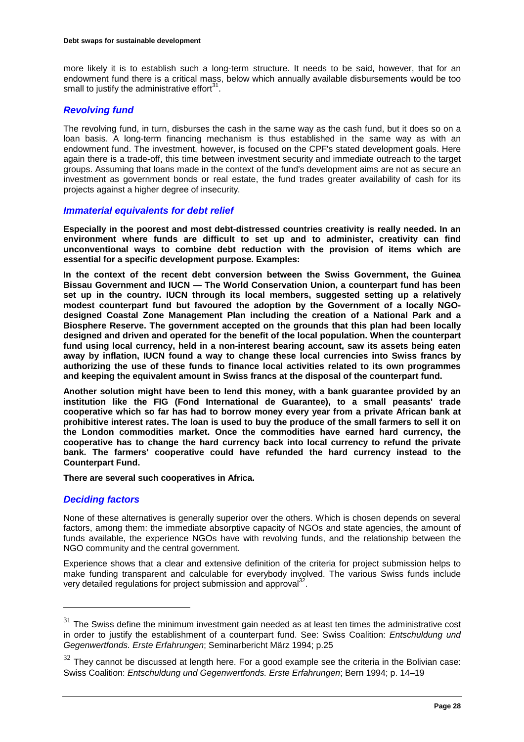more likely it is to establish such a long-term structure. It needs to be said, however, that for an endowment fund there is a critical mass, below which annually available disbursements would be too small to justify the administrative effort[31].

### *Revolving fund*

The revolving fund, in turn, disburses the cash in the same way as the cash fund, but it does so on a loan basis. A long-term financing mechanism is thus established in the same way as with an endowment fund. The investment, however, is focused on the CPF's stated development goals. Here again there is a trade-off, this time between investment security and immediate outreach to the target groups. Assuming that loans made in the context of the fund's development aims are not as secure an investment as government bonds or real estate, the fund trades greater availability of cash for its projects against a higher degree of insecurity.

### *Immaterial equivalents for debt relief*

**Especially in the poorest and most debt-distressed countries creativity is really needed. In an environment where funds are difficult to set up and to administer, creativity can find unconventional ways to combine debt reduction with the provision of items which are essential for a specific development purpose. Examples:**

**In the context of the recent debt conversion between the Swiss Government, the Guinea Bissau Government and IUCN — The World Conservation Union, a counterpart fund has been set up in the country. IUCN through its local members, suggested setting up a relatively modest counterpart fund but favoured the adoption by the Government of a locally NGO-designed Coastal Zone Management Plan including the creation of a National Park and a Biosphere Reserve. The government accepted on the grounds that this plan had been locally designed and driven and operated for the benefit of the local population. When the counterpart fund using local currency, held in a non-interest bearing account, saw its assets being eaten away by inflation, IUCN found a way to change these local currencies into Swiss francs by authorizing the use of these funds to finance local activities related to its own programmes and keeping the equivalent amount in Swiss francs at the disposal of the counterpart fund.**

**Another solution might have been to lend this money, with a bank guarantee provided by an institution like the FIG (Fond International de Guarantee), to a small peasants' trade cooperative which so far has had to borrow money every year from a private African bank at prohibitive interest rates. The loan is used to buy the produce of the small farmers to sell it on the London commodities market. Once the commodities have earned hard currency, the cooperative has to change the hard currency back into local currency to refund the private bank. The farmers' cooperative could have refunded the hard currency instead to the Counterpart Fund.**

**There are several such cooperatives in Africa.**

### *Deciding factors*

None of these alternatives is generally superior over the others. Which is chosen depends on several factors, among them: the immediate absorptive capacity of NGOs and state agencies, the amount of funds available, the experience NGOs have with revolving funds, and the relationship between the NGO community and the central government.

Experience shows that a clear and extensive definition of the criteria for project submission helps to make funding transparent and calculable for everybody involved. The various Swiss funds include very detailed regulations for project submission and approval[32].

---

[31] The Swiss define the minimum investment gain needed as at least ten times the administrative cost in order to justify the establishment of a counterpart fund. See: Swiss Coalition: *Entschuldung und Gegenwertfonds. Erste Erfahrungen*; Seminarbericht März 1994; p.25

[32] They cannot be discussed at length here. For a good example see the criteria in the Bolivian case: Swiss Coalition: *Entschuldung und Gegenwertfonds. Erste Erfahrungen*; Bern 1994; p. 14–19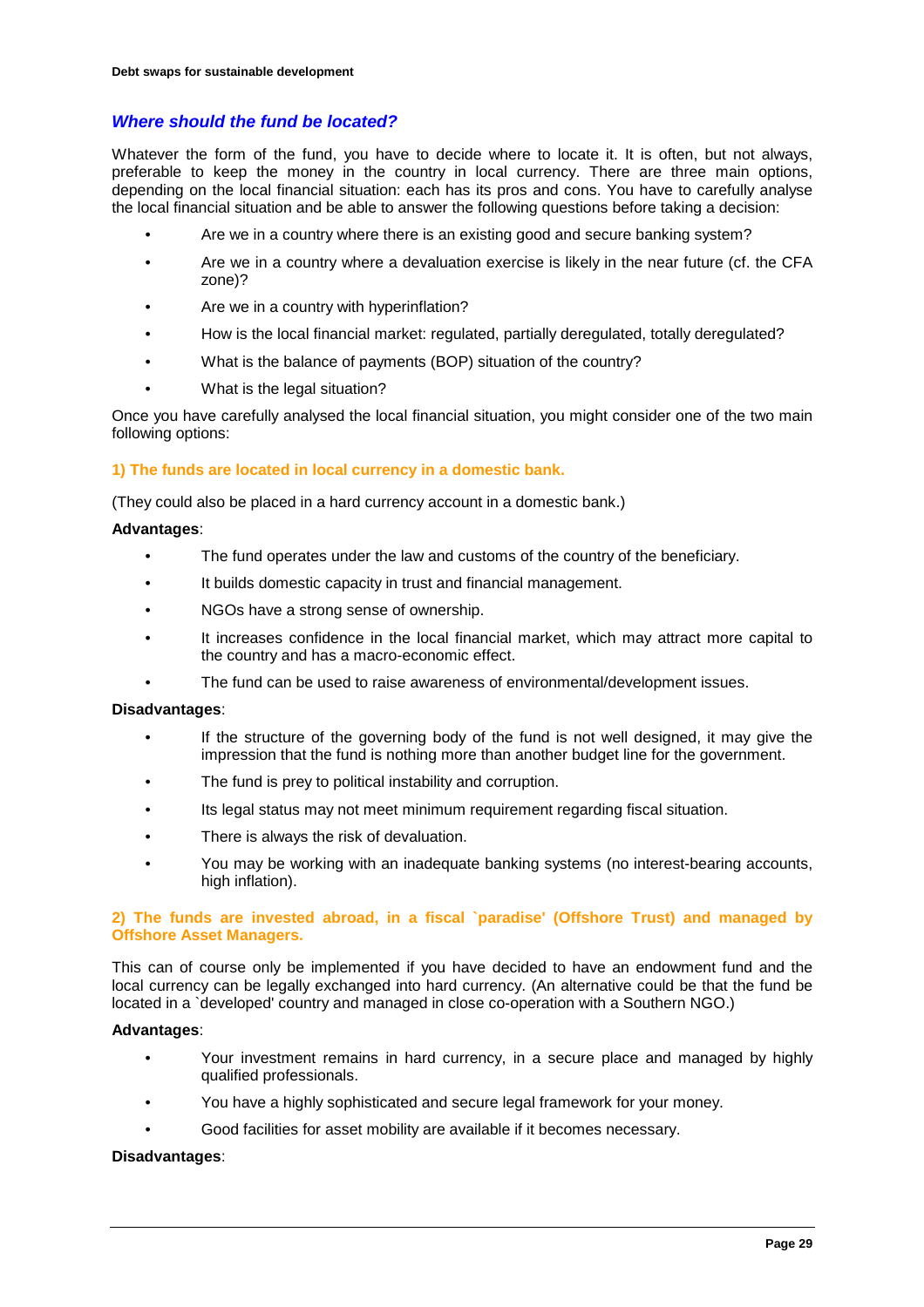## *Where should the fund be located?*

Whatever the form of the fund, you have to decide where to locate it. It is often, but not always, preferable to keep the money in the country in local currency. There are three main options, depending on the local financial situation: each has its pros and cons. You have to carefully analyse the local financial situation and be able to answer the following questions before taking a decision:

- Are we in a country where there is an existing good and secure banking system?
- Are we in a country where a devaluation exercise is likely in the near future (cf. the CFA zone)?
- Are we in a country with hyperinflation?
- How is the local financial market: regulated, partially deregulated, totally deregulated?
- What is the balance of payments (BOP) situation of the country?
- What is the legal situation?

Once you have carefully analysed the local financial situation, you might consider one of the two main following options:

### 1) The funds are located in local currency in a domestic bank.

(They could also be placed in a hard currency account in a domestic bank.)

**Advantages**:

- The fund operates under the law and customs of the country of the beneficiary.
- It builds domestic capacity in trust and financial management.
- NGOs have a strong sense of ownership.
- It increases confidence in the local financial market, which may attract more capital to the country and has a macro-economic effect.
- The fund can be used to raise awareness of environmental/development issues.

**Disadvantages**:

- If the structure of the governing body of the fund is not well designed, it may give the impression that the fund is nothing more than another budget line for the government.
- The fund is prey to political instability and corruption.
- Its legal status may not meet minimum requirement regarding fiscal situation.
- There is always the risk of devaluation.
- You may be working with an inadequate banking systems (no interest-bearing accounts, high inflation).

### 2) The funds are invested abroad, in a fiscal `paradise' (Offshore Trust) and managed by Offshore Asset Managers.

This can of course only be implemented if you have decided to have an endowment fund and the local currency can be legally exchanged into hard currency. (An alternative could be that the fund be located in a `developed' country and managed in close co-operation with a Southern NGO.)

**Advantages**:

- Your investment remains in hard currency, in a secure place and managed by highly qualified professionals.
- You have a highly sophisticated and secure legal framework for your money.
- Good facilities for asset mobility are available if it becomes necessary.

**Disadvantages**: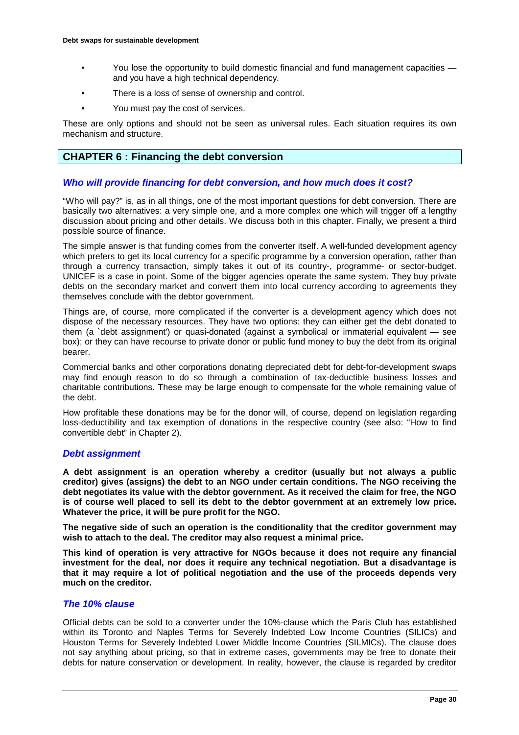- You lose the opportunity to build domestic financial and fund management capacities — and you have a high technical dependency.
- There is a loss of sense of ownership and control.
- You must pay the cost of services.

These are only options and should not be seen as universal rules. Each situation requires its own mechanism and structure.

## CHAPTER 6 : Financing the debt conversion

### *Who will provide financing for debt conversion, and how much does it cost?*

"Who will pay?" is, as in all things, one of the most important questions for debt conversion. There are basically two alternatives: a very simple one, and a more complex one which will trigger off a lengthy discussion about pricing and other details. We discuss both in this chapter. Finally, we present a third possible source of finance.

The simple answer is that funding comes from the converter itself. A well-funded development agency which prefers to get its local currency for a specific programme by a conversion operation, rather than through a currency transaction, simply takes it out of its country-, programme- or sector-budget. UNICEF is a case in point. Some of the bigger agencies operate the same system. They buy private debts on the secondary market and convert them into local currency according to agreements they themselves conclude with the debtor government.

Things are, of course, more complicated if the converter is a development agency which does not dispose of the necessary resources. They have two options: they can either get the debt donated to them (a `debt assignment') or quasi-donated (against a symbolical or immaterial equivalent — see box); or they can have recourse to private donor or public fund money to buy the debt from its original bearer.

Commercial banks and other corporations donating depreciated debt for debt-for-development swaps may find enough reason to do so through a combination of tax-deductible business losses and charitable contributions. These may be large enough to compensate for the whole remaining value of the debt.

How profitable these donations may be for the donor will, of course, depend on legislation regarding loss-deductibility and tax exemption of donations in the respective country (see also: "How to find convertible debt" in Chapter 2).

### *Debt assignment*

**A debt assignment is an operation whereby a creditor (usually but not always a public creditor) gives (assigns) the debt to an NGO under certain conditions. The NGO receiving the debt negotiates its value with the debtor government. As it received the claim for free, the NGO is of course well placed to sell its debt to the debtor government at an extremely low price. Whatever the price, it will be pure profit for the NGO.**

**The negative side of such an operation is the conditionality that the creditor government may wish to attach to the deal. The creditor may also request a minimal price.**

**This kind of operation is very attractive for NGOs because it does not require any financial investment for the deal, nor does it require any technical negotiation. But a disadvantage is that it may require a lot of political negotiation and the use of the proceeds depends very much on the creditor.**

### *The 10% clause*

Official debts can be sold to a converter under the 10%-clause which the Paris Club has established within its Toronto and Naples Terms for Severely Indebted Low Income Countries (SILICs) and Houston Terms for Severely Indebted Lower Middle Income Countries (SILMICs). The clause does not say anything about pricing, so that in extreme cases, governments may be free to donate their debts for nature conservation or development. In reality, however, the clause is regarded by creditor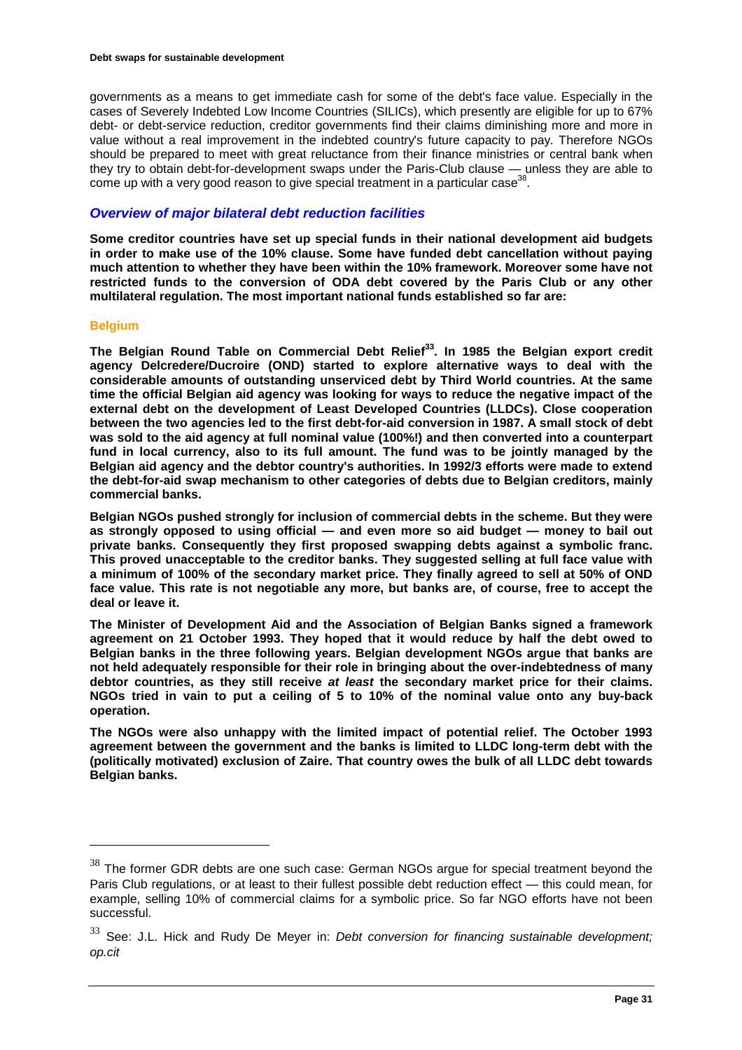governments as a means to get immediate cash for some of the debt's face value. Especially in the cases of Severely Indebted Low Income Countries (SILICs), which presently are eligible for up to 67% debt- or debt-service reduction, creditor governments find their claims diminishing more and more in value without a real improvement in the indebted country's future capacity to pay. Therefore NGOs should be prepared to meet with great reluctance from their finance ministries or central bank when they try to obtain debt-for-development swaps under the Paris-Club clause — unless they are able to come up with a very good reason to give special treatment in a particular case[38].

## *Overview of major bilateral debt reduction facilities*

**Some creditor countries have set up special funds in their national development aid budgets in order to make use of the 10% clause. Some have funded debt cancellation without paying much attention to whether they have been within the 10% framework. Moreover some have not restricted funds to the conversion of ODA debt covered by the Paris Club or any other multilateral regulation. The most important national funds established so far are:**

### Belgium

**The Belgian Round Table on Commercial Debt Relief[33]. In 1985 the Belgian export credit agency Delcredere/Ducroire (OND) started to explore alternative ways to deal with the considerable amounts of outstanding unserviced debt by Third World countries. At the same time the official Belgian aid agency was looking for ways to reduce the negative impact of the external debt on the development of Least Developed Countries (LLDCs). Close cooperation between the two agencies led to the first debt-for-aid conversion in 1987. A small stock of debt was sold to the aid agency at full nominal value (100%!) and then converted into a counterpart fund in local currency, also to its full amount. The fund was to be jointly managed by the Belgian aid agency and the debtor country's authorities. In 1992/3 efforts were made to extend the debt-for-aid swap mechanism to other categories of debts due to Belgian creditors, mainly commercial banks.**

**Belgian NGOs pushed strongly for inclusion of commercial debts in the scheme. But they were as strongly opposed to using official — and even more so aid budget — money to bail out private banks. Consequently they first proposed swapping debts against a symbolic franc. This proved unacceptable to the creditor banks. They suggested selling at full face value with a minimum of 100% of the secondary market price. They finally agreed to sell at 50% of OND face value. This rate is not negotiable any more, but banks are, of course, free to accept the deal or leave it.**

**The Minister of Development Aid and the Association of Belgian Banks signed a framework agreement on 21 October 1993. They hoped that it would reduce by half the debt owed to Belgian banks in the three following years. Belgian development NGOs argue that banks are not held adequately responsible for their role in bringing about the over-indebtedness of many debtor countries, as they still receive *at least* the secondary market price for their claims. NGOs tried in vain to put a ceiling of 5 to 10% of the nominal value onto any buy-back operation.**

**The NGOs were also unhappy with the limited impact of potential relief. The October 1993 agreement between the government and the banks is limited to LLDC long-term debt with the (politically motivated) exclusion of Zaire. That country owes the bulk of all LLDC debt towards Belgian banks.**

---

[38] The former GDR debts are one such case: German NGOs argue for special treatment beyond the Paris Club regulations, or at least to their fullest possible debt reduction effect — this could mean, for example, selling 10% of commercial claims for a symbolic price. So far NGO efforts have not been successful.

[33] See: J.L. Hick and Rudy De Meyer in: *Debt conversion for financing sustainable development; op.cit*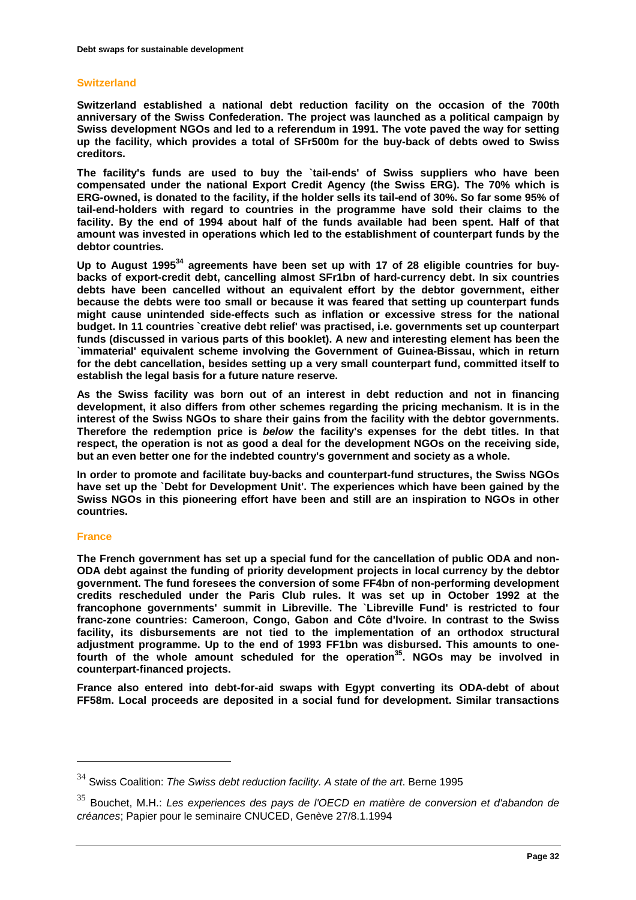## Switzerland

**Switzerland established a national debt reduction facility on the occasion of the 700th anniversary of the Swiss Confederation. The project was launched as a political campaign by Swiss development NGOs and led to a referendum in 1991. The vote paved the way for setting up the facility, which provides a total of SFr500m for the buy-back of debts owed to Swiss creditors.**

**The facility's funds are used to buy the `tail-ends' of Swiss suppliers who have been compensated under the national Export Credit Agency (the Swiss ERG). The 70% which is ERG-owned, is donated to the facility, if the holder sells its tail-end of 30%. So far some 95% of tail-end-holders with regard to countries in the programme have sold their claims to the facility. By the end of 1994 about half of the funds available had been spent. Half of that amount was invested in operations which led to the establishment of counterpart funds by the debtor countries.**

**Up to August 1995[34] agreements have been set up with 17 of 28 eligible countries for buy-backs of export-credit debt, cancelling almost SFr1bn of hard-currency debt. In six countries debts have been cancelled without an equivalent effort by the debtor government, either because the debts were too small or because it was feared that setting up counterpart funds might cause unintended side-effects such as inflation or excessive stress for the national budget. In 11 countries `creative debt relief' was practised, i.e. governments set up counterpart funds (discussed in various parts of this booklet). A new and interesting element has been the `immaterial' equivalent scheme involving the Government of Guinea-Bissau, which in return for the debt cancellation, besides setting up a very small counterpart fund, committed itself to establish the legal basis for a future nature reserve.**

**As the Swiss facility was born out of an interest in debt reduction and not in financing development, it also differs from other schemes regarding the pricing mechanism. It is in the interest of the Swiss NGOs to share their gains from the facility with the debtor governments. Therefore the redemption price is *below* the facility's expenses for the debt titles. In that respect, the operation is not as good a deal for the development NGOs on the receiving side, but an even better one for the indebted country's government and society as a whole.**

**In order to promote and facilitate buy-backs and counterpart-fund structures, the Swiss NGOs have set up the `Debt for Development Unit'. The experiences which have been gained by the Swiss NGOs in this pioneering effort have been and still are an inspiration to NGOs in other countries.**

## France

**The French government has set up a special fund for the cancellation of public ODA and non-ODA debt against the funding of priority development projects in local currency by the debtor government. The fund foresees the conversion of some FF4bn of non-performing development credits rescheduled under the Paris Club rules. It was set up in October 1992 at the francophone governments' summit in Libreville. The `Libreville Fund' is restricted to four franc-zone countries: Cameroon, Congo, Gabon and Côte d'Ivoire. In contrast to the Swiss facility, its disbursements are not tied to the implementation of an orthodox structural adjustment programme. Up to the end of 1993 FF1bn was disbursed. This amounts to one-fourth of the whole amount scheduled for the operation[35]. NGOs may be involved in counterpart-financed projects.**

**France also entered into debt-for-aid swaps with Egypt converting its ODA-debt of about FF58m. Local proceeds are deposited in a social fund for development. Similar transactions**

---

[34] Swiss Coalition: *The Swiss debt reduction facility. A state of the art*. Berne 1995

[35] Bouchet, M.H.: *Les experiences des pays de l'OECD en matière de conversion et d'abandon de créances*; Papier pour le seminaire CNUCED, Genève 27/8.1.1994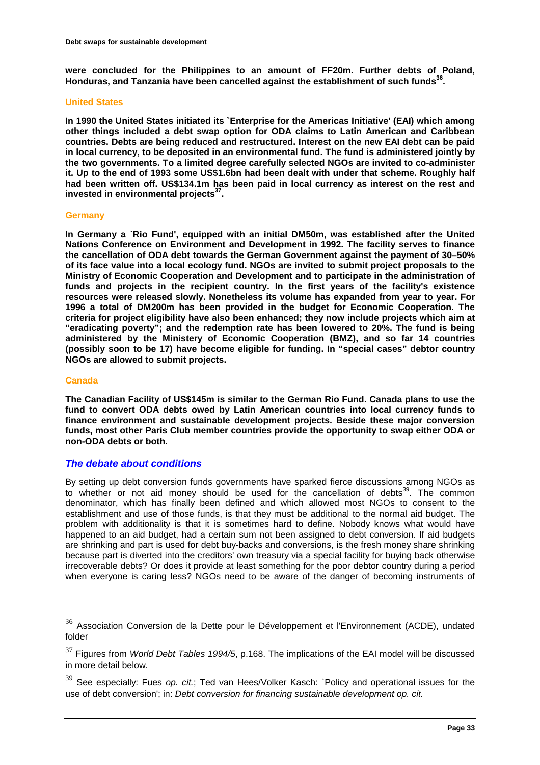**were concluded for the Philippines to an amount of FF20m. Further debts of Poland, Honduras, and Tanzania have been cancelled against the establishment of such funds[36].**

### United States

**In 1990 the United States initiated its `Enterprise for the Americas Initiative' (EAI) which among other things included a debt swap option for ODA claims to Latin American and Caribbean countries. Debts are being reduced and restructured. Interest on the new EAI debt can be paid in local currency, to be deposited in an environmental fund. The fund is administered jointly by the two governments. To a limited degree carefully selected NGOs are invited to co-administer it. Up to the end of 1993 some US$1.6bn had been dealt with under that scheme. Roughly half had been written off. US$134.1m has been paid in local currency as interest on the rest and invested in environmental projects[37].**

### Germany

**In Germany a `Rio Fund', equipped with an initial DM50m, was established after the United Nations Conference on Environment and Development in 1992. The facility serves to finance the cancellation of ODA debt towards the German Government against the payment of 30–50% of its face value into a local ecology fund. NGOs are invited to submit project proposals to the Ministry of Economic Cooperation and Development and to participate in the administration of funds and projects in the recipient country. In the first years of the facility's existence resources were released slowly. Nonetheless its volume has expanded from year to year. For 1996 a total of DM200m has been provided in the budget for Economic Cooperation. The criteria for project eligibility have also been enhanced; they now include projects which aim at "eradicating poverty"; and the redemption rate has been lowered to 20%. The fund is being administered by the Ministry of Economic Cooperation (BMZ), and so far 14 countries (possibly soon to be 17) have become eligible for funding. In "special cases" debtor country NGOs are allowed to submit projects.**

### Canada

**The Canadian Facility of US$145m is similar to the German Rio Fund. Canada plans to use the fund to convert ODA debts owed by Latin American countries into local currency funds to finance environment and sustainable development projects. Beside these major conversion funds, most other Paris Club member countries provide the opportunity to swap either ODA or non-ODA debts or both.**

## *The debate about conditions*

By setting up debt conversion funds governments have sparked fierce discussions among NGOs as to whether or not aid money should be used for the cancellation of debts[39]. The common denominator, which has finally been defined and which allowed most NGOs to consent to the establishment and use of those funds, is that they must be additional to the normal aid budget. The problem with additionality is that it is sometimes hard to define. Nobody knows what would have happened to an aid budget, had a certain sum not been assigned to debt conversion. If aid budgets are shrinking and part is used for debt buy-backs and conversions, is the fresh money share shrinking because part is diverted into the creditors' own treasury via a special facility for buying back otherwise irrecoverable debts? Or does it provide at least something for the poor debtor country during a period when everyone is caring less? NGOs need to be aware of the danger of becoming instruments of

---

[36] Association Conversion de la Dette pour le Développement et l'Environnement (ACDE), undated folder

[37] Figures from *World Debt Tables 1994/5*, p.168. The implications of the EAI model will be discussed in more detail below.

[39] See especially: Fues *op. cit.*; Ted van Hees/Volker Kasch: `Policy and operational issues for the use of debt conversion'; in: *Debt conversion for financing sustainable development op. cit.*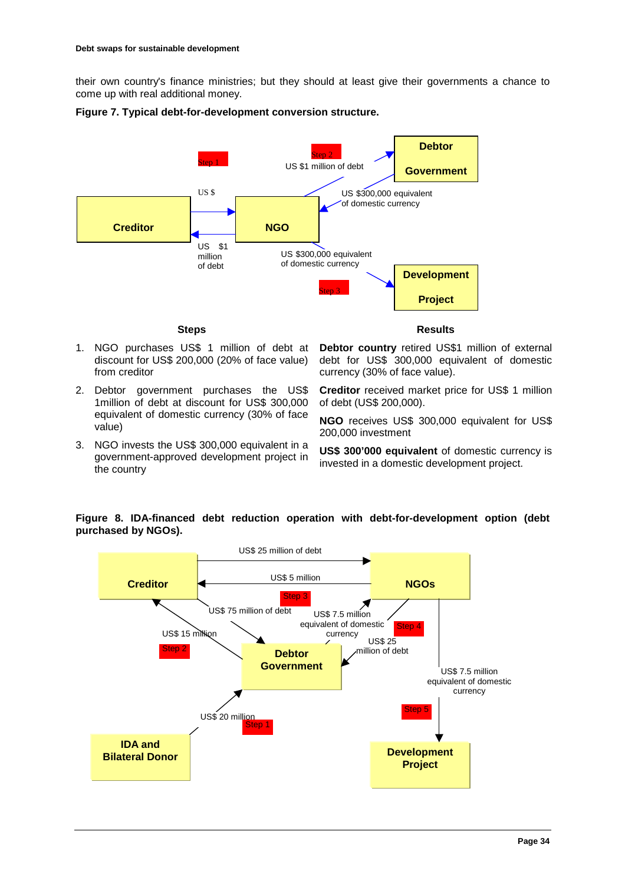their own country's finance ministries; but they should at least give their governments a chance to come up with real additional money.

**Figure 7. Typical debt-for-development conversion structure.**

Step 1

US $

US $1 million of debt

Step 2

US $1 million of debt

US $300,000 equivalent of domestic currency

US $300,000 equivalent of domestic currency

Step 3

Creditor

NGO

Debtor Government

Development Project

| Steps | Results |
|---|---|
| 1. NGO purchases US$ 1 million of debt at discount for US$ 200,000 (20% of face value) from creditor | **Debtor country** retired US$1 million of external debt for US$ 300,000 equivalent of domestic currency (30% of face value). |
| 2. Debtor government purchases the US$ 1million of debt at discount for US$ 300,000 equivalent of domestic currency (30% of face value) | **Creditor** received market price for US$ 1 million of debt (US$ 200,000). **NGO** receives US$ 300,000 equivalent for US$ 200,000 investment |
| 3. NGO invests the US$ 300,000 equivalent in a government-approved development project in the country | **US$ 300'000 equivalent** of domestic currency is invested in a domestic development project. |

**Figure 8. IDA-financed debt reduction operation with debt-for-development option (debt purchased by NGOs).**

Creditor

NGOs

Debtor Government

IDA and Bilateral Donor

Development Project

US$ 25 million of debt

US$ 5 million

Step 3

US$ 75 million of debt

US$ 7.5 million equivalent of domestic currency

Step 4

US$ 25 million of debt

US$ 15 million

Step 2

US$ 7.5 million equivalent of domestic currency

Step 5

US$ 20 million

Step 1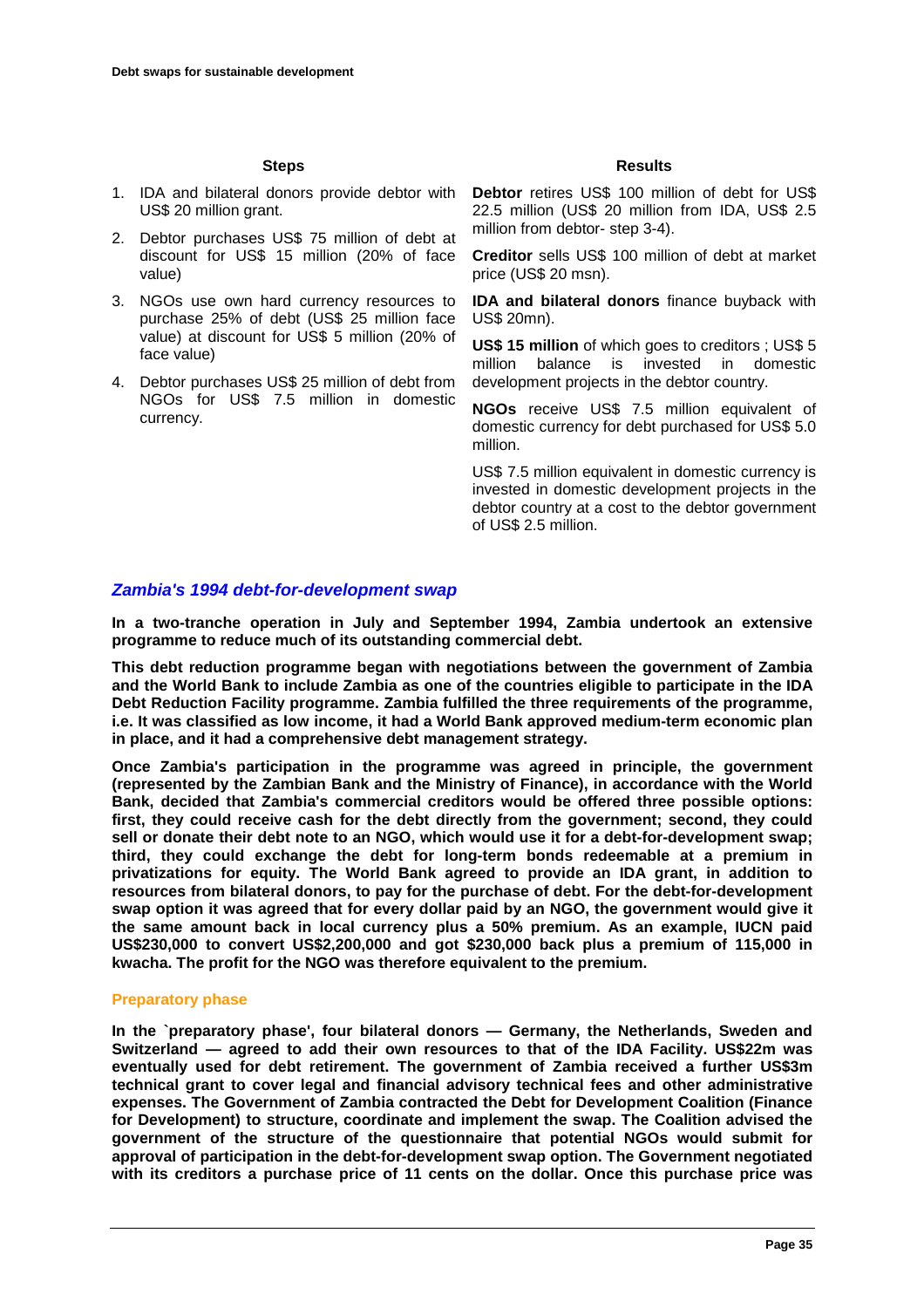| Steps | Results |
|---|---|
| 1. IDA and bilateral donors provide debtor with US$ 20 million grant.<br>2. Debtor purchases US$ 75 million of debt at discount for US$ 15 million (20% of face value)<br>3. NGOs use own hard currency resources to purchase 25% of debt (US$ 25 million face value) at discount for US$ 5 million (20% of face value)<br>4. Debtor purchases US$ 25 million of debt from NGOs for US$ 7.5 million in domestic currency. | **Debtor** retires US$ 100 million of debt for US$ 22.5 million (US$ 20 million from IDA, US$ 2.5 million from debtor- step 3-4).<br>**Creditor** sells US$ 100 million of debt at market price (US$ 20 msn).<br>**IDA and bilateral donors** finance buyback with US$ 20mn).<br>**US$ 15 million** of which goes to creditors ; US$ 5 million balance is invested in domestic development projects in the debtor country.<br>**NGOs** receive US$ 7.5 million equivalent of domestic currency for debt purchased for US$ 5.0 million.<br>US$ 7.5 million equivalent in domestic currency is invested in domestic development projects in the debtor country at a cost to the debtor government of US$ 2.5 million. |

## *Zambia's 1994 debt-for-development swap*

**In a two-tranche operation in July and September 1994, Zambia undertook an extensive programme to reduce much of its outstanding commercial debt.**

**This debt reduction programme began with negotiations between the government of Zambia and the World Bank to include Zambia as one of the countries eligible to participate in the IDA Debt Reduction Facility programme. Zambia fulfilled the three requirements of the programme, i.e. It was classified as low income, it had a World Bank approved medium-term economic plan in place, and it had a comprehensive debt management strategy.**

**Once Zambia's participation in the programme was agreed in principle, the government (represented by the Zambian Bank and the Ministry of Finance), in accordance with the World Bank, decided that Zambia's commercial creditors would be offered three possible options: first, they could receive cash for the debt directly from the government; second, they could sell or donate their debt note to an NGO, which would use it for a debt-for-development swap; third, they could exchange the debt for long-term bonds redeemable at a premium in privatizations for equity. The World Bank agreed to provide an IDA grant, in addition to resources from bilateral donors, to pay for the purchase of debt. For the debt-for-development swap option it was agreed that for every dollar paid by an NGO, the government would give it the same amount back in local currency plus a 50% premium. As an example, IUCN paid US$230,000 to convert US$2,200,000 and got $230,000 back plus a premium of 115,000 in kwacha. The profit for the NGO was therefore equivalent to the premium.**

### Preparatory phase

**In the `preparatory phase', four bilateral donors — Germany, the Netherlands, Sweden and Switzerland — agreed to add their own resources to that of the IDA Facility. US$22m was eventually used for debt retirement. The government of Zambia received a further US$3m technical grant to cover legal and financial advisory technical fees and other administrative expenses. The Government of Zambia contracted the Debt for Development Coalition (Finance for Development) to structure, coordinate and implement the swap. The Coalition advised the government of the structure of the questionnaire that potential NGOs would submit for approval of participation in the debt-for-development swap option. The Government negotiated with its creditors a purchase price of 11 cents on the dollar. Once this purchase price was**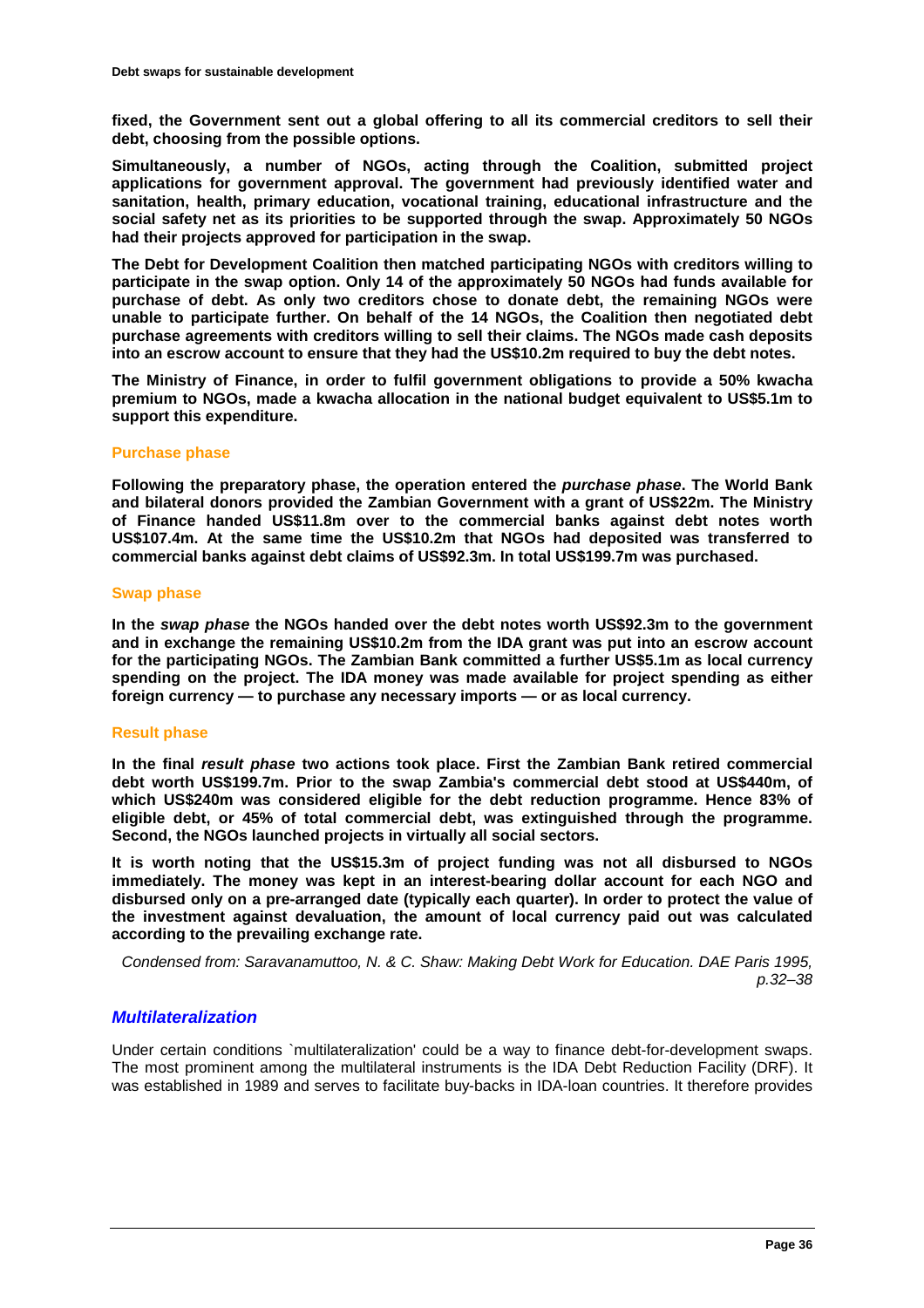**fixed, the Government sent out a global offering to all its commercial creditors to sell their debt, choosing from the possible options.**

**Simultaneously, a number of NGOs, acting through the Coalition, submitted project applications for government approval. The government had previously identified water and sanitation, health, primary education, vocational training, educational infrastructure and the social safety net as its priorities to be supported through the swap. Approximately 50 NGOs had their projects approved for participation in the swap.**

**The Debt for Development Coalition then matched participating NGOs with creditors willing to participate in the swap option. Only 14 of the approximately 50 NGOs had funds available for purchase of debt. As only two creditors chose to donate debt, the remaining NGOs were unable to participate further. On behalf of the 14 NGOs, the Coalition then negotiated debt purchase agreements with creditors willing to sell their claims. The NGOs made cash deposits into an escrow account to ensure that they had the US$10.2m required to buy the debt notes.**

**The Ministry of Finance, in order to fulfil government obligations to provide a 50% kwacha premium to NGOs, made a kwacha allocation in the national budget equivalent to US$5.1m to support this expenditure.**

#### Purchase phase

**Following the preparatory phase, the operation entered the *purchase phase*. The World Bank and bilateral donors provided the Zambian Government with a grant of US$22m. The Ministry of Finance handed US$11.8m over to the commercial banks against debt notes worth US$107.4m. At the same time the US$10.2m that NGOs had deposited was transferred to commercial banks against debt claims of US$92.3m. In total US$199.7m was purchased.**

#### Swap phase

**In the *swap phase* the NGOs handed over the debt notes worth US$92.3m to the government and in exchange the remaining US$10.2m from the IDA grant was put into an escrow account for the participating NGOs. The Zambian Bank committed a further US$5.1m as local currency spending on the project. The IDA money was made available for project spending as either foreign currency — to purchase any necessary imports — or as local currency.**

#### Result phase

**In the final *result phase* two actions took place. First the Zambian Bank retired commercial debt worth US$199.7m. Prior to the swap Zambia's commercial debt stood at US$440m, of which US$240m was considered eligible for the debt reduction programme. Hence 83% of eligible debt, or 45% of total commercial debt, was extinguished through the programme. Second, the NGOs launched projects in virtually all social sectors.**

**It is worth noting that the US$15.3m of project funding was not all disbursed to NGOs immediately. The money was kept in an interest-bearing dollar account for each NGO and disbursed only on a pre-arranged date (typically each quarter). In order to protect the value of the investment against devaluation, the amount of local currency paid out was calculated according to the prevailing exchange rate.**

*Condensed from: Saravanamuttoo, N. & C. Shaw: Making Debt Work for Education. DAE Paris 1995, p.32–38*

### *Multilateralization*

Under certain conditions `multilateralization' could be a way to finance debt-for-development swaps. The most prominent among the multilateral instruments is the IDA Debt Reduction Facility (DRF). It was established in 1989 and serves to facilitate buy-backs in IDA-loan countries. It therefore provides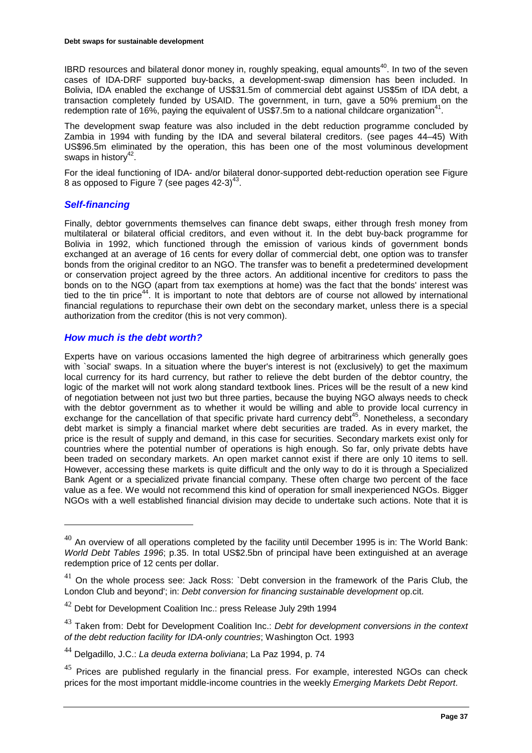IBRD resources and bilateral donor money in, roughly speaking, equal amounts[40]. In two of the seven cases of IDA-DRF supported buy-backs, a development-swap dimension has been included. In Bolivia, IDA enabled the exchange of US$31.5m of commercial debt against US$5m of IDA debt, a transaction completely funded by USAID. The government, in turn, gave a 50% premium on the redemption rate of 16%, paying the equivalent of US$7.5m to a national childcare organization[41].

The development swap feature was also included in the debt reduction programme concluded by Zambia in 1994 with funding by the IDA and several bilateral creditors. (see pages 44–45) With US$96.5m eliminated by the operation, this has been one of the most voluminous development swaps in history[42].

For the ideal functioning of IDA- and/or bilateral donor-supported debt-reduction operation see Figure 8 as opposed to Figure 7 (see pages 42-3)[43].

### *Self-financing*

Finally, debtor governments themselves can finance debt swaps, either through fresh money from multilateral or bilateral official creditors, and even without it. In the debt buy-back programme for Bolivia in 1992, which functioned through the emission of various kinds of government bonds exchanged at an average of 16 cents for every dollar of commercial debt, one option was to transfer bonds from the original creditor to an NGO. The transfer was to benefit a predetermined development or conservation project agreed by the three actors. An additional incentive for creditors to pass the bonds on to the NGO (apart from tax exemptions at home) was the fact that the bonds' interest was tied to the tin price[44]. It is important to note that debtors are of course not allowed by international financial regulations to repurchase their own debt on the secondary market, unless there is a special authorization from the creditor (this is not very common).

### *How much is the debt worth?*

Experts have on various occasions lamented the high degree of arbitrariness which generally goes with `social' swaps. In a situation where the buyer's interest is not (exclusively) to get the maximum local currency for its hard currency, but rather to relieve the debt burden of the debtor country, the logic of the market will not work along standard textbook lines. Prices will be the result of a new kind of negotiation between not just two but three parties, because the buying NGO always needs to check with the debtor government as to whether it would be willing and able to provide local currency in exchange for the cancellation of that specific private hard currency debt[45]. Nonetheless, a secondary debt market is simply a financial market where debt securities are traded. As in every market, the price is the result of supply and demand, in this case for securities. Secondary markets exist only for countries where the potential number of operations is high enough. So far, only private debts have been traded on secondary markets. An open market cannot exist if there are only 10 items to sell. However, accessing these markets is quite difficult and the only way to do it is through a Specialized Bank Agent or a specialized private financial company. These often charge two percent of the face value as a fee. We would not recommend this kind of operation for small inexperienced NGOs. Bigger NGOs with a well established financial division may decide to undertake such actions. Note that it is

---

[40] An overview of all operations completed by the facility until December 1995 is in: The World Bank: *World Debt Tables 1996*; p.35. In total US$2.5bn of principal have been extinguished at an average redemption price of 12 cents per dollar.

[41] On the whole process see: Jack Ross: `Debt conversion in the framework of the Paris Club, the London Club and beyond'; in: *Debt conversion for financing sustainable development* op.cit.

[42] Debt for Development Coalition Inc.: press Release July 29th 1994

[43] Taken from: Debt for Development Coalition Inc.: *Debt for development conversions in the context of the debt reduction facility for IDA-only countries*; Washington Oct. 1993

[44] Delgadillo, J.C.: *La deuda externa boliviana*; La Paz 1994, p. 74

[45] Prices are published regularly in the financial press. For example, interested NGOs can check prices for the most important middle-income countries in the weekly *Emerging Markets Debt Report*.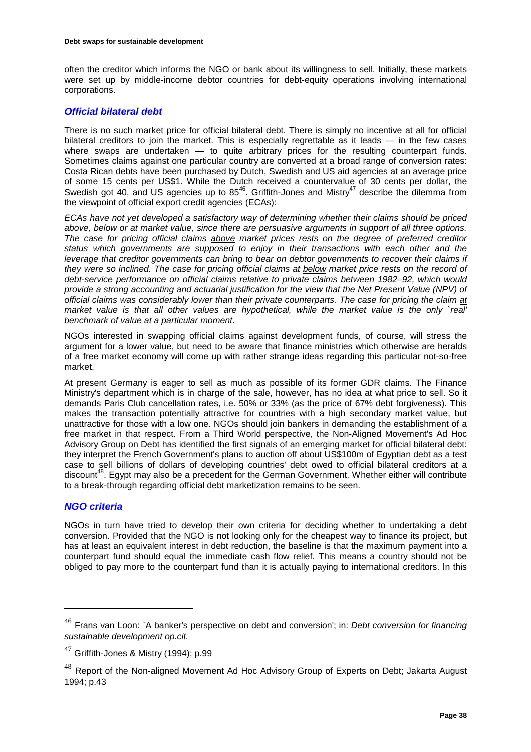often the creditor which informs the NGO or bank about its willingness to sell. Initially, these markets were set up by middle-income debtor countries for debt-equity operations involving international corporations.

### *Official bilateral debt*

There is no such market price for official bilateral debt. There is simply no incentive at all for official bilateral creditors to join the market. This is especially regrettable as it leads — in the few cases where swaps are undertaken — to quite arbitrary prices for the resulting counterpart funds. Sometimes claims against one particular country are converted at a broad range of conversion rates: Costa Rican debts have been purchased by Dutch, Swedish and US aid agencies at an average price of some 15 cents per US$1. While the Dutch received a countervalue of 30 cents per dollar, the Swedish got 40, and US agencies up to 85[46]. Griffith-Jones and Mistry[47] describe the dilemma from the viewpoint of official export credit agencies (ECAs):

*ECAs have not yet developed a satisfactory way of determining whether their claims should be priced above, below or at market value, since there are persuasive arguments in support of all three options. The case for pricing official claims <u>above</u> market prices rests on the degree of preferred creditor status which governments are supposed to enjoy in their transactions with each other and the leverage that creditor governments can bring to bear on debtor governments to recover their claims if they were so inclined. The case for pricing official claims at <u>below</u> market price rests on the record of debt-service performance on official claims relative to private claims between 1982–92, which would provide a strong accounting and actuarial justification for the view that the Net Present Value (NPV) of official claims was considerably lower than their private counterparts. The case for pricing the claim <u>at</u> market value is that all other values are hypothetical, while the market value is the only `real' benchmark of value at a particular moment*.

NGOs interested in swapping official claims against development funds, of course, will stress the argument for a lower value, but need to be aware that finance ministries which otherwise are heralds of a free market economy will come up with rather strange ideas regarding this particular not-so-free market.

At present Germany is eager to sell as much as possible of its former GDR claims. The Finance Ministry's department which is in charge of the sale, however, has no idea at what price to sell. So it demands Paris Club cancellation rates, i.e. 50% or 33% (as the price of 67% debt forgiveness). This makes the transaction potentially attractive for countries with a high secondary market value, but unattractive for those with a low one. NGOs should join bankers in demanding the establishment of a free market in that respect. From a Third World perspective, the Non-Aligned Movement's Ad Hoc Advisory Group on Debt has identified the first signals of an emerging market for official bilateral debt: they interpret the French Government's plans to auction off about US$100m of Egyptian debt as a test case to sell billions of dollars of developing countries' debt owed to official bilateral creditors at a discount[48]. Egypt may also be a precedent for the German Government. Whether either will contribute to a break-through regarding official debt marketization remains to be seen.

### *NGO criteria*

NGOs in turn have tried to develop their own criteria for deciding whether to undertaking a debt conversion. Provided that the NGO is not looking only for the cheapest way to finance its project, but has at least an equivalent interest in debt reduction, the baseline is that the maximum payment into a counterpart fund should equal the immediate cash flow relief. This means a country should not be obliged to pay more to the counterpart fund than it is actually paying to international creditors. In this

---

[46] Frans van Loon: `A banker's perspective on debt and conversion'; in: *Debt conversion for financing sustainable development op.cit.*

[47] Griffith-Jones & Mistry (1994); p.99

[48] Report of the Non-aligned Movement Ad Hoc Advisory Group of Experts on Debt; Jakarta August 1994; p.43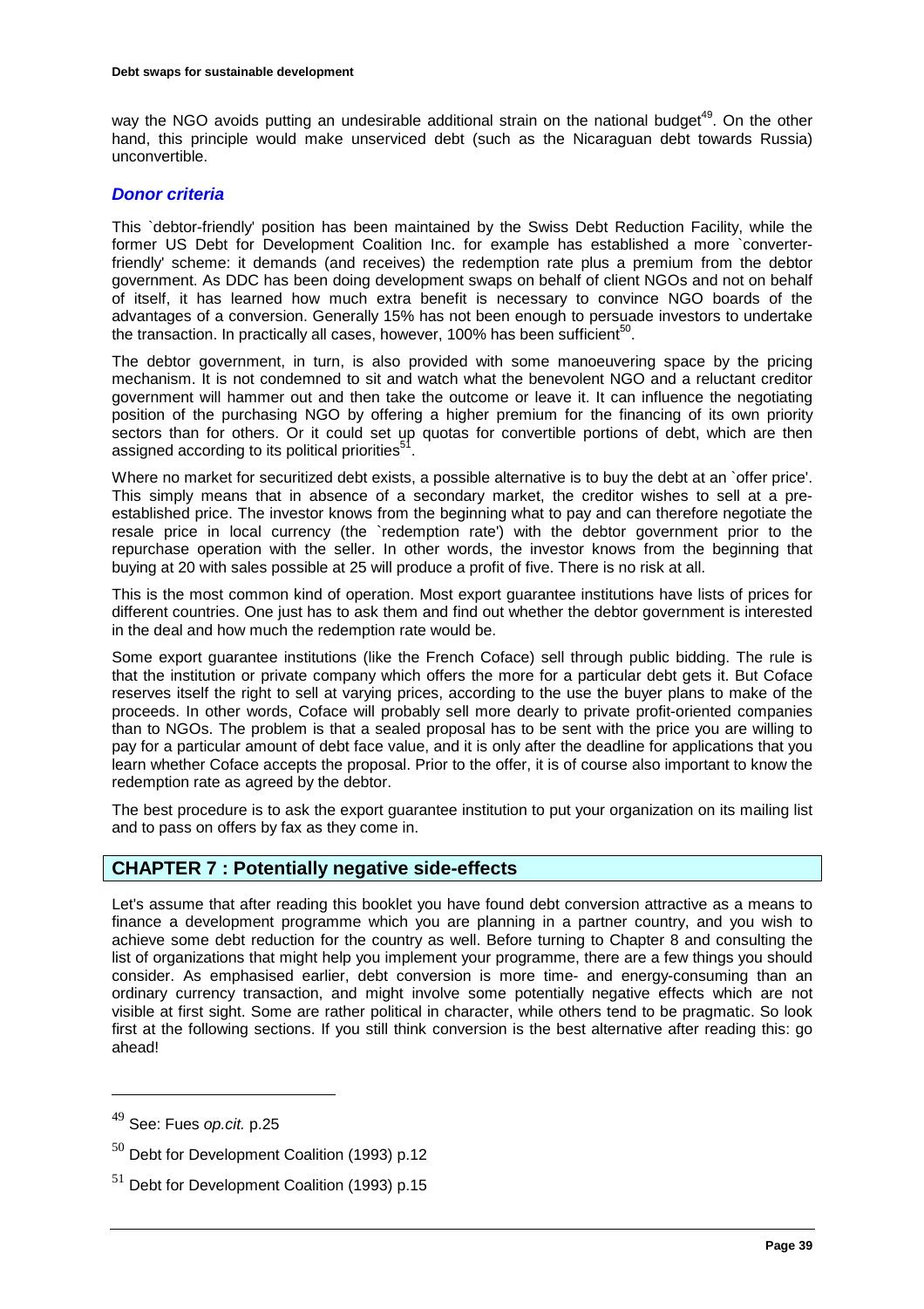way the NGO avoids putting an undesirable additional strain on the national budget[49]. On the other hand, this principle would make unserviced debt (such as the Nicaraguan debt towards Russia) unconvertible.

### *Donor criteria*

This `debtor-friendly' position has been maintained by the Swiss Debt Reduction Facility, while the former US Debt for Development Coalition Inc. for example has established a more `converter-friendly' scheme: it demands (and receives) the redemption rate plus a premium from the debtor government. As DDC has been doing development swaps on behalf of client NGOs and not on behalf of itself, it has learned how much extra benefit is necessary to convince NGO boards of the advantages of a conversion. Generally 15% has not been enough to persuade investors to undertake the transaction. In practically all cases, however, 100% has been sufficient[50].

The debtor government, in turn, is also provided with some manoeuvering space by the pricing mechanism. It is not condemned to sit and watch what the benevolent NGO and a reluctant creditor government will hammer out and then take the outcome or leave it. It can influence the negotiating position of the purchasing NGO by offering a higher premium for the financing of its own priority sectors than for others. Or it could set up quotas for convertible portions of debt, which are then assigned according to its political priorities[51].

Where no market for securitized debt exists, a possible alternative is to buy the debt at an `offer price'. This simply means that in absence of a secondary market, the creditor wishes to sell at a pre-established price. The investor knows from the beginning what to pay and can therefore negotiate the resale price in local currency (the `redemption rate') with the debtor government prior to the repurchase operation with the seller. In other words, the investor knows from the beginning that buying at 20 with sales possible at 25 will produce a profit of five. There is no risk at all.

This is the most common kind of operation. Most export guarantee institutions have lists of prices for different countries. One just has to ask them and find out whether the debtor government is interested in the deal and how much the redemption rate would be.

Some export guarantee institutions (like the French Coface) sell through public bidding. The rule is that the institution or private company which offers the more for a particular debt gets it. But Coface reserves itself the right to sell at varying prices, according to the use the buyer plans to make of the proceeds. In other words, Coface will probably sell more dearly to private profit-oriented companies than to NGOs. The problem is that a sealed proposal has to be sent with the price you are willing to pay for a particular amount of debt face value, and it is only after the deadline for applications that you learn whether Coface accepts the proposal. Prior to the offer, it is of course also important to know the redemption rate as agreed by the debtor.

The best procedure is to ask the export guarantee institution to put your organization on its mailing list and to pass on offers by fax as they come in.

## CHAPTER 7 : Potentially negative side-effects

Let's assume that after reading this booklet you have found debt conversion attractive as a means to finance a development programme which you are planning in a partner country, and you wish to achieve some debt reduction for the country as well. Before turning to Chapter 8 and consulting the list of organizations that might help you implement your programme, there are a few things you should consider. As emphasised earlier, debt conversion is more time- and energy-consuming than an ordinary currency transaction, and might involve some potentially negative effects which are not visible at first sight. Some are rather political in character, while others tend to be pragmatic. So look first at the following sections. If you still think conversion is the best alternative after reading this: go ahead!

---

[49] See: Fues *op.cit.* p.25

[50] Debt for Development Coalition (1993) p.12

[51] Debt for Development Coalition (1993) p.15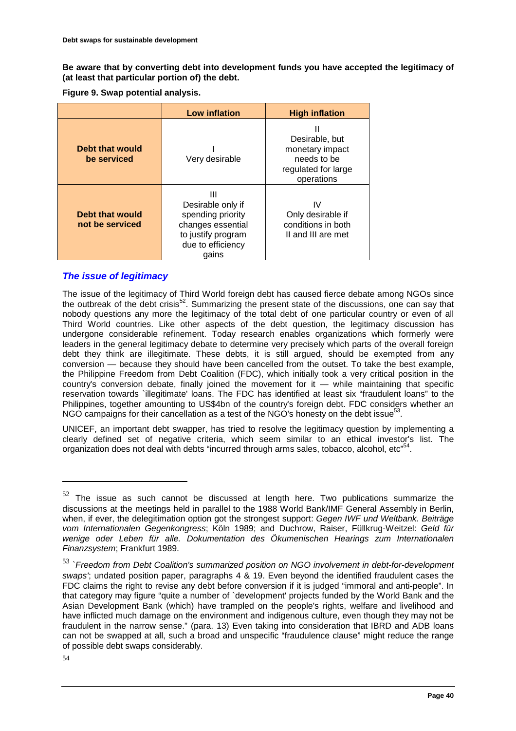**Be aware that by converting debt into development funds you have accepted the legitimacy of (at least that particular portion of) the debt.**

**Figure 9. Swap potential analysis.**

| | Low inflation | High inflation |
|---|---|---|
| **Debt that would be serviced** | I<br>Very desirable | II<br>Desirable, but monetary impact needs to be regulated for large operations |
| **Debt that would not be serviced** | III<br>Desirable only if spending priority changes essential to justify program due to efficiency gains | IV<br>Only desirable if conditions in both II and III are met |

## *The issue of legitimacy*

The issue of the legitimacy of Third World foreign debt has caused fierce debate among NGOs since the outbreak of the debt crisis[52]. Summarizing the present state of the discussions, one can say that nobody questions any more the legitimacy of the total debt of one particular country or even of all Third World countries. Like other aspects of the debt question, the legitimacy discussion has undergone considerable refinement. Today research enables organizations which formerly were leaders in the general legitimacy debate to determine very precisely which parts of the overall foreign debt they think are illegitimate. These debts, it is still argued, should be exempted from any conversion — because they should have been cancelled from the outset. To take the best example, the Philippine Freedom from Debt Coalition (FDC), which initially took a very critical position in the country's conversion debate, finally joined the movement for it — while maintaining that specific reservation towards `illegitimate' loans. The FDC has identified at least six "fraudulent loans" to the Philippines, together amounting to US$4bn of the country's foreign debt. FDC considers whether an NGO campaigns for their cancellation as a test of the NGO's honesty on the debt issue[53].

UNICEF, an important debt swapper, has tried to resolve the legitimacy question by implementing a clearly defined set of negative criteria, which seem similar to an ethical investor's list. The organization does not deal with debts "incurred through arms sales, tobacco, alcohol, etc"[54].

---

[52] The issue as such cannot be discussed at length here. Two publications summarize the discussions at the meetings held in parallel to the 1988 World Bank/IMF General Assembly in Berlin, when, if ever, the delegitimation option got the strongest support: *Gegen IWF und Weltbank. Beiträge vom Internationalen Gegenkongress*; Köln 1989; and Duchrow, Raiser, Füllkrug-Weitzel: *Geld für wenige oder Leben für alle. Dokumentation des Ökumenischen Hearings zum Internationalen Finanzsystem*; Frankfurt 1989.

[53] `*Freedom from Debt Coalition's summarized position on NGO involvement in debt-for-development swaps'*; undated position paper, paragraphs 4 & 19. Even beyond the identified fraudulent cases the FDC claims the right to revise any debt before conversion if it is judged "immoral and anti-people". In that category may figure "quite a number of `development' projects funded by the World Bank and the Asian Development Bank (which) have trampled on the people's rights, welfare and livelihood and have inflicted much damage on the environment and indigenous culture, even though they may not be fraudulent in the narrow sense." (para. 13) Even taking into consideration that IBRD and ADB loans can not be swapped at all, such a broad and unspecific "fraudulence clause" might reduce the range of possible debt swaps considerably.

[54]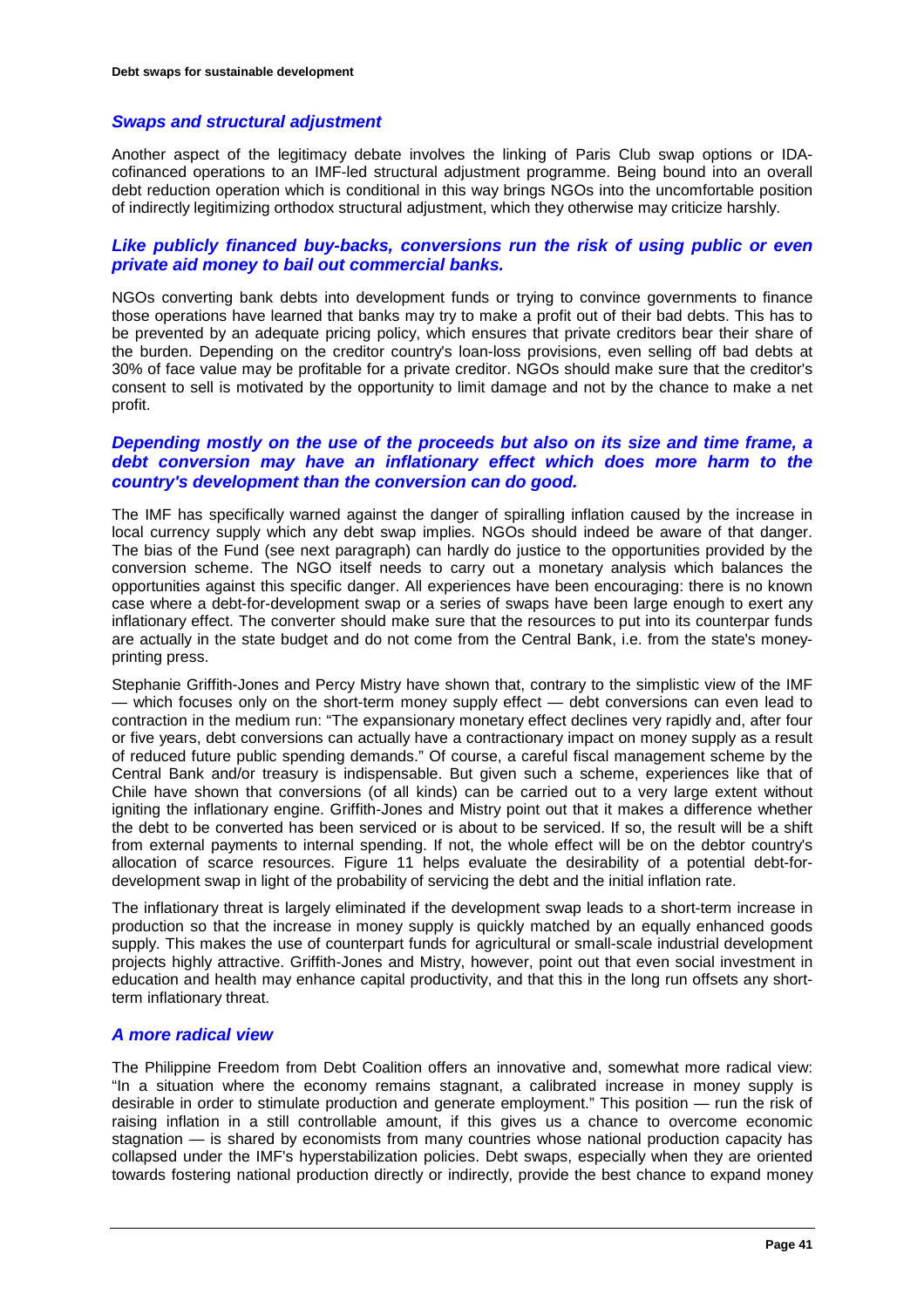### *Swaps and structural adjustment*

Another aspect of the legitimacy debate involves the linking of Paris Club swap options or IDA-cofinanced operations to an IMF-led structural adjustment programme. Being bound into an overall debt reduction operation which is conditional in this way brings NGOs into the uncomfortable position of indirectly legitimizing orthodox structural adjustment, which they otherwise may criticize harshly.

### *Like publicly financed buy-backs, conversions run the risk of using public or even private aid money to bail out commercial banks.*

NGOs converting bank debts into development funds or trying to convince governments to finance those operations have learned that banks may try to make a profit out of their bad debts. This has to be prevented by an adequate pricing policy, which ensures that private creditors bear their share of the burden. Depending on the creditor country's loan-loss provisions, even selling off bad debts at 30% of face value may be profitable for a private creditor. NGOs should make sure that the creditor's consent to sell is motivated by the opportunity to limit damage and not by the chance to make a net profit.

### *Depending mostly on the use of the proceeds but also on its size and time frame, a debt conversion may have an inflationary effect which does more harm to the country's development than the conversion can do good.*

The IMF has specifically warned against the danger of spiralling inflation caused by the increase in local currency supply which any debt swap implies. NGOs should indeed be aware of that danger. The bias of the Fund (see next paragraph) can hardly do justice to the opportunities provided by the conversion scheme. The NGO itself needs to carry out a monetary analysis which balances the opportunities against this specific danger. All experiences have been encouraging: there is no known case where a debt-for-development swap or a series of swaps have been large enough to exert any inflationary effect. The converter should make sure that the resources to put into its counterpar funds are actually in the state budget and do not come from the Central Bank, i.e. from the state's money-printing press.

Stephanie Griffith-Jones and Percy Mistry have shown that, contrary to the simplistic view of the IMF — which focuses only on the short-term money supply effect — debt conversions can even lead to contraction in the medium run: "The expansionary monetary effect declines very rapidly and, after four or five years, debt conversions can actually have a contractionary impact on money supply as a result of reduced future public spending demands." Of course, a careful fiscal management scheme by the Central Bank and/or treasury is indispensable. But given such a scheme, experiences like that of Chile have shown that conversions (of all kinds) can be carried out to a very large extent without igniting the inflationary engine. Griffith-Jones and Mistry point out that it makes a difference whether the debt to be converted has been serviced or is about to be serviced. If so, the result will be a shift from external payments to internal spending. If not, the whole effect will be on the debtor country's allocation of scarce resources. Figure 11 helps evaluate the desirability of a potential debt-for-development swap in light of the probability of servicing the debt and the initial inflation rate.

The inflationary threat is largely eliminated if the development swap leads to a short-term increase in production so that the increase in money supply is quickly matched by an equally enhanced goods supply. This makes the use of counterpart funds for agricultural or small-scale industrial development projects highly attractive. Griffith-Jones and Mistry, however, point out that even social investment in education and health may enhance capital productivity, and that this in the long run offsets any short-term inflationary threat.

### *A more radical view*

The Philippine Freedom from Debt Coalition offers an innovative and, somewhat more radical view: "In a situation where the economy remains stagnant, a calibrated increase in money supply is desirable in order to stimulate production and generate employment." This position — run the risk of raising inflation in a still controllable amount, if this gives us a chance to overcome economic stagnation — is shared by economists from many countries whose national production capacity has collapsed under the IMF's hyperstabilization policies. Debt swaps, especially when they are oriented towards fostering national production directly or indirectly, provide the best chance to expand money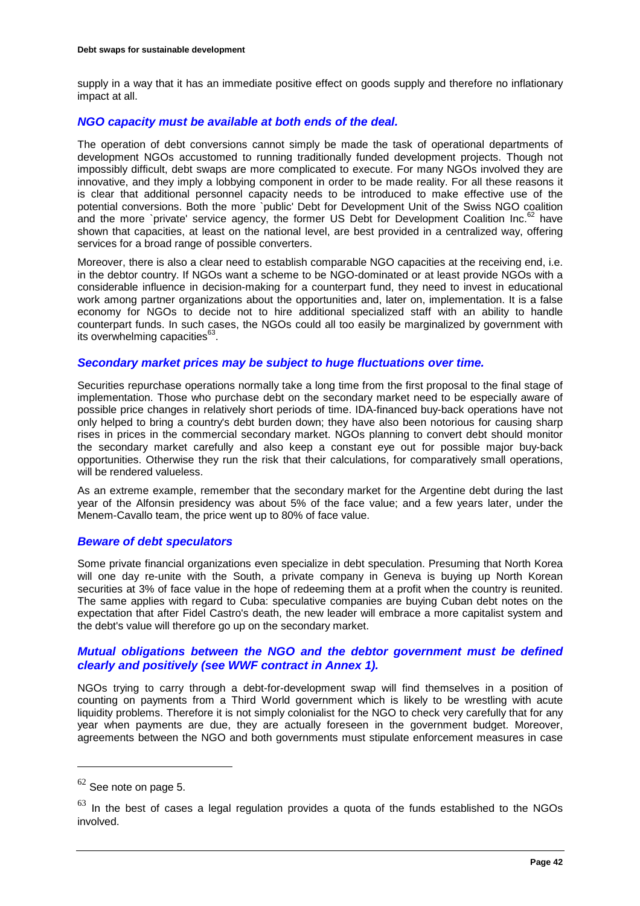supply in a way that it has an immediate positive effect on goods supply and therefore no inflationary impact at all.

### *NGO capacity must be available at both ends of the deal.*

The operation of debt conversions cannot simply be made the task of operational departments of development NGOs accustomed to running traditionally funded development projects. Though not impossibly difficult, debt swaps are more complicated to execute. For many NGOs involved they are innovative, and they imply a lobbying component in order to be made reality. For all these reasons it is clear that additional personnel capacity needs to be introduced to make effective use of the potential conversions. Both the more `public' Debt for Development Unit of the Swiss NGO coalition and the more `private' service agency, the former US Debt for Development Coalition Inc.[62] have shown that capacities, at least on the national level, are best provided in a centralized way, offering services for a broad range of possible converters.

Moreover, there is also a clear need to establish comparable NGO capacities at the receiving end, i.e. in the debtor country. If NGOs want a scheme to be NGO-dominated or at least provide NGOs with a considerable influence in decision-making for a counterpart fund, they need to invest in educational work among partner organizations about the opportunities and, later on, implementation. It is a false economy for NGOs to decide not to hire additional specialized staff with an ability to handle counterpart funds. In such cases, the NGOs could all too easily be marginalized by government with its overwhelming capacities[63].

### *Secondary market prices may be subject to huge fluctuations over time.*

Securities repurchase operations normally take a long time from the first proposal to the final stage of implementation. Those who purchase debt on the secondary market need to be especially aware of possible price changes in relatively short periods of time. IDA-financed buy-back operations have not only helped to bring a country's debt burden down; they have also been notorious for causing sharp rises in prices in the commercial secondary market. NGOs planning to convert debt should monitor the secondary market carefully and also keep a constant eye out for possible major buy-back opportunities. Otherwise they run the risk that their calculations, for comparatively small operations, will be rendered valueless.

As an extreme example, remember that the secondary market for the Argentine debt during the last year of the Alfonsin presidency was about 5% of the face value; and a few years later, under the Menem-Cavallo team, the price went up to 80% of face value.

### *Beware of debt speculators*

Some private financial organizations even specialize in debt speculation. Presuming that North Korea will one day re-unite with the South, a private company in Geneva is buying up North Korean securities at 3% of face value in the hope of redeeming them at a profit when the country is reunited. The same applies with regard to Cuba: speculative companies are buying Cuban debt notes on the expectation that after Fidel Castro's death, the new leader will embrace a more capitalist system and the debt's value will therefore go up on the secondary market.

### *Mutual obligations between the NGO and the debtor government must be defined clearly and positively (see WWF contract in Annex 1).*

NGOs trying to carry through a debt-for-development swap will find themselves in a position of counting on payments from a Third World government which is likely to be wrestling with acute liquidity problems. Therefore it is not simply colonialist for the NGO to check very carefully that for any year when payments are due, they are actually foreseen in the government budget. Moreover, agreements between the NGO and both governments must stipulate enforcement measures in case

---

[62] See note on page 5.

[63] In the best of cases a legal regulation provides a quota of the funds established to the NGOs involved.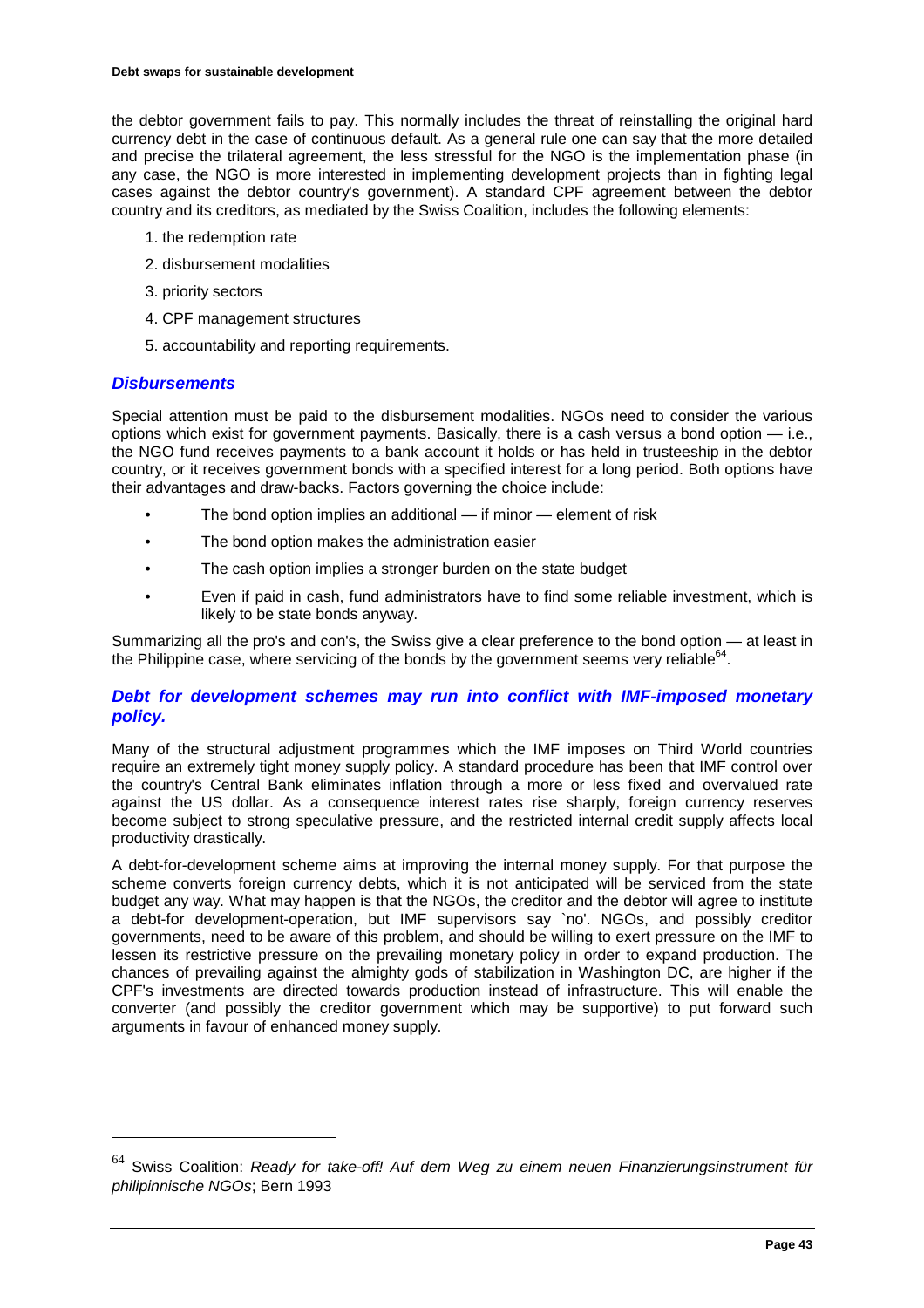the debtor government fails to pay. This normally includes the threat of reinstalling the original hard currency debt in the case of continuous default. As a general rule one can say that the more detailed and precise the trilateral agreement, the less stressful for the NGO is the implementation phase (in any case, the NGO is more interested in implementing development projects than in fighting legal cases against the debtor country's government). A standard CPF agreement between the debtor country and its creditors, as mediated by the Swiss Coalition, includes the following elements:

1. the redemption rate
2. disbursement modalities
3. priority sectors
4. CPF management structures
5. accountability and reporting requirements.

### *Disbursements*

Special attention must be paid to the disbursement modalities. NGOs need to consider the various options which exist for government payments. Basically, there is a cash versus a bond option — i.e., the NGO fund receives payments to a bank account it holds or has held in trusteeship in the debtor country, or it receives government bonds with a specified interest for a long period. Both options have their advantages and draw-backs. Factors governing the choice include:

- The bond option implies an additional — if minor — element of risk
- The bond option makes the administration easier
- The cash option implies a stronger burden on the state budget
- Even if paid in cash, fund administrators have to find some reliable investment, which is likely to be state bonds anyway.

Summarizing all the pro's and con's, the Swiss give a clear preference to the bond option — at least in the Philippine case, where servicing of the bonds by the government seems very reliable[64].

### *Debt for development schemes may run into conflict with IMF-imposed monetary policy.*

Many of the structural adjustment programmes which the IMF imposes on Third World countries require an extremely tight money supply policy. A standard procedure has been that IMF control over the country's Central Bank eliminates inflation through a more or less fixed and overvalued rate against the US dollar. As a consequence interest rates rise sharply, foreign currency reserves become subject to strong speculative pressure, and the restricted internal credit supply affects local productivity drastically.

A debt-for-development scheme aims at improving the internal money supply. For that purpose the scheme converts foreign currency debts, which it is not anticipated will be serviced from the state budget any way. What may happen is that the NGOs, the creditor and the debtor will agree to institute a debt-for development-operation, but IMF supervisors say `no'. NGOs, and possibly creditor governments, need to be aware of this problem, and should be willing to exert pressure on the IMF to lessen its restrictive pressure on the prevailing monetary policy in order to expand production. The chances of prevailing against the almighty gods of stabilization in Washington DC, are higher if the CPF's investments are directed towards production instead of infrastructure. This will enable the converter (and possibly the creditor government which may be supportive) to put forward such arguments in favour of enhanced money supply.

---

[64] Swiss Coalition: *Ready for take-off! Auf dem Weg zu einem neuen Finanzierungsinstrument für philipinnische NGOs*; Bern 1993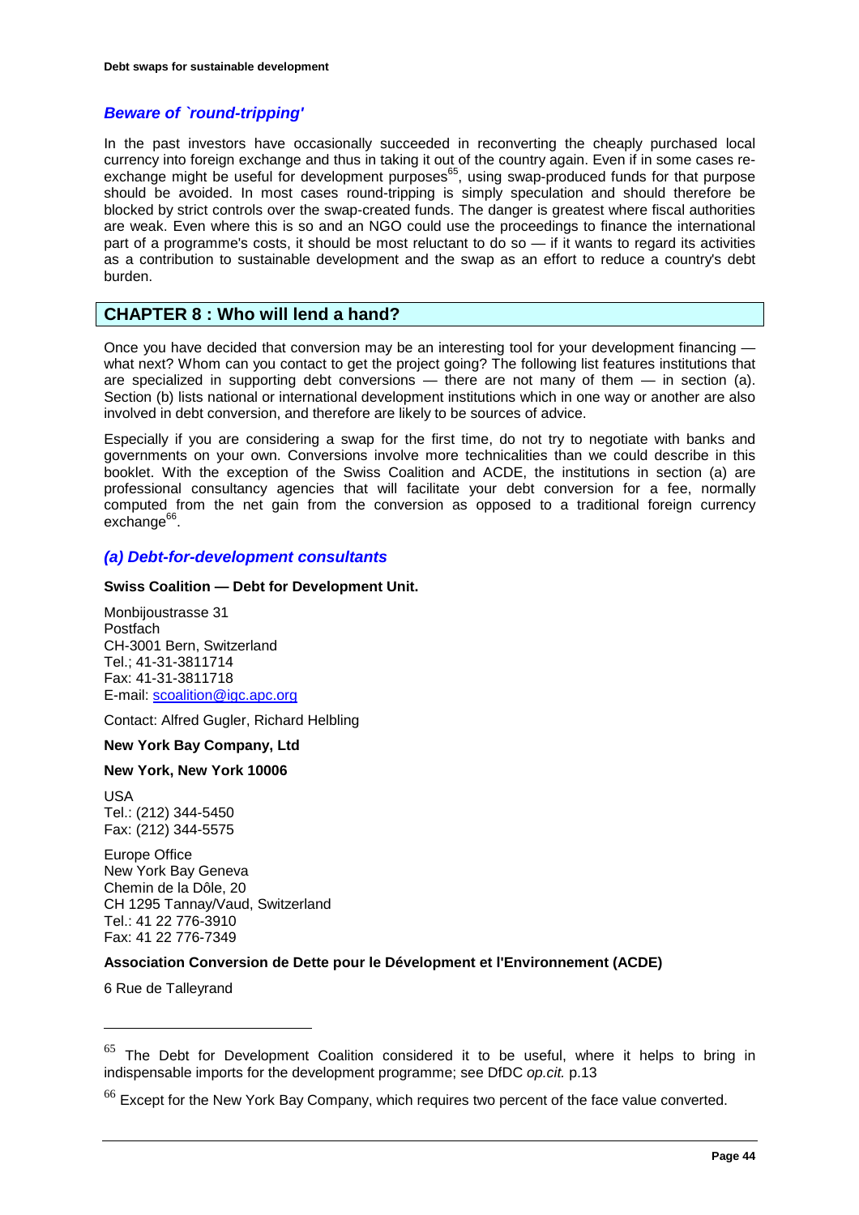### *Beware of `round-tripping'*

In the past investors have occasionally succeeded in reconverting the cheaply purchased local currency into foreign exchange and thus in taking it out of the country again. Even if in some cases re-exchange might be useful for development purposes[65], using swap-produced funds for that purpose should be avoided. In most cases round-tripping is simply speculation and should therefore be blocked by strict controls over the swap-created funds. The danger is greatest where fiscal authorities are weak. Even where this is so and an NGO could use the proceedings to finance the international part of a programme's costs, it should be most reluctant to do so — if it wants to regard its activities as a contribution to sustainable development and the swap as an effort to reduce a country's debt burden.

## CHAPTER 8 : Who will lend a hand?

Once you have decided that conversion may be an interesting tool for your development financing — what next? Whom can you contact to get the project going? The following list features institutions that are specialized in supporting debt conversions — there are not many of them — in section (a). Section (b) lists national or international development institutions which in one way or another are also involved in debt conversion, and therefore are likely to be sources of advice.

Especially if you are considering a swap for the first time, do not try to negotiate with banks and governments on your own. Conversions involve more technicalities than we could describe in this booklet. With the exception of the Swiss Coalition and ACDE, the institutions in section (a) are professional consultancy agencies that will facilitate your debt conversion for a fee, normally computed from the net gain from the conversion as opposed to a traditional foreign currency exchange[66].

### *(a) Debt-for-development consultants*

**Swiss Coalition — Debt for Development Unit.**

Monbijoustrasse 31
Postfach
CH-3001 Bern, Switzerland
Tel.; 41-31-3811714
Fax: 41-31-3811718
E-mail: scoalition@igc.apc.org

Contact: Alfred Gugler, Richard Helbling

**New York Bay Company, Ltd**

**New York, New York 10006**

USA
Tel.: (212) 344-5450
Fax: (212) 344-5575

Europe Office
New York Bay Geneva
Chemin de la Dôle, 20
CH 1295 Tannay/Vaud, Switzerland
Tel.: 41 22 776-3910
Fax: 41 22 776-7349

**Association Conversion de Dette pour le Dévelopment et l'Environnement (ACDE)**

6 Rue de Talleyrand

---

[65] The Debt for Development Coalition considered it to be useful, where it helps to bring in indispensable imports for the development programme; see DfDC *op.cit.* p.13

[66] Except for the New York Bay Company, which requires two percent of the face value converted.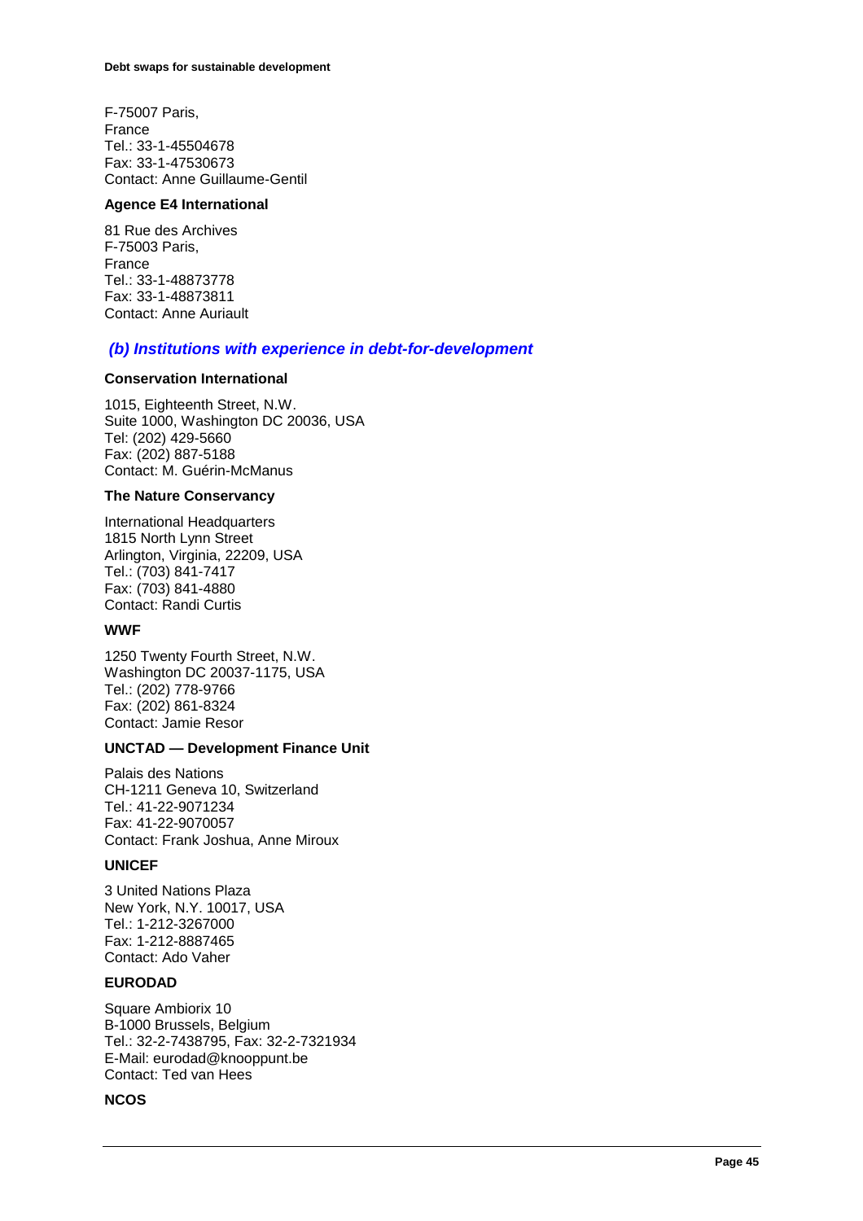F-75007 Paris,
France
Tel.: 33-1-45504678
Fax: 33-1-47530673
Contact: Anne Guillaume-Gentil

**Agence E4 International**

81 Rue des Archives
F-75003 Paris,
France
Tel.: 33-1-48873778
Fax: 33-1-48873811
Contact: Anne Auriault

### *(b) Institutions with experience in debt-for-development*

**Conservation International**

1015, Eighteenth Street, N.W.
Suite 1000, Washington DC 20036, USA
Tel: (202) 429-5660
Fax: (202) 887-5188
Contact: M. Guérin-McManus

**The Nature Conservancy**

International Headquarters
1815 North Lynn Street
Arlington, Virginia, 22209, USA
Tel.: (703) 841-7417
Fax: (703) 841-4880
Contact: Randi Curtis

**WWF**

1250 Twenty Fourth Street, N.W.
Washington DC 20037-1175, USA
Tel.: (202) 778-9766
Fax: (202) 861-8324
Contact: Jamie Resor

**UNCTAD — Development Finance Unit**

Palais des Nations
CH-1211 Geneva 10, Switzerland
Tel.: 41-22-9071234
Fax: 41-22-9070057
Contact: Frank Joshua, Anne Miroux

**UNICEF**

3 United Nations Plaza
New York, N.Y. 10017, USA
Tel.: 1-212-3267000
Fax: 1-212-8887465
Contact: Ado Vaher

**EURODAD**

Square Ambiorix 10
B-1000 Brussels, Belgium
Tel.: 32-2-7438795, Fax: 32-2-7321934
E-Mail: eurodad@knooppunt.be
Contact: Ted van Hees

**NCOS**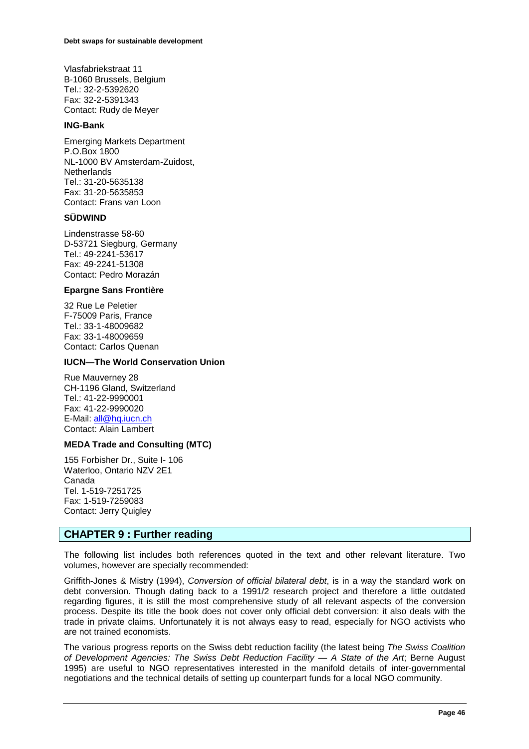Vlasfabriekstraat 11
B-1060 Brussels, Belgium
Tel.: 32-2-5392620
Fax: 32-2-5391343
Contact: Rudy de Meyer

**ING-Bank**

Emerging Markets Department
P.O.Box 1800
NL-1000 BV Amsterdam-Zuidost,
Netherlands
Tel.: 31-20-5635138
Fax: 31-20-5635853
Contact: Frans van Loon

**SÜDWIND**

Lindenstrasse 58-60
D-53721 Siegburg, Germany
Tel.: 49-2241-53617
Fax: 49-2241-51308
Contact: Pedro Morazán

**Epargne Sans Frontière**

32 Rue Le Peletier
F-75009 Paris, France
Tel.: 33-1-48009682
Fax: 33-1-48009659
Contact: Carlos Quenan

**IUCN—The World Conservation Union**

Rue Mauverney 28
CH-1196 Gland, Switzerland
Tel.: 41-22-9990001
Fax: 41-22-9990020
E-Mail: all@hq.iucn.ch
Contact: Alain Lambert

**MEDA Trade and Consulting (MTC)**

155 Forbisher Dr., Suite I- 106
Waterloo, Ontario NZV 2E1
Canada
Tel. 1-519-7251725
Fax: 1-519-7259083
Contact: Jerry Quigley

## CHAPTER 9 : Further reading

The following list includes both references quoted in the text and other relevant literature. Two volumes, however are specially recommended:

Griffith-Jones & Mistry (1994), *Conversion of official bilateral debt*, is in a way the standard work on debt conversion. Though dating back to a 1991/2 research project and therefore a little outdated regarding figures, it is still the most comprehensive study of all relevant aspects of the conversion process. Despite its title the book does not cover only official debt conversion: it also deals with the trade in private claims. Unfortunately it is not always easy to read, especially for NGO activists who are not trained economists.

The various progress reports on the Swiss debt reduction facility (the latest being *The Swiss Coalition of Development Agencies: The Swiss Debt Reduction Facility — A State of the Art*; Berne August 1995) are useful to NGO representatives interested in the manifold details of inter-governmental negotiations and the technical details of setting up counterpart funds for a local NGO community.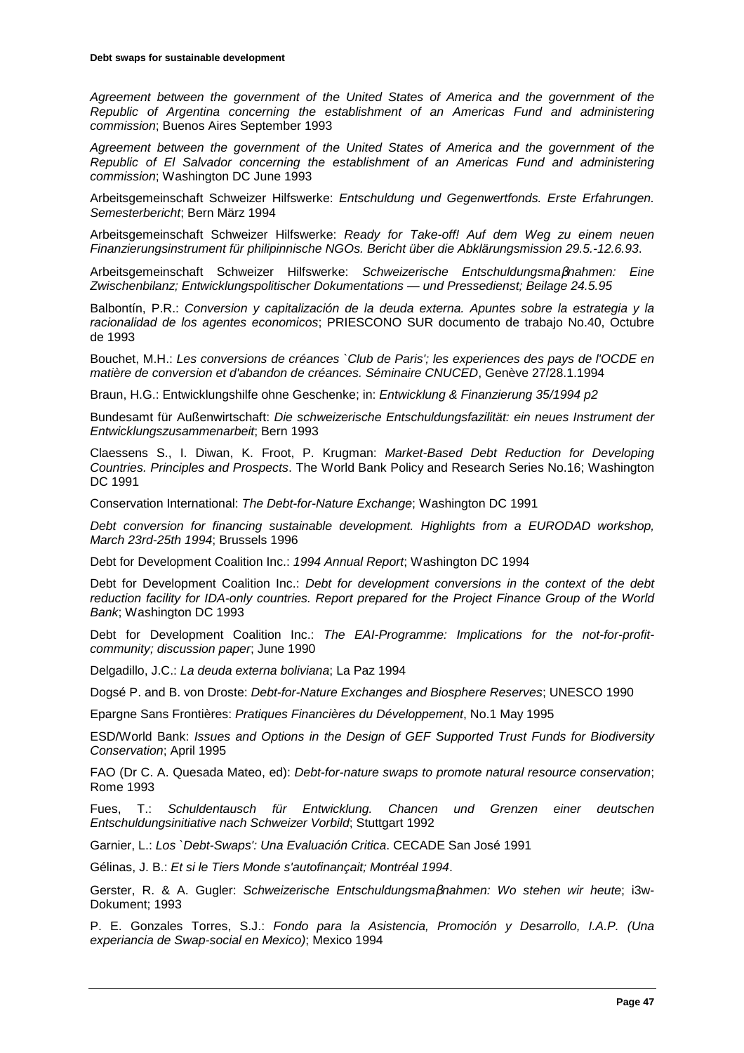*Agreement between the government of the United States of America and the government of the Republic of Argentina concerning the establishment of an Americas Fund and administering commission*; Buenos Aires September 1993

*Agreement between the government of the United States of America and the government of the Republic of El Salvador concerning the establishment of an Americas Fund and administering commission*; Washington DC June 1993

Arbeitsgemeinschaft Schweizer Hilfswerke: *Entschuldung und Gegenwertfonds. Erste Erfahrungen. Semesterbericht*; Bern März 1994

Arbeitsgemeinschaft Schweizer Hilfswerke: *Ready for Take-off! Auf dem Weg zu einem neuen Finanzierungsinstrument für philipinnische NGOs. Bericht über die Abklärungsmission 29.5.-12.6.93*.

Arbeitsgemeinschaft Schweizer Hilfswerke: *Schweizerische Entschuldungsmaβnahmen: Eine Zwischenbilanz; Entwicklungspolitischer Dokumentations — und Pressedienst; Beilage 24.5.95*

Balbontín, P.R.: *Conversion y capitalización de la deuda externa. Apuntes sobre la estrategia y la racionalidad de los agentes economicos*; PRIESCONO SUR documento de trabajo No.40, Octubre de 1993

Bouchet, M.H.: *Les conversions de créances `Club de Paris'; les experiences des pays de l'OCDE en matière de conversion et d'abandon de créances. Séminaire CNUCED*, Genève 27/28.1.1994

Braun, H.G.: Entwicklungshilfe ohne Geschenke; in: *Entwicklung & Finanzierung 35/1994 p2*

Bundesamt für Außenwirtschaft: *Die schweizerische Entschuldungsfazilität: ein neues Instrument der Entwicklungszusammenarbeit*; Bern 1993

Claessens S., I. Diwan, K. Froot, P. Krugman: *Market-Based Debt Reduction for Developing Countries. Principles and Prospects*. The World Bank Policy and Research Series No.16; Washington DC 1991

Conservation International: *The Debt-for-Nature Exchange*; Washington DC 1991

*Debt conversion for financing sustainable development. Highlights from a EURODAD workshop, March 23rd-25th 1994*; Brussels 1996

Debt for Development Coalition Inc.: *1994 Annual Report*; Washington DC 1994

Debt for Development Coalition Inc.: *Debt for development conversions in the context of the debt reduction facility for IDA-only countries. Report prepared for the Project Finance Group of the World Bank*; Washington DC 1993

Debt for Development Coalition Inc.: *The EAI-Programme: Implications for the not-for-profit-community; discussion paper*; June 1990

Delgadillo, J.C.: *La deuda externa boliviana*; La Paz 1994

Dogsé P. and B. von Droste: *Debt-for-Nature Exchanges and Biosphere Reserves*; UNESCO 1990

Epargne Sans Frontières: *Pratiques Financières du Développement*, No.1 May 1995

ESD/World Bank: *Issues and Options in the Design of GEF Supported Trust Funds for Biodiversity Conservation*; April 1995

FAO (Dr C. A. Quesada Mateo, ed): *Debt-for-nature swaps to promote natural resource conservation*; Rome 1993

Fues, T.: *Schuldentausch für Entwicklung. Chancen und Grenzen einer deutschen Entschuldungsinitiative nach Schweizer Vorbild*; Stuttgart 1992

Garnier, L.: *Los `Debt-Swaps': Una Evaluación Critica*. CECADE San José 1991

Gélinas, J. B.: *Et si le Tiers Monde s'autofinançait; Montréal 1994*.

Gerster, R. & A. Gugler: *Schweizerische Entschuldungsmaβnahmen: Wo stehen wir heute*; i3w-Dokument; 1993

P. E. Gonzales Torres, S.J.: *Fondo para la Asistencia, Promoción y Desarrollo, I.A.P. (Una experiancia de Swap-social en Mexico)*; Mexico 1994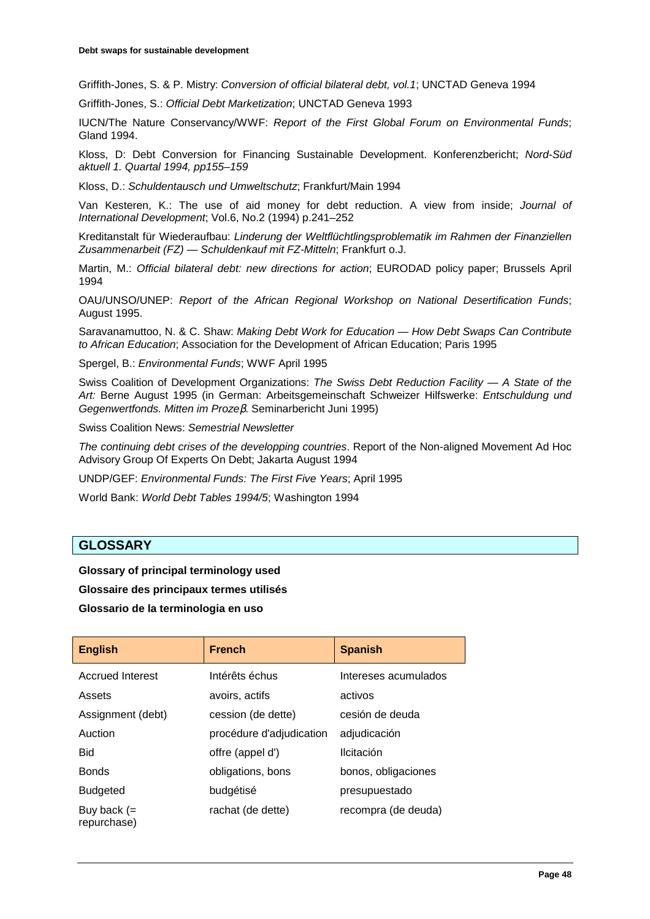Griffith-Jones, S. & P. Mistry: *Conversion of official bilateral debt, vol.1*; UNCTAD Geneva 1994

Griffith-Jones, S.: *Official Debt Marketization*; UNCTAD Geneva 1993

IUCN/The Nature Conservancy/WWF: *Report of the First Global Forum on Environmental Funds*; Gland 1994.

Kloss, D: Debt Conversion for Financing Sustainable Development. Konferenzbericht; *Nord-Süd aktuell 1. Quartal 1994, pp155–159*

Kloss, D.: *Schuldentausch und Umweltschutz*; Frankfurt/Main 1994

Van Kesteren, K.: The use of aid money for debt reduction. A view from inside; *Journal of International Development*; Vol.6, No.2 (1994) p.241–252

Kreditanstalt für Wiederaufbau: *Linderung der Weltflüchtlingsproblematik im Rahmen der Finanziellen Zusammenarbeit (FZ) — Schuldenkauf mit FZ-Mitteln*; Frankfurt o.J.

Martin, M.: *Official bilateral debt: new directions for action*; EURODAD policy paper; Brussels April 1994

OAU/UNSO/UNEP: *Report of the African Regional Workshop on National Desertification Funds*; August 1995.

Saravanamuttoo, N. & C. Shaw: *Making Debt Work for Education — How Debt Swaps Can Contribute to African Education*; Association for the Development of African Education; Paris 1995

Spergel, B.: *Environmental Funds*; WWF April 1995

Swiss Coalition of Development Organizations: *The Swiss Debt Reduction Facility — A State of the Art:* Berne August 1995 (in German: Arbeitsgemeinschaft Schweizer Hilfswerke: *Entschuldung und Gegenwertfonds. Mitten im Prozeβ*. Seminarbericht Juni 1995)

Swiss Coalition News: *Semestrial Newsletter*

*The continuing debt crises of the developping countries*. Report of the Non-aligned Movement Ad Hoc Advisory Group Of Experts On Debt; Jakarta August 1994

UNDP/GEF: *Environmental Funds: The First Five Years*; April 1995

World Bank: *World Debt Tables 1994/5*; Washington 1994

## GLOSSARY

**Glossary of principal terminology used**

**Glossaire des principaux termes utilisés**

**Glossario de la terminologia en uso**

| English | French | Spanish |
|---|---|---|
| Accrued Interest | Intérêts échus | Intereses acumulados |
| Assets | avoirs, actifs | activos |
| Assignment (debt) | cession (de dette) | cesión de deuda |
| Auction | procédure d'adjudication | adjudicación |
| Bid | offre (appel d') | Ilcitación |
| Bonds | obligations, bons | bonos, obligaciones |
| Budgeted | budgétisé | presupuestado |
| Buy back (= repurchase) | rachat (de dette) | recompra (de deuda) |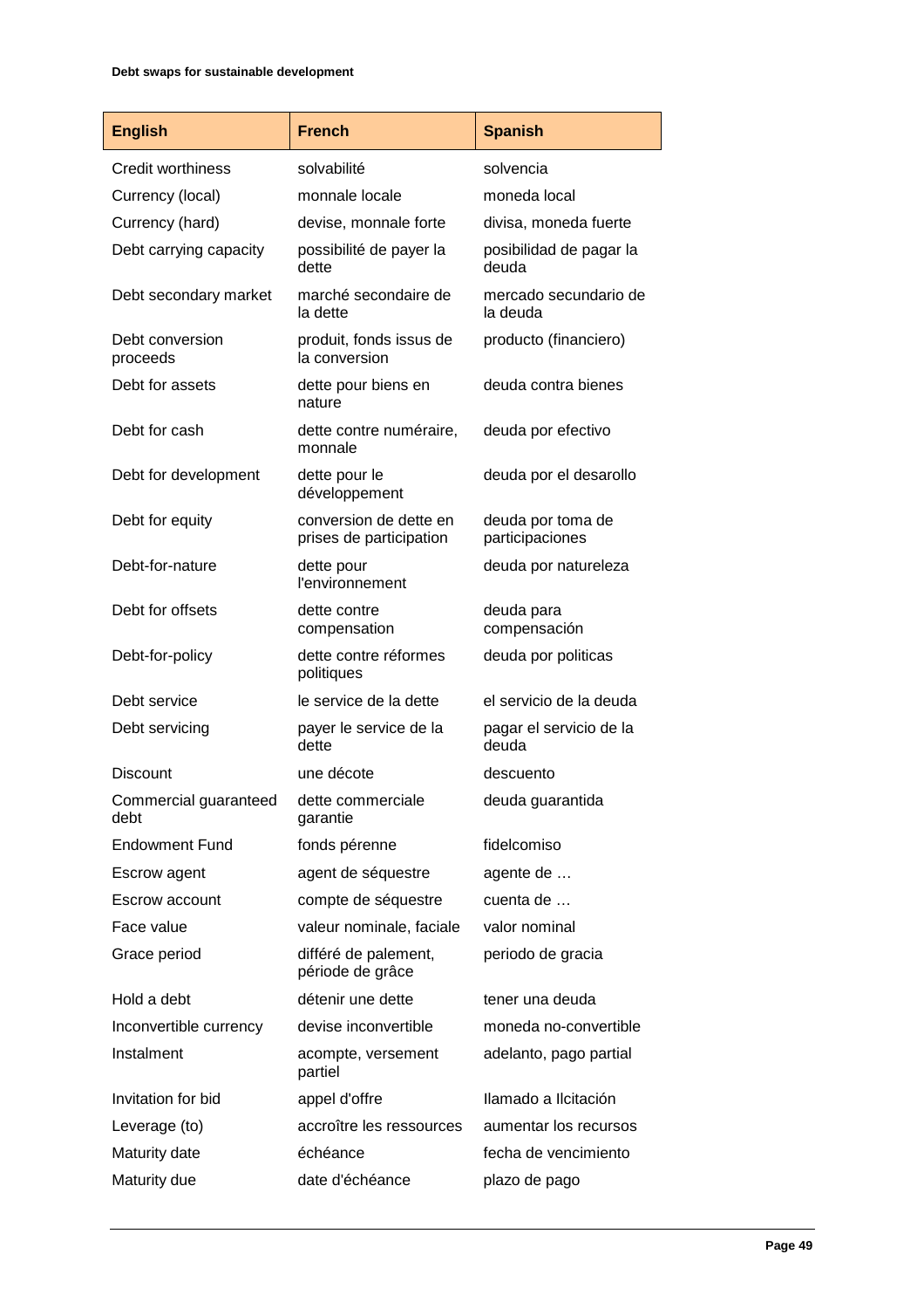| English | French | Spanish |
| --- | --- | --- |
| Credit worthiness | solvabilité | solvencia |
| Currency (local) | monnale locale | moneda local |
| Currency (hard) | devise, monnale forte | divisa, moneda fuerte |
| Debt carrying capacity | possibilité de payer la dette | posibilidad de pagar la deuda |
| Debt secondary market | marché secondaire de la dette | mercado secundario de la deuda |
| Debt conversion proceeds | produit, fonds issus de la conversion | producto (financiero) |
| Debt for assets | dette pour biens en nature | deuda contra bienes |
| Debt for cash | dette contre numéraire, monnale | deuda por efectivo |
| Debt for development | dette pour le développement | deuda por el desarollo |
| Debt for equity | conversion de dette en prises de participation | deuda por toma de participaciones |
| Debt-for-nature | dette pour l'environnement | deuda por natureleza |
| Debt for offsets | dette contre compensation | deuda para compensación |
| Debt-for-policy | dette contre réformes politiques | deuda por politicas |
| Debt service | le service de la dette | el servicio de la deuda |
| Debt servicing | payer le service de la dette | pagar el servicio de la deuda |
| Discount | une décote | descuento |
| Commercial guaranteed debt | dette commerciale garantie | deuda garantida |
| Endowment Fund | fonds pérenne | fidelcomiso |
| Escrow agent | agent de séquestre | agente de … |
| Escrow account | compte de séquestre | cuenta de … |
| Face value | valeur nominale, faciale | valor nominal |
| Grace period | différé de palement, période de grâce | periodo de gracia |
| Hold a debt | détenir une dette | tener una deuda |
| Inconvertible currency | devise inconvertible | moneda no-convertible |
| Instalment | acompte, versement partiel | adelanto, pago partial |
| Invitation for bid | appel d'offre | llamado a llcitación |
| Leverage (to) | accroître les ressources | aumentar los recursos |
| Maturity date | échéance | fecha de vencimiento |
| Maturity due | date d'échéance | plazo de pago |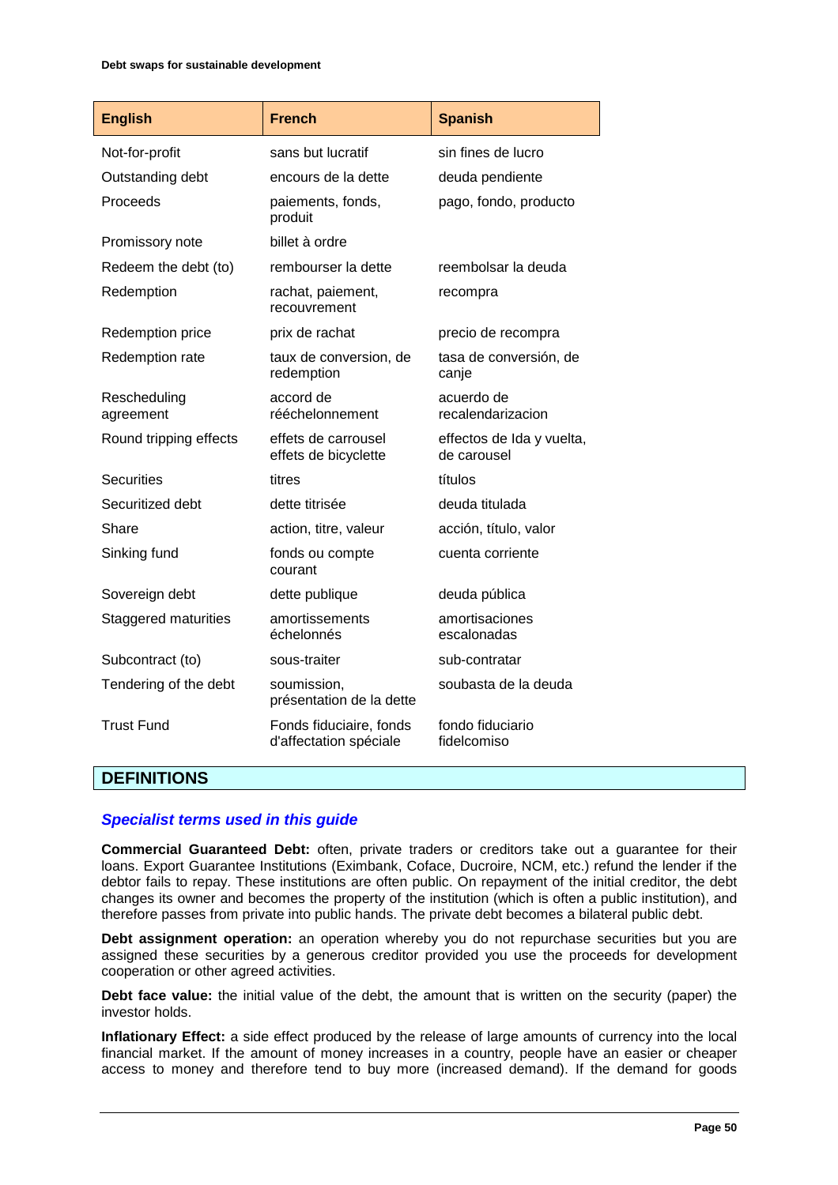| English | French | Spanish |
|---|---|---|
| Not-for-profit | sans but lucratif | sin fines de lucro |
| Outstanding debt | encours de la dette | deuda pendiente |
| Proceeds | paiements, fonds, produit | pago, fondo, producto |
| Promissory note | billet à ordre | |
| Redeem the debt (to) | rembourser la dette | reembolsar la deuda |
| Redemption | rachat, paiement, recouvrement | recompra |
| Redemption price | prix de rachat | precio de recompra |
| Redemption rate | taux de conversion, de redemption | tasa de conversión, de canje |
| Rescheduling agreement | accord de rééchelonnement | acuerdo de recalendarizacion |
| Round tripping effects | effets de carrousel effets de bicyclette | effectos de Ida y vuelta, de carousel |
| Securities | titres | títulos |
| Securitized debt | dette titrisée | deuda titulada |
| Share | action, titre, valeur | acción, título, valor |
| Sinking fund | fonds ou compte courant | cuenta corriente |
| Sovereign debt | dette publique | deuda pública |
| Staggered maturities | amortissements échelonnés | amortisaciones escalonadas |
| Subcontract (to) | sous-traiter | sub-contratar |
| Tendering of the debt | soumission, présentation de la dette | soubasta de la deuda |
| Trust Fund | Fonds fiduciaire, fonds d'affectation spéciale | fondo fiduciario fidelcomiso |

## DEFINITIONS

### *Specialist terms used in this guide*

**Commercial Guaranteed Debt:** often, private traders or creditors take out a guarantee for their loans. Export Guarantee Institutions (Eximbank, Coface, Ducroire, NCM, etc.) refund the lender if the debtor fails to repay. These institutions are often public. On repayment of the initial creditor, the debt changes its owner and becomes the property of the institution (which is often a public institution), and therefore passes from private into public hands. The private debt becomes a bilateral public debt.

**Debt assignment operation:** an operation whereby you do not repurchase securities but you are assigned these securities by a generous creditor provided you use the proceeds for development cooperation or other agreed activities.

**Debt face value:** the initial value of the debt, the amount that is written on the security (paper) the investor holds.

**Inflationary Effect:** a side effect produced by the release of large amounts of currency into the local financial market. If the amount of money increases in a country, people have an easier or cheaper access to money and therefore tend to buy more (increased demand). If the demand for goods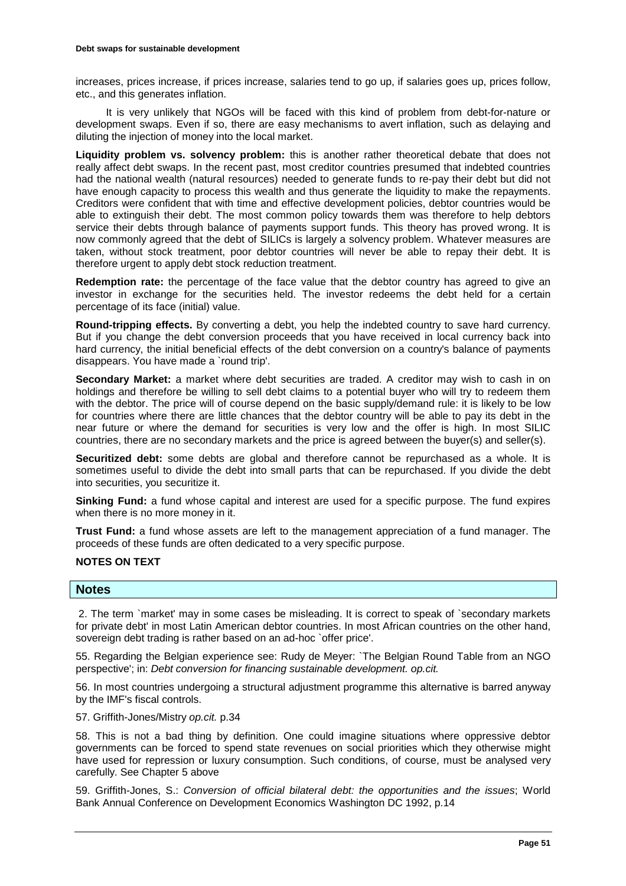increases, prices increase, if prices increase, salaries tend to go up, if salaries goes up, prices follow, etc., and this generates inflation.

It is very unlikely that NGOs will be faced with this kind of problem from debt-for-nature or development swaps. Even if so, there are easy mechanisms to avert inflation, such as delaying and diluting the injection of money into the local market.

**Liquidity problem vs. solvency problem:** this is another rather theoretical debate that does not really affect debt swaps. In the recent past, most creditor countries presumed that indebted countries had the national wealth (natural resources) needed to generate funds to re-pay their debt but did not have enough capacity to process this wealth and thus generate the liquidity to make the repayments. Creditors were confident that with time and effective development policies, debtor countries would be able to extinguish their debt. The most common policy towards them was therefore to help debtors service their debts through balance of payments support funds. This theory has proved wrong. It is now commonly agreed that the debt of SILICs is largely a solvency problem. Whatever measures are taken, without stock treatment, poor debtor countries will never be able to repay their debt. It is therefore urgent to apply debt stock reduction treatment.

**Redemption rate:** the percentage of the face value that the debtor country has agreed to give an investor in exchange for the securities held. The investor redeems the debt held for a certain percentage of its face (initial) value.

**Round-tripping effects.** By converting a debt, you help the indebted country to save hard currency. But if you change the debt conversion proceeds that you have received in local currency back into hard currency, the initial beneficial effects of the debt conversion on a country's balance of payments disappears. You have made a `round trip'.

**Secondary Market:** a market where debt securities are traded. A creditor may wish to cash in on holdings and therefore be willing to sell debt claims to a potential buyer who will try to redeem them with the debtor. The price will of course depend on the basic supply/demand rule: it is likely to be low for countries where there are little chances that the debtor country will be able to pay its debt in the near future or where the demand for securities is very low and the offer is high. In most SILIC countries, there are no secondary markets and the price is agreed between the buyer(s) and seller(s).

**Securitized debt:** some debts are global and therefore cannot be repurchased as a whole. It is sometimes useful to divide the debt into small parts that can be repurchased. If you divide the debt into securities, you securitize it.

**Sinking Fund:** a fund whose capital and interest are used for a specific purpose. The fund expires when there is no more money in it.

**Trust Fund:** a fund whose assets are left to the management appreciation of a fund manager. The proceeds of these funds are often dedicated to a very specific purpose.

**NOTES ON TEXT**

## Notes

2. The term `market' may in some cases be misleading. It is correct to speak of `secondary markets for private debt' in most Latin American debtor countries. In most African countries on the other hand, sovereign debt trading is rather based on an ad-hoc `offer price'.

55. Regarding the Belgian experience see: Rudy de Meyer: `The Belgian Round Table from an NGO perspective'; in: *Debt conversion for financing sustainable development. op.cit.*

56. In most countries undergoing a structural adjustment programme this alternative is barred anyway by the IMF's fiscal controls.

57. Griffith-Jones/Mistry *op.cit.* p.34

58. This is not a bad thing by definition. One could imagine situations where oppressive debtor governments can be forced to spend state revenues on social priorities which they otherwise might have used for repression or luxury consumption. Such conditions, of course, must be analysed very carefully. See Chapter 5 above

59. Griffith-Jones, S.: *Conversion of official bilateral debt: the opportunities and the issues*; World Bank Annual Conference on Development Economics Washington DC 1992, p.14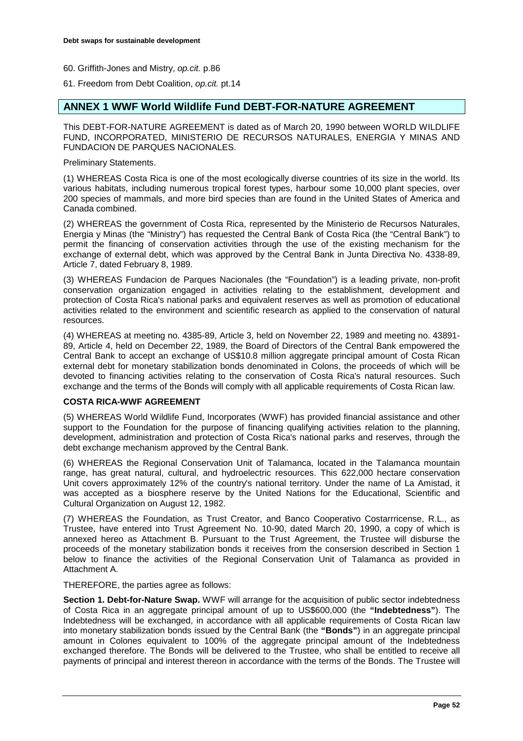60. Griffith-Jones and Mistry, *op.cit.* p.86

61. Freedom from Debt Coalition, *op.cit.* pt.14

## ANNEX 1 WWF World Wildlife Fund DEBT-FOR-NATURE AGREEMENT

This DEBT-FOR-NATURE AGREEMENT is dated as of March 20, 1990 between WORLD WILDLIFE FUND, INCORPORATED, MINISTERIO DE RECURSOS NATURALES, ENERGIA Y MINAS AND FUNDACION DE PARQUES NACIONALES.

Preliminary Statements.

(1) WHEREAS Costa Rica is one of the most ecologically diverse countries of its size in the world. Its various habitats, including numerous tropical forest types, harbour some 10,000 plant species, over 200 species of mammals, and more bird species than are found in the United States of America and Canada combined.

(2) WHEREAS the government of Costa Rica, represented by the Ministerio de Recursos Naturales, Energia y Minas (the "Ministry") has requested the Central Bank of Costa Rica (the "Central Bank") to permit the financing of conservation activities through the use of the existing mechanism for the exchange of external debt, which was approved by the Central Bank in Junta Directiva No. 4338-89, Article 7, dated February 8, 1989.

(3) WHEREAS Fundacion de Parques Nacionales (the "Foundation") is a leading private, non-profit conservation organization engaged in activities relating to the establishment, development and protection of Costa Rica's national parks and equivalent reserves as well as promotion of educational activities related to the environment and scientific research as applied to the conservation of natural resources.

(4) WHEREAS at meeting no. 4385-89, Article 3, held on November 22, 1989 and meeting no. 43891-89, Article 4, held on December 22, 1989, the Board of Directors of the Central Bank empowered the Central Bank to accept an exchange of US$10.8 million aggregate principal amount of Costa Rican external debt for monetary stabilization bonds denominated in Colons, the proceeds of which will be devoted to financing activities relating to the conservation of Costa Rica's natural resources. Such exchange and the terms of the Bonds will comply with all applicable requirements of Costa Rican law.

**COSTA RICA-WWF AGREEMENT**

(5) WHEREAS World Wildlife Fund, Incorporates (WWF) has provided financial assistance and other support to the Foundation for the purpose of financing qualifying activities relation to the planning, development, administration and protection of Costa Rica's national parks and reserves, through the debt exchange mechanism approved by the Central Bank.

(6) WHEREAS the Regional Conservation Unit of Talamanca, located in the Talamanca mountain range, has great natural, cultural, and hydroelectric resources. This 622,000 hectare conservation Unit covers approximately 12% of the country's national territory. Under the name of La Amistad, it was accepted as a biosphere reserve by the United Nations for the Educational, Scientific and Cultural Organization on August 12, 1982.

(7) WHEREAS the Foundation, as Trust Creator, and Banco Cooperativo Costarrricense, R.L., as Trustee, have entered into Trust Agreement No. 10-90, dated March 20, 1990, a copy of which is annexed hereo as Attachment B. Pursuant to the Trust Agreement, the Trustee will disburse the proceeds of the monetary stabilization bonds it receives from the consersion described in Section 1 below to finance the activities of the Regional Conservation Unit of Talamanca as provided in Attachment A.

THEREFORE, the parties agree as follows:

**Section 1. Debt-for-Nature Swap.** WWF will arrange for the acquisition of public sector indebtedness of Costa Rica in an aggregate principal amount of up to US$600,000 (the **"Indebtedness"**). The Indebtedness will be exchanged, in accordance with all applicable requirements of Costa Rican law into monetary stabilization bonds issued by the Central Bank (the **"Bonds"**) in an aggregate principal amount in Colones equivalent to 100% of the aggregate principal amount of the Indebtedness exchanged therefore. The Bonds will be delivered to the Trustee, who shall be entitled to receive all payments of principal and interest thereon in accordance with the terms of the Bonds. The Trustee will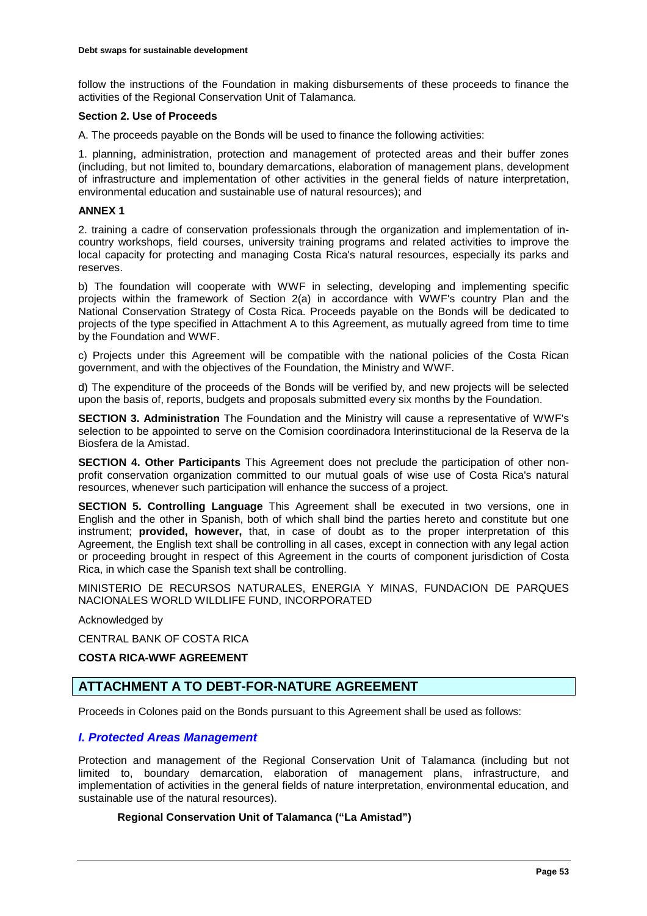follow the instructions of the Foundation in making disbursements of these proceeds to finance the activities of the Regional Conservation Unit of Talamanca.

**Section 2. Use of Proceeds**

A. The proceeds payable on the Bonds will be used to finance the following activities:

1. planning, administration, protection and management of protected areas and their buffer zones (including, but not limited to, boundary demarcations, elaboration of management plans, development of infrastructure and implementation of other activities in the general fields of nature interpretation, environmental education and sustainable use of natural resources); and

**ANNEX 1**

2. training a cadre of conservation professionals through the organization and implementation of in-country workshops, field courses, university training programs and related activities to improve the local capacity for protecting and managing Costa Rica's natural resources, especially its parks and reserves.

b) The foundation will cooperate with WWF in selecting, developing and implementing specific projects within the framework of Section 2(a) in accordance with WWF's country Plan and the National Conservation Strategy of Costa Rica. Proceeds payable on the Bonds will be dedicated to projects of the type specified in Attachment A to this Agreement, as mutually agreed from time to time by the Foundation and WWF.

c) Projects under this Agreement will be compatible with the national policies of the Costa Rican government, and with the objectives of the Foundation, the Ministry and WWF.

d) The expenditure of the proceeds of the Bonds will be verified by, and new projects will be selected upon the basis of, reports, budgets and proposals submitted every six months by the Foundation.

**SECTION 3. Administration** The Foundation and the Ministry will cause a representative of WWF's selection to be appointed to serve on the Comision coordinadora Interinstitucional de la Reserva de la Biosfera de la Amistad.

**SECTION 4. Other Participants** This Agreement does not preclude the participation of other non-profit conservation organization committed to our mutual goals of wise use of Costa Rica's natural resources, whenever such participation will enhance the success of a project.

**SECTION 5. Controlling Language** This Agreement shall be executed in two versions, one in English and the other in Spanish, both of which shall bind the parties hereto and constitute but one instrument; **provided, however,** that, in case of doubt as to the proper interpretation of this Agreement, the English text shall be controlling in all cases, except in connection with any legal action or proceeding brought in respect of this Agreement in the courts of component jurisdiction of Costa Rica, in which case the Spanish text shall be controlling.

MINISTERIO DE RECURSOS NATURALES, ENERGIA Y MINAS, FUNDACION DE PARQUES NACIONALES WORLD WILDLIFE FUND, INCORPORATED

Acknowledged by

CENTRAL BANK OF COSTA RICA

**COSTA RICA-WWF AGREEMENT**

## ATTACHMENT A TO DEBT-FOR-NATURE AGREEMENT

Proceeds in Colones paid on the Bonds pursuant to this Agreement shall be used as follows:

### *I. Protected Areas Management*

Protection and management of the Regional Conservation Unit of Talamanca (including but not limited to, boundary demarcation, elaboration of management plans, infrastructure, and implementation of activities in the general fields of nature interpretation, environmental education, and sustainable use of the natural resources).

**Regional Conservation Unit of Talamanca ("La Amistad")**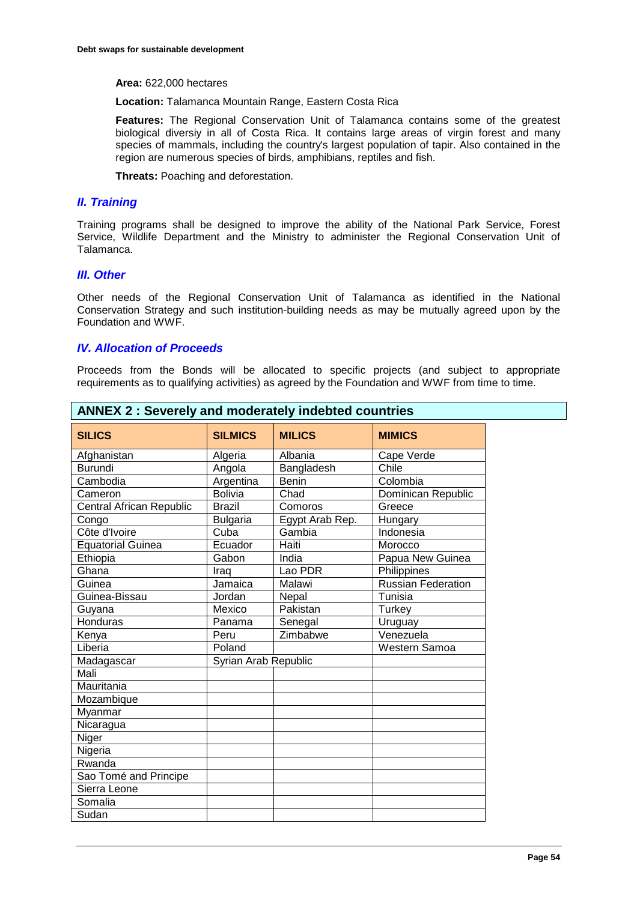**Area:** 622,000 hectares

**Location:** Talamanca Mountain Range, Eastern Costa Rica

**Features:** The Regional Conservation Unit of Talamanca contains some of the greatest biological diversiy in all of Costa Rica. It contains large areas of virgin forest and many species of mammals, including the country's largest population of tapir. Also contained in the region are numerous species of birds, amphibians, reptiles and fish.

**Threats:** Poaching and deforestation.

## *II. Training*

Training programs shall be designed to improve the ability of the National Park Service, Forest Service, Wildlife Department and the Ministry to administer the Regional Conservation Unit of Talamanca.

## *III. Other*

Other needs of the Regional Conservation Unit of Talamanca as identified in the National Conservation Strategy and such institution-building needs as may be mutually agreed upon by the Foundation and WWF.

## *IV. Allocation of Proceeds*

Proceeds from the Bonds will be allocated to specific projects (and subject to appropriate requirements as to qualifying activities) as agreed by the Foundation and WWF from time to time.

## ANNEX 2 : Severely and moderately indebted countries

| SILICS | SILMICS | MILICS | MIMICS |
|---|---|---|---|
| Afghanistan | Algeria | Albania | Cape Verde |
| Burundi | Angola | Bangladesh | Chile |
| Cambodia | Argentina | Benin | Colombia |
| Cameron | Bolivia | Chad | Dominican Republic |
| Central African Republic | Brazil | Comoros | Greece |
| Congo | Bulgaria | Egypt Arab Rep. | Hungary |
| Côte d'Ivoire | Cuba | Gambia | Indonesia |
| Equatorial Guinea | Ecuador | Haiti | Morocco |
| Ethiopia | Gabon | India | Papua New Guinea |
| Ghana | Iraq | Lao PDR | Philippines |
| Guinea | Jamaica | Malawi | Russian Federation |
| Guinea-Bissau | Jordan | Nepal | Tunisia |
| Guyana | Mexico | Pakistan | Turkey |
| Honduras | Panama | Senegal | Uruguay |
| Kenya | Peru | Zimbabwe | Venezuela |
| Liberia | Poland | | Western Samoa |
| Madagascar | Syrian Arab Republic | | |
| Mali | | | |
| Mauritania | | | |
| Mozambique | | | |
| Myanmar | | | |
| Nicaragua | | | |
| Niger | | | |
| Nigeria | | | |
| Rwanda | | | |
| Sao Tomé and Principe | | | |
| Sierra Leone | | | |
| Somalia | | | |
| Sudan | | | |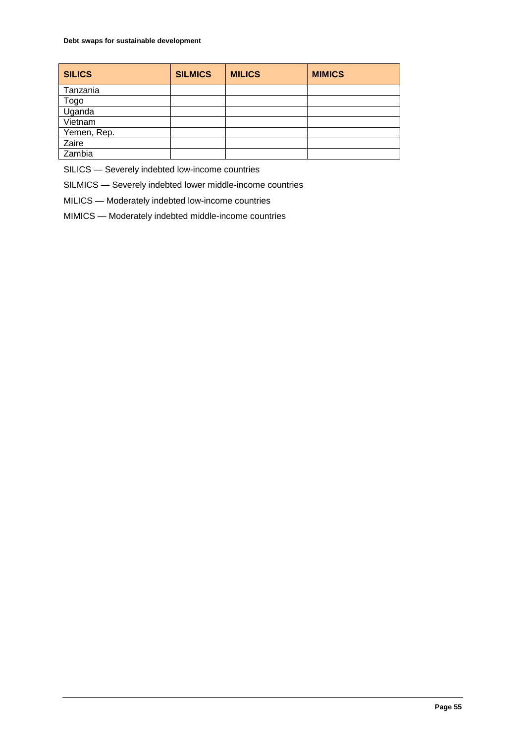| SILICS | SILMICS | MILICS | MIMICS |
| --- | --- | --- | --- |
| Tanzania | | | |
| Togo | | | |
| Uganda | | | |
| Vietnam | | | |
| Yemen, Rep. | | | |
| Zaire | | | |
| Zambia | | | |

SILICS — Severely indebted low-income countries

SILMICS — Severely indebted lower middle-income countries

MILICS — Moderately indebted low-income countries

MIMICS — Moderately indebted middle-income countries